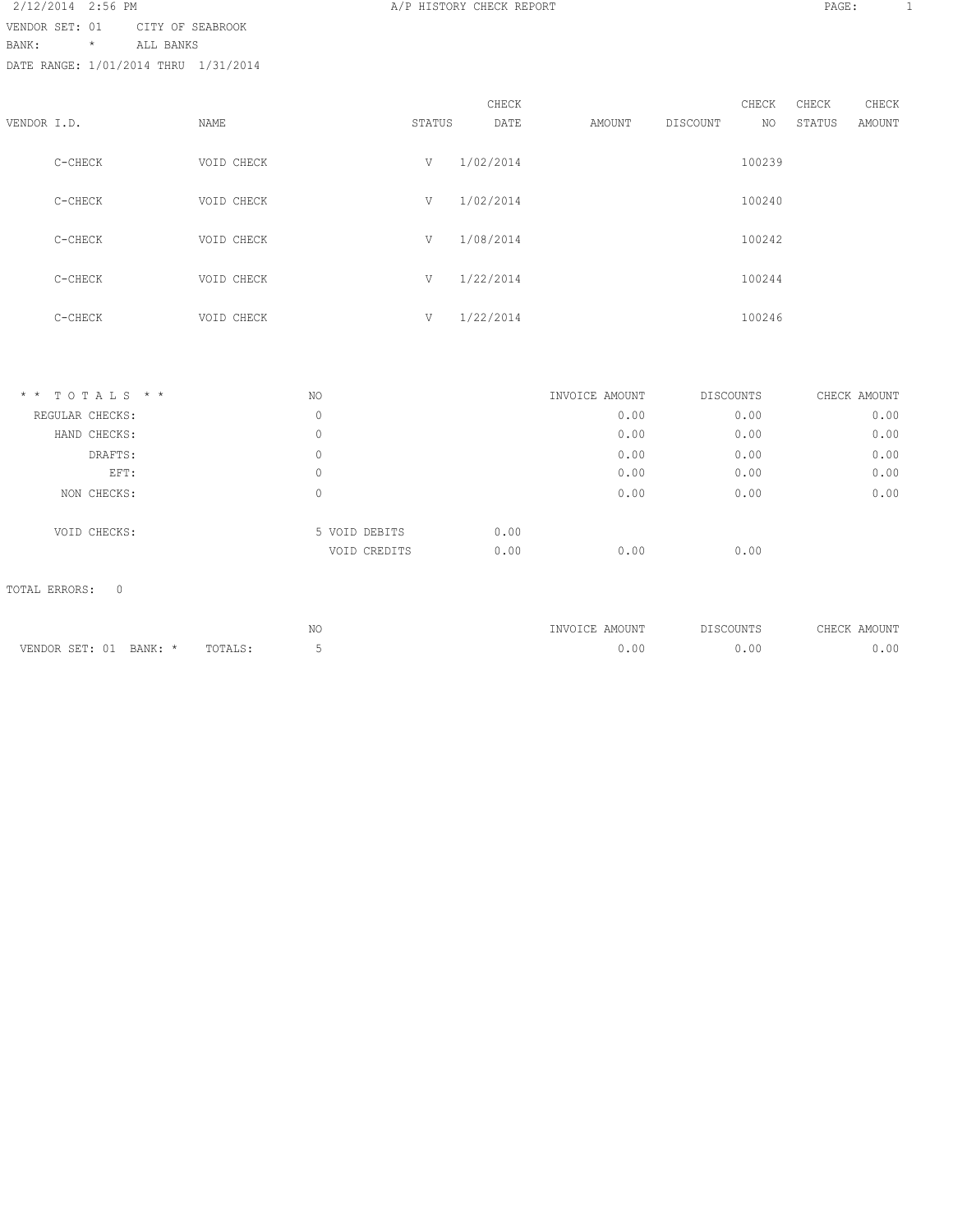2/12/2014 2:56 PM

# A/P HISTORY CHECK REPORT

VENDOR SET: 01 CITY OF SEABROOK
BANK: * ALL BANKS
DATE RANGE: 1/01/2014 THRU 1/31/2014

| VENDOR I.D. | NAME | STATUS | CHECK DATE | AMOUNT | DISCOUNT | CHECK NO | CHECK STATUS | CHECK AMOUNT |
|---|---|---|---|---|---|---|---|---|
| C-CHECK | VOID CHECK | V | 1/02/2014 | | | 100239 | | |
| C-CHECK | VOID CHECK | V | 1/02/2014 | | | 100240 | | |
| C-CHECK | VOID CHECK | V | 1/08/2014 | | | 100242 | | |
| C-CHECK | VOID CHECK | V | 1/22/2014 | | | 100244 | | |
| C-CHECK | VOID CHECK | V | 1/22/2014 | | | 100246 | | |

| * * T O T A L S * * | NO | | | INVOICE AMOUNT | DISCOUNTS | CHECK AMOUNT |
|---|---|---|---|---|---|---|
| REGULAR CHECKS: | 0 | | | 0.00 | 0.00 | 0.00 |
| HAND CHECKS: | 0 | | | 0.00 | 0.00 | 0.00 |
| DRAFTS: | 0 | | | 0.00 | 0.00 | 0.00 |
| EFT: | 0 | | | 0.00 | 0.00 | 0.00 |
| NON CHECKS: | 0 | | | 0.00 | 0.00 | 0.00 |
| VOID CHECKS: | 5 | VOID DEBITS | 0.00 | | | |
| | | VOID CREDITS | 0.00 | 0.00 | 0.00 | |

TOTAL ERRORS: 0

| | NO | INVOICE AMOUNT | DISCOUNTS | CHECK AMOUNT |
|---|---|---|---|---|
| VENDOR SET: 01 BANK: * TOTALS: | 5 | 0.00 | 0.00 | 0.00 |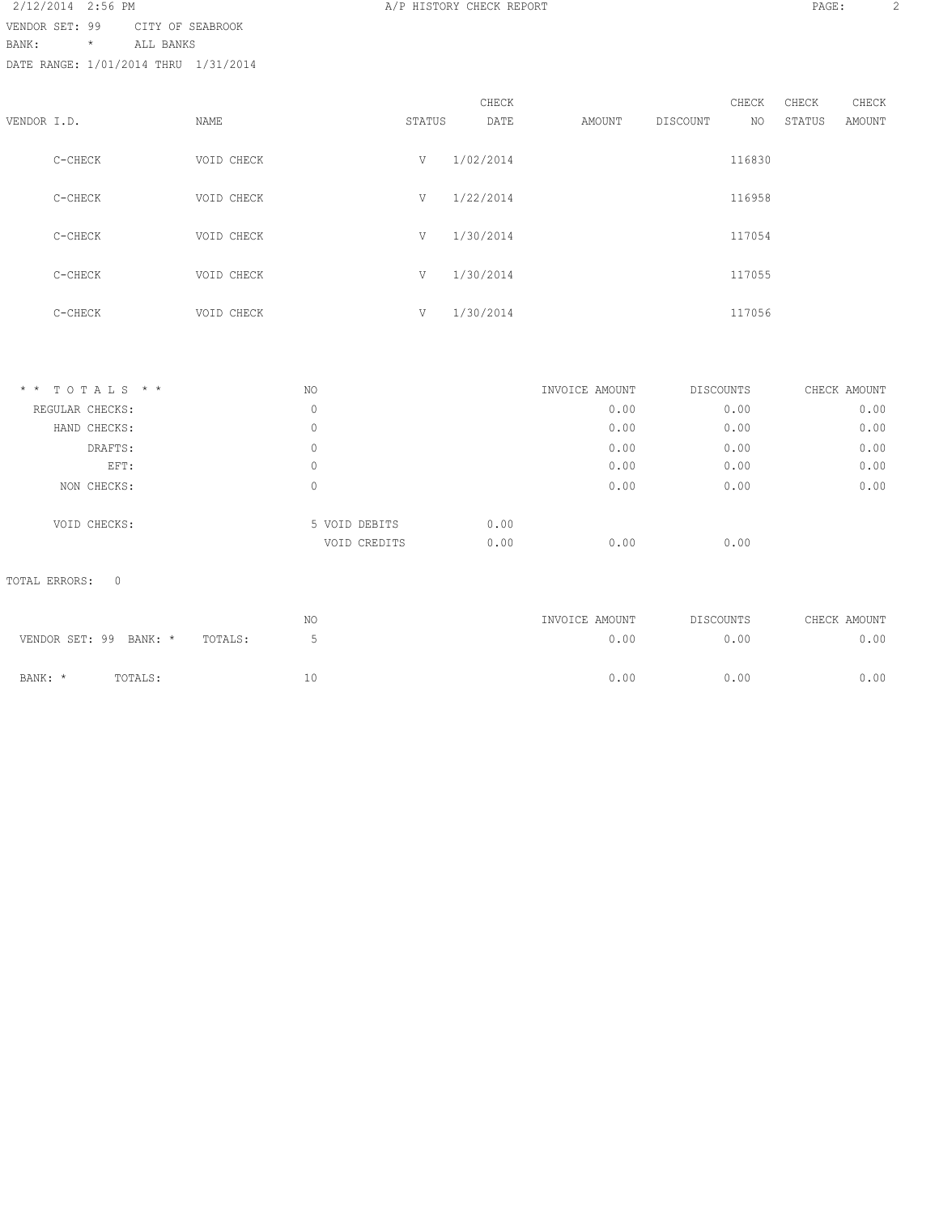VENDOR SET: 99 CITY OF SEABROOK

BANK: * ALL BANKS

DATE RANGE: 1/01/2014 THRU 1/31/2014

| VENDOR I.D. | NAME | STATUS | CHECK DATE | AMOUNT | DISCOUNT | CHECK NO | CHECK STATUS | CHECK AMOUNT |
|---|---|---|---|---|---|---|---|---|
| C-CHECK | VOID CHECK | V | 1/02/2014 | | | 116830 | | |
| C-CHECK | VOID CHECK | V | 1/22/2014 | | | 116958 | | |
| C-CHECK | VOID CHECK | V | 1/30/2014 | | | 117054 | | |
| C-CHECK | VOID CHECK | V | 1/30/2014 | | | 117055 | | |
| C-CHECK | VOID CHECK | V | 1/30/2014 | | | 117056 | | |

| * * T O T A L S * * | NO | | | INVOICE AMOUNT | DISCOUNTS | CHECK AMOUNT |
|---|---|---|---|---|---|---|
| REGULAR CHECKS: | 0 | | | 0.00 | 0.00 | 0.00 |
| HAND CHECKS: | 0 | | | 0.00 | 0.00 | 0.00 |
| DRAFTS: | 0 | | | 0.00 | 0.00 | 0.00 |
| EFT: | 0 | | | 0.00 | 0.00 | 0.00 |
| NON CHECKS: | 0 | | | 0.00 | 0.00 | 0.00 |
| VOID CHECKS: | 5 | VOID DEBITS | 0.00 | | | |
| | | VOID CREDITS | 0.00 | 0.00 | 0.00 | |

TOTAL ERRORS: 0

| | NO | INVOICE AMOUNT | DISCOUNTS | CHECK AMOUNT |
|---|---|---|---|---|
| VENDOR SET: 99 BANK: * TOTALS: | 5 | 0.00 | 0.00 | 0.00 |
| BANK: * TOTALS: | 10 | 0.00 | 0.00 | 0.00 |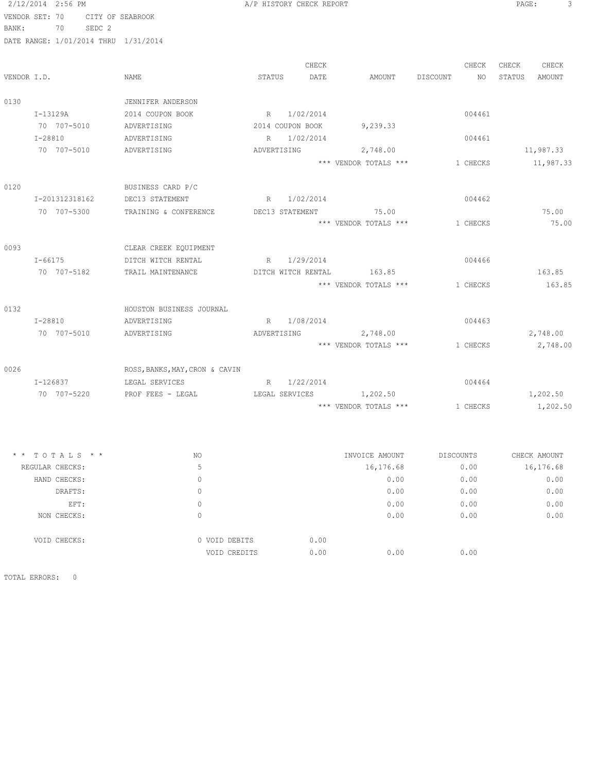A/P HISTORY CHECK REPORT

VENDOR SET: 70 CITY OF SEABROOK
BANK: 70 SEDC 2
DATE RANGE: 1/01/2014 THRU 1/31/2014

| VENDOR I.D. | NAME | STATUS | CHECK DATE | AMOUNT | DISCOUNT | CHECK NO | CHECK STATUS | CHECK AMOUNT |
|---|---|---|---|---|---|---|---|---|
| 0130 | JENNIFER ANDERSON | | | | | | | |
| I-13129A | 2014 COUPON BOOK | R | 1/02/2014 | | | 004461 | | |
| 70 707-5010 | ADVERTISING | 2014 COUPON BOOK | | 9,239.33 | | | | |
| I-28810 | ADVERTISING | R | 1/02/2014 | | | 004461 | | |
| 70 707-5010 | ADVERTISING | ADVERTISING | | 2,748.00 | | | | 11,987.33 |
| | | | | *** VENDOR TOTALS *** | | 1 CHECKS | | 11,987.33 |
| 0120 | BUSINESS CARD P/C | | | | | | | |
| I-201312318162 | DEC13 STATEMENT | R | 1/02/2014 | | | 004462 | | |
| 70 707-5300 | TRAINING & CONFERENCE | DEC13 STATEMENT | | 75.00 | | | | 75.00 |
| | | | | *** VENDOR TOTALS *** | | 1 CHECKS | | 75.00 |
| 0093 | CLEAR CREEK EQUIPMENT | | | | | | | |
| I-66175 | DITCH WITCH RENTAL | R | 1/29/2014 | | | 004466 | | |
| 70 707-5182 | TRAIL MAINTENANCE | DITCH WITCH RENTAL | | 163.85 | | | | 163.85 |
| | | | | *** VENDOR TOTALS *** | | 1 CHECKS | | 163.85 |
| 0132 | HOUSTON BUSINESS JOURNAL | | | | | | | |
| I-28810 | ADVERTISING | R | 1/08/2014 | | | 004463 | | |
| 70 707-5010 | ADVERTISING | ADVERTISING | | 2,748.00 | | | | 2,748.00 |
| | | | | *** VENDOR TOTALS *** | | 1 CHECKS | | 2,748.00 |
| 0026 | ROSS,BANKS,MAY,CRON & CAVIN | | | | | | | |
| I-126837 | LEGAL SERVICES | R | 1/22/2014 | | | 004464 | | |
| 70 707-5220 | PROF FEES - LEGAL | LEGAL SERVICES | | 1,202.50 | | | | 1,202.50 |
| | | | | *** VENDOR TOTALS *** | | 1 CHECKS | | 1,202.50 |

| * * TOTALS * * | NO | | | INVOICE AMOUNT | DISCOUNTS | CHECK AMOUNT |
|---|---|---|---|---|---|---|
| REGULAR CHECKS: | 5 | | | 16,176.68 | 0.00 | 16,176.68 |
| HAND CHECKS: | 0 | | | 0.00 | 0.00 | 0.00 |
| DRAFTS: | 0 | | | 0.00 | 0.00 | 0.00 |
| EFT: | 0 | | | 0.00 | 0.00 | 0.00 |
| NON CHECKS: | 0 | | | 0.00 | 0.00 | 0.00 |
| VOID CHECKS: | 0 | VOID DEBITS | 0.00 | | | |
| | | VOID CREDITS | 0.00 | 0.00 | 0.00 | |

TOTAL ERRORS: 0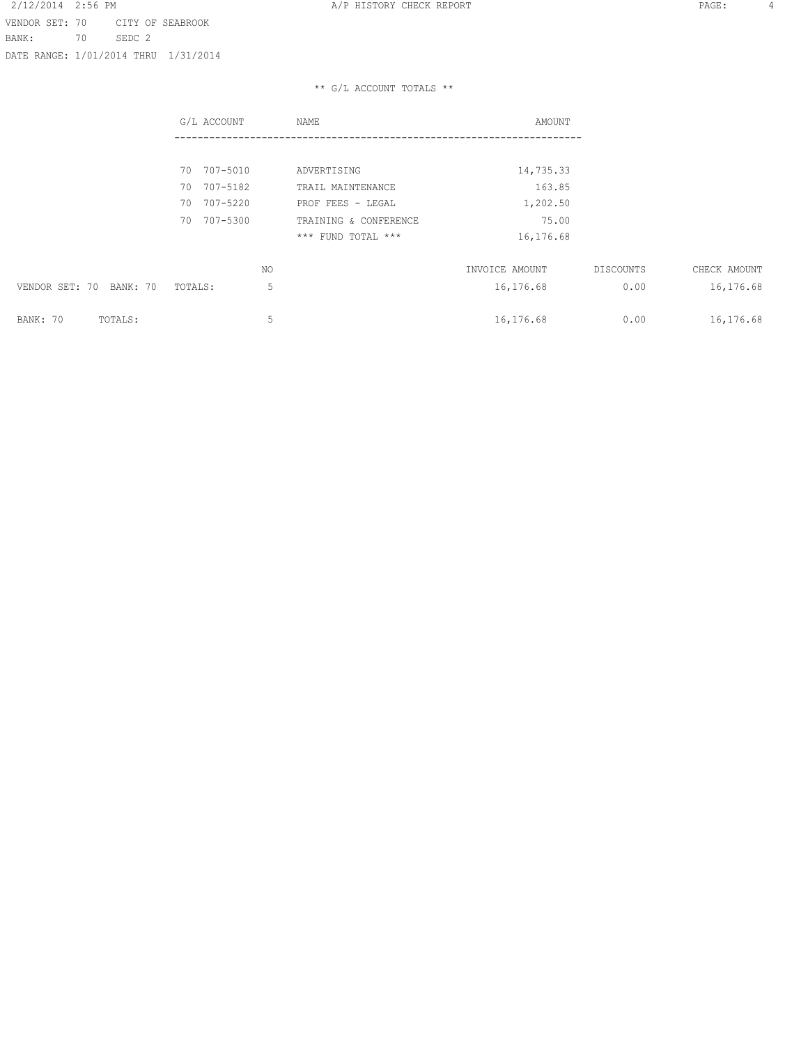VENDOR SET: 70 CITY OF SEABROOK
BANK: 70 SEDC 2
DATE RANGE: 1/01/2014 THRU 1/31/2014

** G/L ACCOUNT TOTALS **

| G/L ACCOUNT | NAME | AMOUNT |
|---|---|---|
| 70 707-5010 | ADVERTISING | 14,735.33 |
| 70 707-5182 | TRAIL MAINTENANCE | 163.85 |
| 70 707-5220 | PROF FEES - LEGAL | 1,202.50 |
| 70 707-5300 | TRAINING & CONFERENCE | 75.00 |
| | *** FUND TOTAL *** | 16,176.68 |

| | NO | INVOICE AMOUNT | DISCOUNTS | CHECK AMOUNT |
|---|---|---|---|---|
| VENDOR SET: 70 BANK: 70 TOTALS: | 5 | 16,176.68 | 0.00 | 16,176.68 |
| BANK: 70 TOTALS: | 5 | 16,176.68 | 0.00 | 16,176.68 |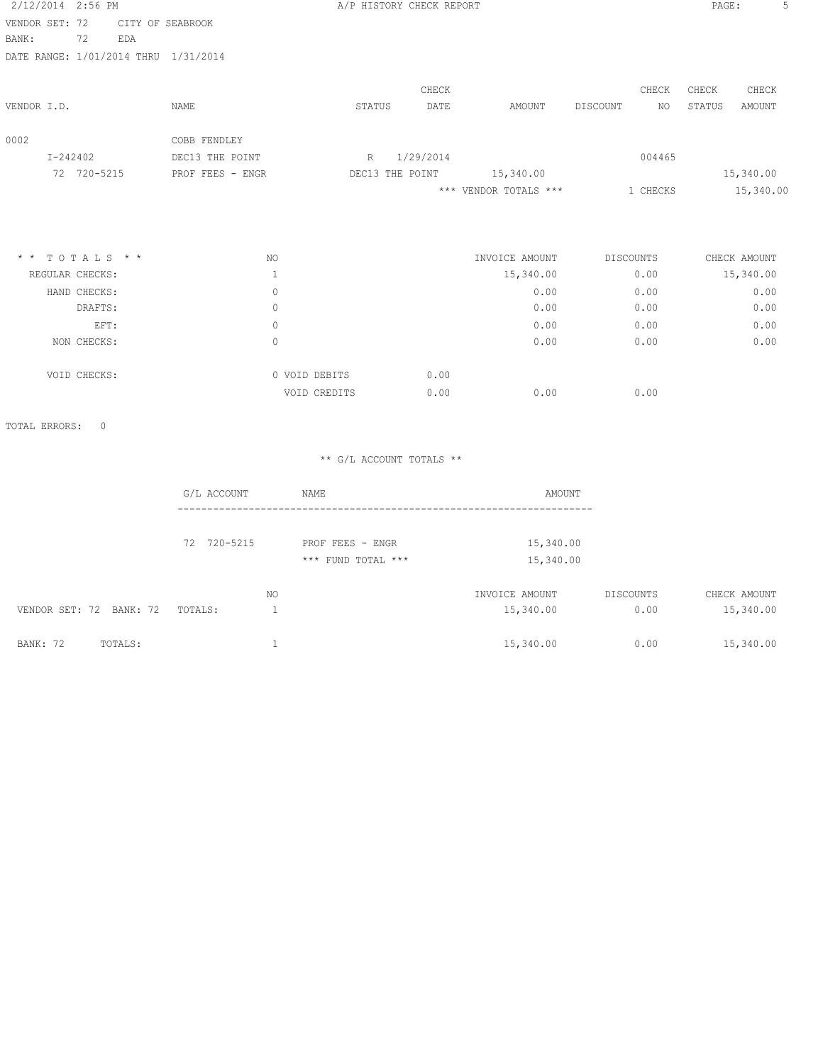2/12/2014 2:56 PM A/P HISTORY CHECK REPORT

VENDOR SET: 72 CITY OF SEABROOK
BANK: 72 EDA
DATE RANGE: 1/01/2014 THRU 1/31/2014

| VENDOR I.D. | NAME | STATUS | CHECK DATE | AMOUNT | DISCOUNT | CHECK NO | CHECK STATUS | CHECK AMOUNT |
|---|---|---|---|---|---|---|---|---|
| 0002 | COBB FENDLEY | | | | | | | |
| I-242402 | DEC13 THE POINT | R | 1/29/2014 | | | 004465 | | |
| 72 720-5215 | PROF FEES - ENGR | DEC13 THE POINT | | 15,340.00 | | | | 15,340.00 |
| | | | | *** VENDOR TOTALS *** | | 1 CHECKS | | 15,340.00 |

| * * T O T A L S * * | NO | | | INVOICE AMOUNT | DISCOUNTS | CHECK AMOUNT |
|---|---|---|---|---|---|---|
| REGULAR CHECKS: | 1 | | | 15,340.00 | 0.00 | 15,340.00 |
| HAND CHECKS: | 0 | | | 0.00 | 0.00 | 0.00 |
| DRAFTS: | 0 | | | 0.00 | 0.00 | 0.00 |
| EFT: | 0 | | | 0.00 | 0.00 | 0.00 |
| NON CHECKS: | 0 | | | 0.00 | 0.00 | 0.00 |
| VOID CHECKS: | 0 | VOID DEBITS | 0.00 | | | |
| | | VOID CREDITS | 0.00 | 0.00 | 0.00 | |

TOTAL ERRORS: 0

** G/L ACCOUNT TOTALS **

| G/L ACCOUNT | NAME | AMOUNT |
|---|---|---|
| 72 720-5215 | PROF FEES - ENGR | 15,340.00 |
| | *** FUND TOTAL *** | 15,340.00 |

| | NO | INVOICE AMOUNT | DISCOUNTS | CHECK AMOUNT |
|---|---|---|---|---|
| VENDOR SET: 72 BANK: 72 TOTALS: | 1 | 15,340.00 | 0.00 | 15,340.00 |
| BANK: 72 TOTALS: | 1 | 15,340.00 | 0.00 | 15,340.00 |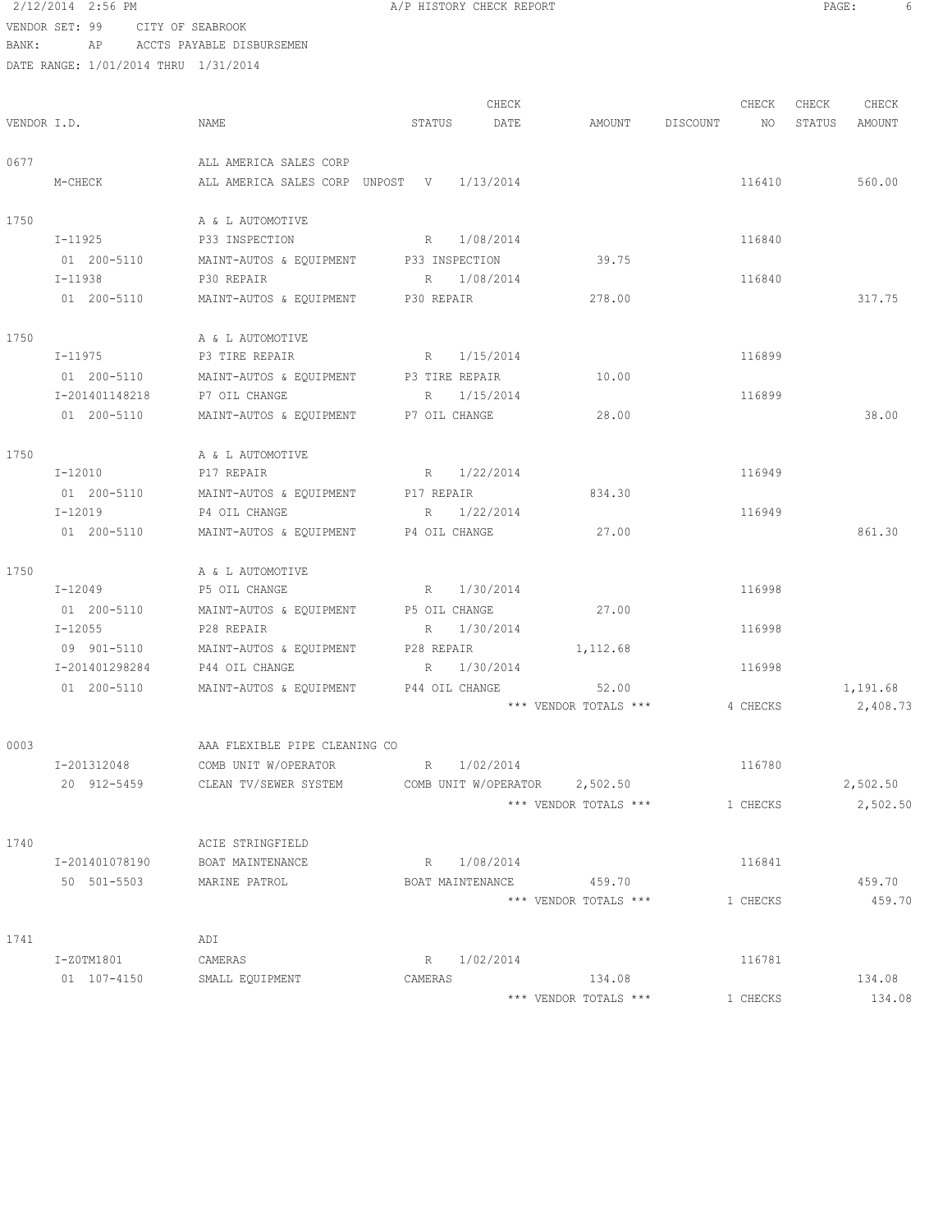2/12/2014 2:56 PM A/P HISTORY CHECK REPORT

VENDOR SET: 99 CITY OF SEABROOK
BANK: AP ACCTS PAYABLE DISBURSEMEN
DATE RANGE: 1/01/2014 THRU 1/31/2014

| VENDOR I.D. | NAME | STATUS | CHECK DATE | AMOUNT | DISCOUNT | CHECK NO | CHECK STATUS | CHECK AMOUNT |
|---|---|---|---|---|---|---|---|---|
| 0677 | ALL AMERICA SALES CORP | | | | | | | |
| M-CHECK | ALL AMERICA SALES CORP UNPOST | V | 1/13/2014 | | | 116410 | | 560.00 |
| 1750 | A & L AUTOMOTIVE | | | | | | | |
| I-11925 | P33 INSPECTION | R | 1/08/2014 | | | 116840 | | |
| 01 200-5110 | MAINT-AUTOS & EQUIPMENT | P33 INSPECTION | | 39.75 | | | | |
| I-11938 | P30 REPAIR | R | 1/08/2014 | | | 116840 | | |
| 01 200-5110 | MAINT-AUTOS & EQUIPMENT | P30 REPAIR | | 278.00 | | | | 317.75 |
| 1750 | A & L AUTOMOTIVE | | | | | | | |
| I-11975 | P3 TIRE REPAIR | R | 1/15/2014 | | | 116899 | | |
| 01 200-5110 | MAINT-AUTOS & EQUIPMENT | P3 TIRE REPAIR | | 10.00 | | | | |
| I-201401148218 | P7 OIL CHANGE | R | 1/15/2014 | | | 116899 | | |
| 01 200-5110 | MAINT-AUTOS & EQUIPMENT | P7 OIL CHANGE | | 28.00 | | | | 38.00 |
| 1750 | A & L AUTOMOTIVE | | | | | | | |
| I-12010 | P17 REPAIR | R | 1/22/2014 | | | 116949 | | |
| 01 200-5110 | MAINT-AUTOS & EQUIPMENT | P17 REPAIR | | 834.30 | | | | |
| I-12019 | P4 OIL CHANGE | R | 1/22/2014 | | | 116949 | | |
| 01 200-5110 | MAINT-AUTOS & EQUIPMENT | P4 OIL CHANGE | | 27.00 | | | | 861.30 |
| 1750 | A & L AUTOMOTIVE | | | | | | | |
| I-12049 | P5 OIL CHANGE | R | 1/30/2014 | | | 116998 | | |
| 01 200-5110 | MAINT-AUTOS & EQUIPMENT | P5 OIL CHANGE | | 27.00 | | | | |
| I-12055 | P28 REPAIR | R | 1/30/2014 | | | 116998 | | |
| 09 901-5110 | MAINT-AUTOS & EQUIPMENT | P28 REPAIR | | 1,112.68 | | | | |
| I-201401298284 | P44 OIL CHANGE | R | 1/30/2014 | | | 116998 | | |
| 01 200-5110 | MAINT-AUTOS & EQUIPMENT | P44 OIL CHANGE | | 52.00 | | | | 1,191.68 |
| | | | | *** VENDOR TOTALS *** | | 4 CHECKS | | 2,408.73 |
| 0003 | AAA FLEXIBLE PIPE CLEANING CO | | | | | | | |
| I-201312048 | COMB UNIT W/OPERATOR | R | 1/02/2014 | | | 116780 | | |
| 20 912-5459 | CLEAN TV/SEWER SYSTEM | COMB UNIT W/OPERATOR | | 2,502.50 | | | | 2,502.50 |
| | | | | *** VENDOR TOTALS *** | | 1 CHECKS | | 2,502.50 |
| 1740 | ACIE STRINGFIELD | | | | | | | |
| I-201401078190 | BOAT MAINTENANCE | R | 1/08/2014 | | | 116841 | | |
| 50 501-5503 | MARINE PATROL | BOAT MAINTENANCE | | 459.70 | | | | 459.70 |
| | | | | *** VENDOR TOTALS *** | | 1 CHECKS | | 459.70 |
| 1741 | ADI | | | | | | | |
| I-Z0TM1801 | CAMERAS | R | 1/02/2014 | | | 116781 | | |
| 01 107-4150 | SMALL EQUIPMENT | CAMERAS | | 134.08 | | | | 134.08 |
| | | | | *** VENDOR TOTALS *** | | 1 CHECKS | | 134.08 |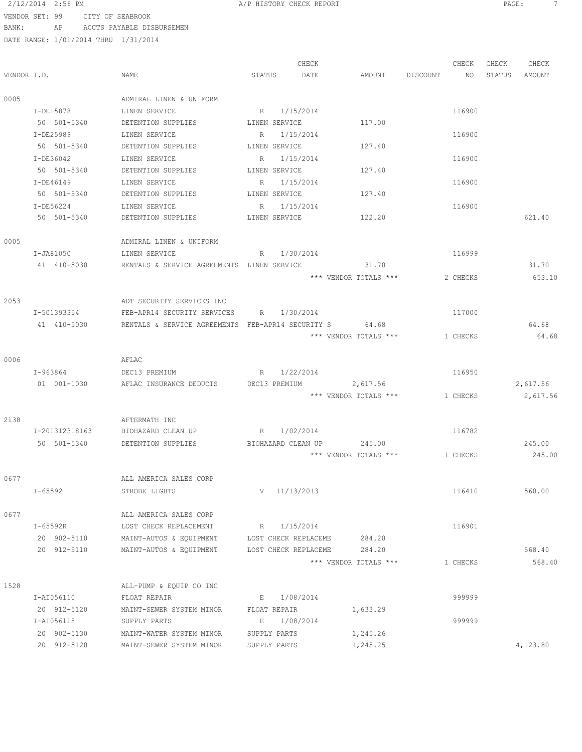VENDOR SET: 99 CITY OF SEABROOK
BANK: AP ACCTS PAYABLE DISBURSEMEN
DATE RANGE: 1/01/2014 THRU 1/31/2014

| VENDOR I.D. | NAME | STATUS | CHECK DATE | AMOUNT | DISCOUNT | CHECK NO | CHECK STATUS | CHECK AMOUNT |
|---|---|---|---|---|---|---|---|---|
| 0005 | ADMIRAL LINEN & UNIFORM | | | | | | | |
| I-DE15878 | LINEN SERVICE | R | 1/15/2014 | | | 116900 | | |
| 50 501-5340 | DETENTION SUPPLIES | LINEN SERVICE | | 117.00 | | | | |
| I-DE25989 | LINEN SERVICE | R | 1/15/2014 | | | 116900 | | |
| 50 501-5340 | DETENTION SUPPLIES | LINEN SERVICE | | 127.40 | | | | |
| I-DE36042 | LINEN SERVICE | R | 1/15/2014 | | | 116900 | | |
| 50 501-5340 | DETENTION SUPPLIES | LINEN SERVICE | | 127.40 | | | | |
| I-DE46149 | LINEN SERVICE | R | 1/15/2014 | | | 116900 | | |
| 50 501-5340 | DETENTION SUPPLIES | LINEN SERVICE | | 127.40 | | | | |
| I-DE56224 | LINEN SERVICE | R | 1/15/2014 | | | 116900 | | |
| 50 501-5340 | DETENTION SUPPLIES | LINEN SERVICE | | 122.20 | | | | 621.40 |
| 0005 | ADMIRAL LINEN & UNIFORM | | | | | | | |
| I-JA81050 | LINEN SERVICE | R | 1/30/2014 | | | 116999 | | |
| 41 410-5030 | RENTALS & SERVICE AGREEMENTS | LINEN SERVICE | | 31.70 | | | | 31.70 |
| | | | | *** VENDOR TOTALS *** | | 2 CHECKS | | 653.10 |
| 2053 | ADT SECURITY SERVICES INC | | | | | | | |
| I-501393354 | FEB-APR14 SECURITY SERVICES | R | 1/30/2014 | | | 117000 | | |
| 41 410-5030 | RENTALS & SERVICE AGREEMENTS | FEB-APR14 SECURITY S | | 64.68 | | | | 64.68 |
| | | | | *** VENDOR TOTALS *** | | 1 CHECKS | | 64.68 |
| 0006 | AFLAC | | | | | | | |
| I-963864 | DEC13 PREMIUM | R | 1/22/2014 | | | 116950 | | |
| 01 001-1030 | AFLAC INSURANCE DEDUCTS | DEC13 PREMIUM | | 2,617.56 | | | | 2,617.56 |
| | | | | *** VENDOR TOTALS *** | | 1 CHECKS | | 2,617.56 |
| 2138 | AFTERMATH INC | | | | | | | |
| I-201312318163 | BIOHAZARD CLEAN UP | R | 1/02/2014 | | | 116782 | | |
| 50 501-5340 | DETENTION SUPPLIES | BIOHAZARD CLEAN UP | | 245.00 | | | | 245.00 |
| | | | | *** VENDOR TOTALS *** | | 1 CHECKS | | 245.00 |
| 0677 | ALL AMERICA SALES CORP | | | | | | | |
| I-65592 | STROBE LIGHTS | V | 11/13/2013 | | | 116410 | | 560.00 |
| 0677 | ALL AMERICA SALES CORP | | | | | | | |
| I-65592R | LOST CHECK REPLACEMENT | R | 1/15/2014 | | | 116901 | | |
| 20 902-5110 | MAINT-AUTOS & EQUIPMENT | LOST CHECK REPLACEME | | 284.20 | | | | |
| 20 912-5110 | MAINT-AUTOS & EQUIPMENT | LOST CHECK REPLACEME | | 284.20 | | | | 568.40 |
| | | | | *** VENDOR TOTALS *** | | 1 CHECKS | | 568.40 |
| 1528 | ALL-PUMP & EQUIP CO INC | | | | | | | |
| I-AI056110 | FLOAT REPAIR | E | 1/08/2014 | | | 999999 | | |
| 20 912-5120 | MAINT-SEWER SYSTEM MINOR | FLOAT REPAIR | | 1,633.29 | | | | |
| I-AI056118 | SUPPLY PARTS | E | 1/08/2014 | | | 999999 | | |
| 20 902-5130 | MAINT-WATER SYSTEM MINOR | SUPPLY PARTS | | 1,245.26 | | | | |
| 20 912-5120 | MAINT-SEWER SYSTEM MINOR | SUPPLY PARTS | | 1,245.25 | | | | 4,123.80 |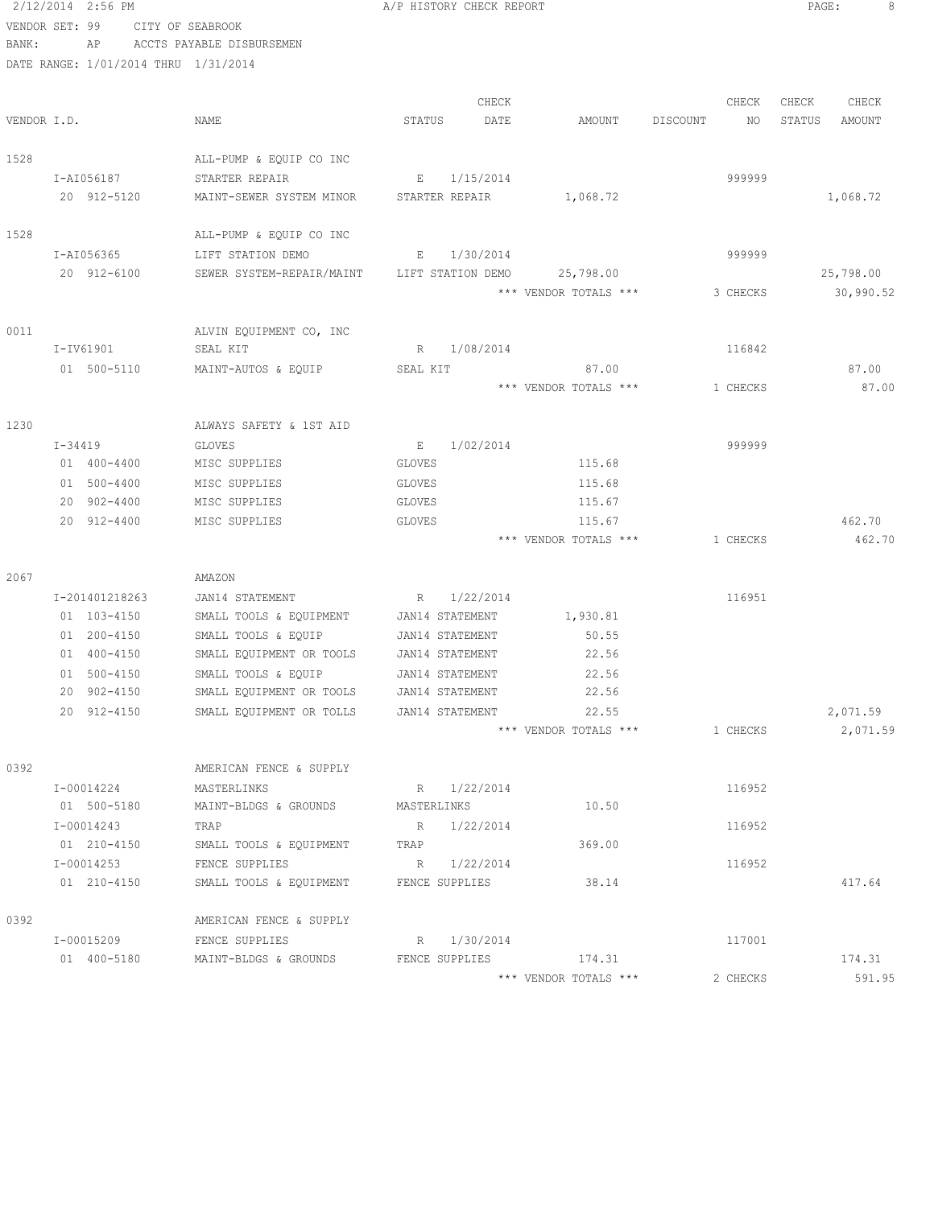2/12/2014 2:56 PM A/P HISTORY CHECK REPORT

VENDOR SET: 99 CITY OF SEABROOK
BANK: AP ACCTS PAYABLE DISBURSEMEN
DATE RANGE: 1/01/2014 THRU 1/31/2014

| VENDOR I.D. | NAME | STATUS | CHECK DATE | AMOUNT | DISCOUNT | CHECK NO | CHECK STATUS | CHECK AMOUNT |
|---|---|---|---|---|---|---|---|---|
| 1528 | ALL-PUMP & EQUIP CO INC | | | | | | | |
| I-AI056187 | STARTER REPAIR | E | 1/15/2014 | | | 999999 | | |
| 20 912-5120 | MAINT-SEWER SYSTEM MINOR | STARTER REPAIR | | 1,068.72 | | | | 1,068.72 |
| 1528 | ALL-PUMP & EQUIP CO INC | | | | | | | |
| I-AI056365 | LIFT STATION DEMO | E | 1/30/2014 | | | 999999 | | |
| 20 912-6100 | SEWER SYSTEM-REPAIR/MAINT | LIFT STATION DEMO | | 25,798.00 | | | | 25,798.00 |
| | | | | *** VENDOR TOTALS *** | | 3 CHECKS | | 30,990.52 |
| 0011 | ALVIN EQUIPMENT CO, INC | | | | | | | |
| I-IV61901 | SEAL KIT | R | 1/08/2014 | | | 116842 | | |
| 01 500-5110 | MAINT-AUTOS & EQUIP | SEAL KIT | | 87.00 | | | | 87.00 |
| | | | | *** VENDOR TOTALS *** | | 1 CHECKS | | 87.00 |
| 1230 | ALWAYS SAFETY & 1ST AID | | | | | | | |
| I-34419 | GLOVES | E | 1/02/2014 | | | 999999 | | |
| 01 400-4400 | MISC SUPPLIES | GLOVES | | 115.68 | | | | |
| 01 500-4400 | MISC SUPPLIES | GLOVES | | 115.68 | | | | |
| 20 902-4400 | MISC SUPPLIES | GLOVES | | 115.67 | | | | |
| 20 912-4400 | MISC SUPPLIES | GLOVES | | 115.67 | | | | 462.70 |
| | | | | *** VENDOR TOTALS *** | | 1 CHECKS | | 462.70 |
| 2067 | AMAZON | | | | | | | |
| I-201401218263 | JAN14 STATEMENT | R | 1/22/2014 | | | 116951 | | |
| 01 103-4150 | SMALL TOOLS & EQUIPMENT | JAN14 STATEMENT | | 1,930.81 | | | | |
| 01 200-4150 | SMALL TOOLS & EQUIP | JAN14 STATEMENT | | 50.55 | | | | |
| 01 400-4150 | SMALL EQUIPMENT OR TOOLS | JAN14 STATEMENT | | 22.56 | | | | |
| 01 500-4150 | SMALL TOOLS & EQUIP | JAN14 STATEMENT | | 22.56 | | | | |
| 20 902-4150 | SMALL EQUIPMENT OR TOOLS | JAN14 STATEMENT | | 22.56 | | | | |
| 20 912-4150 | SMALL EQUIPMENT OR TOLLS | JAN14 STATEMENT | | 22.55 | | | | 2,071.59 |
| | | | | *** VENDOR TOTALS *** | | 1 CHECKS | | 2,071.59 |
| 0392 | AMERICAN FENCE & SUPPLY | | | | | | | |
| I-00014224 | MASTERLINKS | R | 1/22/2014 | | | 116952 | | |
| 01 500-5180 | MAINT-BLDGS & GROUNDS | MASTERLINKS | | 10.50 | | | | |
| I-00014243 | TRAP | R | 1/22/2014 | | | 116952 | | |
| 01 210-4150 | SMALL TOOLS & EQUIPMENT | TRAP | | 369.00 | | | | |
| I-00014253 | FENCE SUPPLIES | R | 1/22/2014 | | | 116952 | | |
| 01 210-4150 | SMALL TOOLS & EQUIPMENT | FENCE SUPPLIES | | 38.14 | | | | 417.64 |
| 0392 | AMERICAN FENCE & SUPPLY | | | | | | | |
| I-00015209 | FENCE SUPPLIES | R | 1/30/2014 | | | 117001 | | |
| 01 400-5180 | MAINT-BLDGS & GROUNDS | FENCE SUPPLIES | | 174.31 | | | | 174.31 |
| | | | | *** VENDOR TOTALS *** | | 2 CHECKS | | 591.95 |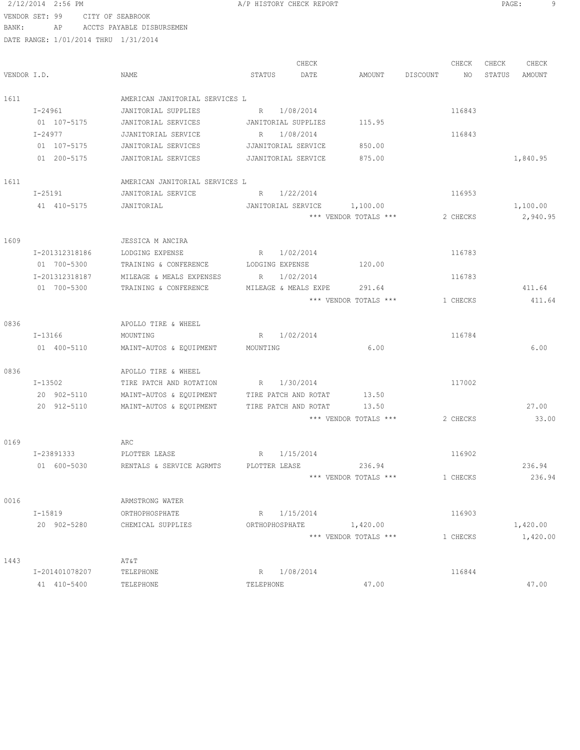VENDOR SET: 99 CITY OF SEABROOK
BANK: AP ACCTS PAYABLE DISBURSEMEN
DATE RANGE: 1/01/2014 THRU 1/31/2014

| VENDOR I.D. | NAME | STATUS | CHECK DATE | AMOUNT | DISCOUNT | CHECK NO | CHECK STATUS | CHECK AMOUNT |
|---|---|---|---|---|---|---|---|---|
| 1611 | AMERICAN JANITORIAL SERVICES L | | | | | | | |
| I-24961 | JANITORIAL SUPPLIES | R | 1/08/2014 | | | 116843 | | |
| 01 107-5175 | JANITORIAL SERVICES | JANITORIAL SUPPLIES | | 115.95 | | | | |
| I-24977 | JJANITORIAL SERVICE | R | 1/08/2014 | | | 116843 | | |
| 01 107-5175 | JANITORIAL SERVICES | JJANITORIAL SERVICE | | 850.00 | | | | |
| 01 200-5175 | JANITORIAL SERVICES | JJANITORIAL SERVICE | | 875.00 | | | | 1,840.95 |
| 1611 | AMERICAN JANITORIAL SERVICES L | | | | | | | |
| I-25191 | JANITORIAL SERVICE | R | 1/22/2014 | | | 116953 | | |
| 41 410-5175 | JANITORIAL | JANITORIAL SERVICE | | 1,100.00 | | | | 1,100.00 |
| | | | | *** VENDOR TOTALS *** | | 2 CHECKS | | 2,940.95 |
| 1609 | JESSICA M ANCIRA | | | | | | | |
| I-201312318186 | LODGING EXPENSE | R | 1/02/2014 | | | 116783 | | |
| 01 700-5300 | TRAINING & CONFERENCE | LODGING EXPENSE | | 120.00 | | | | |
| I-201312318187 | MILEAGE & MEALS EXPENSES | R | 1/02/2014 | | | 116783 | | |
| 01 700-5300 | TRAINING & CONFERENCE | MILEAGE & MEALS EXPE | | 291.64 | | | | 411.64 |
| | | | | *** VENDOR TOTALS *** | | 1 CHECKS | | 411.64 |
| 0836 | APOLLO TIRE & WHEEL | | | | | | | |
| I-13166 | MOUNTING | R | 1/02/2014 | | | 116784 | | |
| 01 400-5110 | MAINT-AUTOS & EQUIPMENT | MOUNTING | | 6.00 | | | | 6.00 |
| 0836 | APOLLO TIRE & WHEEL | | | | | | | |
| I-13502 | TIRE PATCH AND ROTATION | R | 1/30/2014 | | | 117002 | | |
| 20 902-5110 | MAINT-AUTOS & EQUIPMENT | TIRE PATCH AND ROTAT | | 13.50 | | | | |
| 20 912-5110 | MAINT-AUTOS & EQUIPMENT | TIRE PATCH AND ROTAT | | 13.50 | | | | 27.00 |
| | | | | *** VENDOR TOTALS *** | | 2 CHECKS | | 33.00 |
| 0169 | ARC | | | | | | | |
| I-23891333 | PLOTTER LEASE | R | 1/15/2014 | | | 116902 | | |
| 01 600-5030 | RENTALS & SERVICE AGRMTS | PLOTTER LEASE | | 236.94 | | | | 236.94 |
| | | | | *** VENDOR TOTALS *** | | 1 CHECKS | | 236.94 |
| 0016 | ARMSTRONG WATER | | | | | | | |
| I-15819 | ORTHOPHOSPHATE | R | 1/15/2014 | | | 116903 | | |
| 20 902-5280 | CHEMICAL SUPPLIES | ORTHOPHOSPHATE | | 1,420.00 | | | | 1,420.00 |
| | | | | *** VENDOR TOTALS *** | | 1 CHECKS | | 1,420.00 |
| 1443 | AT&T | | | | | | | |
| I-201401078207 | TELEPHONE | R | 1/08/2014 | | | 116844 | | |
| 41 410-5400 | TELEPHONE | TELEPHONE | | 47.00 | | | | 47.00 |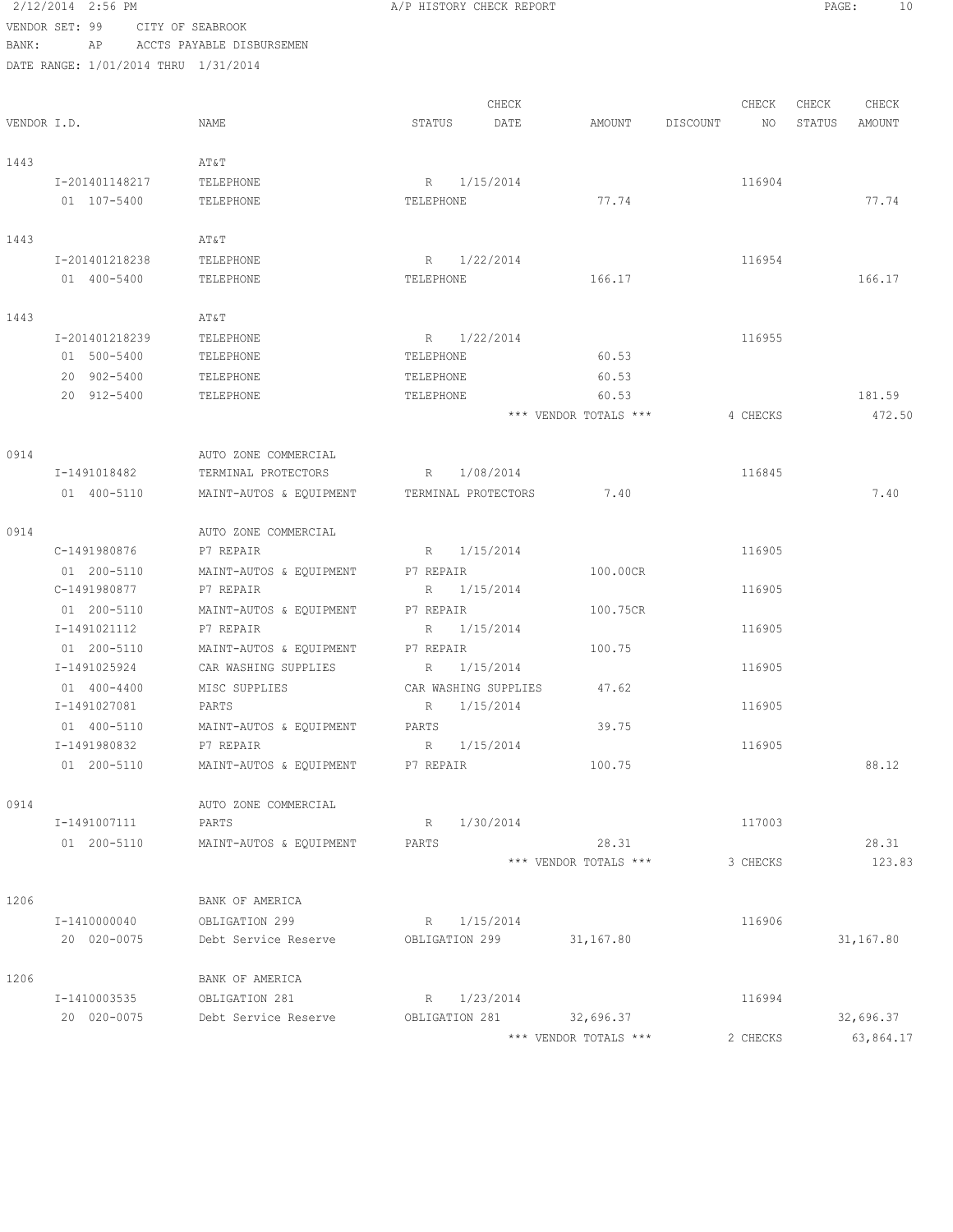2/12/2014 2:56 PM A/P HISTORY CHECK REPORT

VENDOR SET: 99 CITY OF SEABROOK
BANK: AP ACCTS PAYABLE DISBURSEMEN
DATE RANGE: 1/01/2014 THRU 1/31/2014

| VENDOR I.D. | NAME | STATUS | CHECK DATE | AMOUNT | DISCOUNT | CHECK NO | CHECK STATUS | CHECK AMOUNT |
|---|---|---|---|---|---|---|---|---|
| 1443 | AT&T | | | | | | | |
| I-201401148217 | TELEPHONE | R | 1/15/2014 | | | 116904 | | |
| 01 107-5400 | TELEPHONE | TELEPHONE | | 77.74 | | | | 77.74 |
| 1443 | AT&T | | | | | | | |
| I-201401218238 | TELEPHONE | R | 1/22/2014 | | | 116954 | | |
| 01 400-5400 | TELEPHONE | TELEPHONE | | 166.17 | | | | 166.17 |
| 1443 | AT&T | | | | | | | |
| I-201401218239 | TELEPHONE | R | 1/22/2014 | | | 116955 | | |
| 01 500-5400 | TELEPHONE | TELEPHONE | | 60.53 | | | | |
| 20 902-5400 | TELEPHONE | TELEPHONE | | 60.53 | | | | |
| 20 912-5400 | TELEPHONE | TELEPHONE | | 60.53 | | | | 181.59 |
| | | | | *** VENDOR TOTALS *** | | 4 CHECKS | | 472.50 |
| 0914 | AUTO ZONE COMMERCIAL | | | | | | | |
| I-1491018482 | TERMINAL PROTECTORS | R | 1/08/2014 | | | 116845 | | |
| 01 400-5110 | MAINT-AUTOS & EQUIPMENT | TERMINAL PROTECTORS | | 7.40 | | | | 7.40 |
| 0914 | AUTO ZONE COMMERCIAL | | | | | | | |
| C-1491980876 | P7 REPAIR | R | 1/15/2014 | | | 116905 | | |
| 01 200-5110 | MAINT-AUTOS & EQUIPMENT | P7 REPAIR | | 100.00CR | | | | |
| C-1491980877 | P7 REPAIR | R | 1/15/2014 | | | 116905 | | |
| 01 200-5110 | MAINT-AUTOS & EQUIPMENT | P7 REPAIR | | 100.75CR | | | | |
| I-1491021112 | P7 REPAIR | R | 1/15/2014 | | | 116905 | | |
| 01 200-5110 | MAINT-AUTOS & EQUIPMENT | P7 REPAIR | | 100.75 | | | | |
| I-1491025924 | CAR WASHING SUPPLIES | R | 1/15/2014 | | | 116905 | | |
| 01 400-4400 | MISC SUPPLIES | CAR WASHING SUPPLIES | | 47.62 | | | | |
| I-1491027081 | PARTS | R | 1/15/2014 | | | 116905 | | |
| 01 400-5110 | MAINT-AUTOS & EQUIPMENT | PARTS | | 39.75 | | | | |
| I-1491980832 | P7 REPAIR | R | 1/15/2014 | | | 116905 | | |
| 01 200-5110 | MAINT-AUTOS & EQUIPMENT | P7 REPAIR | | 100.75 | | | | 88.12 |
| 0914 | AUTO ZONE COMMERCIAL | | | | | | | |
| I-1491007111 | PARTS | R | 1/30/2014 | | | 117003 | | |
| 01 200-5110 | MAINT-AUTOS & EQUIPMENT | PARTS | | 28.31 | | | | 28.31 |
| | | | | *** VENDOR TOTALS *** | | 3 CHECKS | | 123.83 |
| 1206 | BANK OF AMERICA | | | | | | | |
| I-1410000040 | OBLIGATION 299 | R | 1/15/2014 | | | 116906 | | |
| 20 020-0075 | Debt Service Reserve | OBLIGATION 299 | | 31,167.80 | | | | 31,167.80 |
| 1206 | BANK OF AMERICA | | | | | | | |
| I-1410003535 | OBLIGATION 281 | R | 1/23/2014 | | | 116994 | | |
| 20 020-0075 | Debt Service Reserve | OBLIGATION 281 | | 32,696.37 | | | | 32,696.37 |
| | | | | *** VENDOR TOTALS *** | | 2 CHECKS | | 63,864.17 |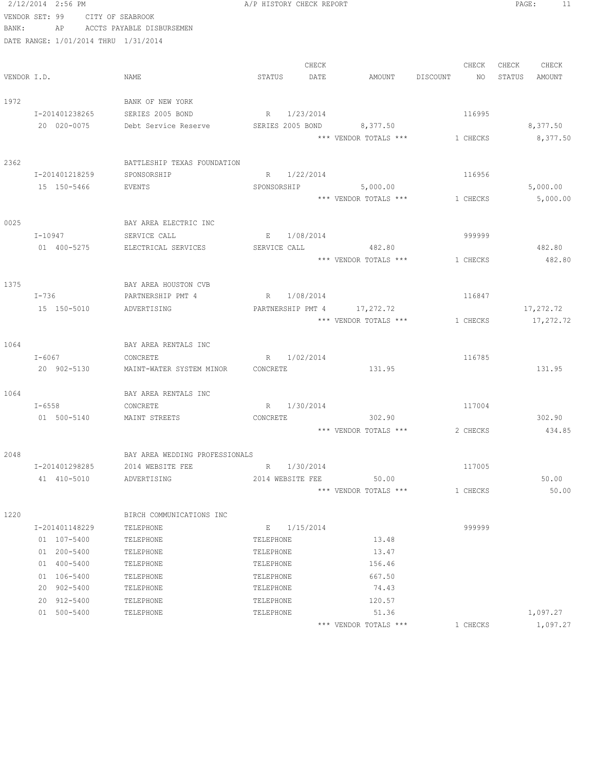2/12/2014 2:56 PM A/P HISTORY CHECK REPORT

VENDOR SET: 99 CITY OF SEABROOK
BANK: AP ACCTS PAYABLE DISBURSEMEN
DATE RANGE: 1/01/2014 THRU 1/31/2014

| VENDOR I.D. | NAME | STATUS | CHECK DATE | AMOUNT | DISCOUNT | CHECK NO | CHECK STATUS | CHECK AMOUNT |
|---|---|---|---|---|---|---|---|---|
| 1972 | BANK OF NEW YORK | | | | | | | |
| I-201401238265 | SERIES 2005 BOND | R | 1/23/2014 | | | 116995 | | |
| 20 020-0075 | Debt Service Reserve | SERIES 2005 BOND | | 8,377.50 | | | | 8,377.50 |
| | | | | *** VENDOR TOTALS *** | | 1 CHECKS | | 8,377.50 |
| 2362 | BATTLESHIP TEXAS FOUNDATION | | | | | | | |
| I-201401218259 | SPONSORSHIP | R | 1/22/2014 | | | 116956 | | |
| 15 150-5466 | EVENTS | SPONSORSHIP | | 5,000.00 | | | | 5,000.00 |
| | | | | *** VENDOR TOTALS *** | | 1 CHECKS | | 5,000.00 |
| 0025 | BAY AREA ELECTRIC INC | | | | | | | |
| I-10947 | SERVICE CALL | E | 1/08/2014 | | | 999999 | | |
| 01 400-5275 | ELECTRICAL SERVICES | SERVICE CALL | | 482.80 | | | | 482.80 |
| | | | | *** VENDOR TOTALS *** | | 1 CHECKS | | 482.80 |
| 1375 | BAY AREA HOUSTON CVB | | | | | | | |
| I-736 | PARTNERSHIP PMT 4 | R | 1/08/2014 | | | 116847 | | |
| 15 150-5010 | ADVERTISING | PARTNERSHIP PMT 4 | | 17,272.72 | | | | 17,272.72 |
| | | | | *** VENDOR TOTALS *** | | 1 CHECKS | | 17,272.72 |
| 1064 | BAY AREA RENTALS INC | | | | | | | |
| I-6067 | CONCRETE | R | 1/02/2014 | | | 116785 | | |
| 20 902-5130 | MAINT-WATER SYSTEM MINOR | CONCRETE | | 131.95 | | | | 131.95 |
| 1064 | BAY AREA RENTALS INC | | | | | | | |
| I-6558 | CONCRETE | R | 1/30/2014 | | | 117004 | | |
| 01 500-5140 | MAINT STREETS | CONCRETE | | 302.90 | | | | 302.90 |
| | | | | *** VENDOR TOTALS *** | | 2 CHECKS | | 434.85 |
| 2048 | BAY AREA WEDDING PROFESSIONALS | | | | | | | |
| I-201401298285 | 2014 WEBSITE FEE | R | 1/30/2014 | | | 117005 | | |
| 41 410-5010 | ADVERTISING | 2014 WEBSITE FEE | | 50.00 | | | | 50.00 |
| | | | | *** VENDOR TOTALS *** | | 1 CHECKS | | 50.00 |
| 1220 | BIRCH COMMUNICATIONS INC | | | | | | | |
| I-201401148229 | TELEPHONE | E | 1/15/2014 | | | 999999 | | |
| 01 107-5400 | TELEPHONE | TELEPHONE | | 13.48 | | | | |
| 01 200-5400 | TELEPHONE | TELEPHONE | | 13.47 | | | | |
| 01 400-5400 | TELEPHONE | TELEPHONE | | 156.46 | | | | |
| 01 106-5400 | TELEPHONE | TELEPHONE | | 667.50 | | | | |
| 20 902-5400 | TELEPHONE | TELEPHONE | | 74.43 | | | | |
| 20 912-5400 | TELEPHONE | TELEPHONE | | 120.57 | | | | |
| 01 500-5400 | TELEPHONE | TELEPHONE | | 51.36 | | | | 1,097.27 |
| | | | | *** VENDOR TOTALS *** | | 1 CHECKS | | 1,097.27 |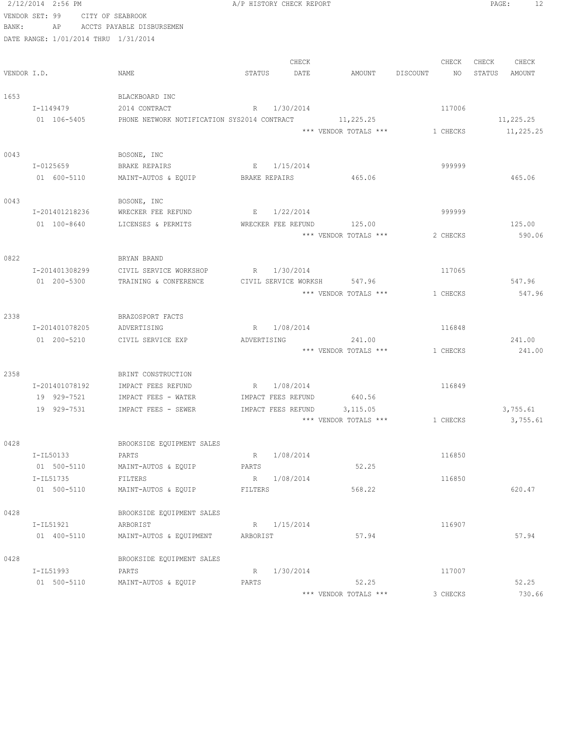2/12/2014 2:56 PM — A/P HISTORY CHECK REPORT

VENDOR SET: 99 CITY OF SEABROOK
BANK: AP ACCTS PAYABLE DISBURSEMEN
DATE RANGE: 1/01/2014 THRU 1/31/2014

| VENDOR I.D. | NAME | STATUS | CHECK DATE | AMOUNT | DISCOUNT | CHECK NO | CHECK STATUS | CHECK AMOUNT |
|---|---|---|---|---|---|---|---|---|
| 1653 | BLACKBOARD INC | | | | | | | |
| I-1149479 | 2014 CONTRACT | R | 1/30/2014 | | | 117006 | | |
| 01 106-5405 | PHONE NETWORK NOTIFICATION SYS | 2014 CONTRACT | | 11,225.25 | | | | 11,225.25 |
| | | | | *** VENDOR TOTALS *** | | 1 CHECKS | | 11,225.25 |
| 0043 | BOSONE, INC | | | | | | | |
| I-0125659 | BRAKE REPAIRS | E | 1/15/2014 | | | 999999 | | |
| 01 600-5110 | MAINT-AUTOS & EQUIP | BRAKE REPAIRS | | 465.06 | | | | 465.06 |
| 0043 | BOSONE, INC | | | | | | | |
| I-201401218236 | WRECKER FEE REFUND | E | 1/22/2014 | | | 999999 | | |
| 01 100-8640 | LICENSES & PERMITS | WRECKER FEE REFUND | | 125.00 | | | | 125.00 |
| | | | | *** VENDOR TOTALS *** | | 2 CHECKS | | 590.06 |
| 0822 | BRYAN BRAND | | | | | | | |
| I-201401308299 | CIVIL SERVICE WORKSHOP | R | 1/30/2014 | | | 117065 | | |
| 01 200-5300 | TRAINING & CONFERENCE | CIVIL SERVICE WORKSH | | 547.96 | | | | 547.96 |
| | | | | *** VENDOR TOTALS *** | | 1 CHECKS | | 547.96 |
| 2338 | BRAZOSPORT FACTS | | | | | | | |
| I-201401078205 | ADVERTISING | R | 1/08/2014 | | | 116848 | | |
| 01 200-5210 | CIVIL SERVICE EXP | ADVERTISING | | 241.00 | | | | 241.00 |
| | | | | *** VENDOR TOTALS *** | | 1 CHECKS | | 241.00 |
| 2358 | BRINT CONSTRUCTION | | | | | | | |
| I-201401078192 | IMPACT FEES REFUND | R | 1/08/2014 | | | 116849 | | |
| 19 929-7521 | IMPACT FEES - WATER | IMPACT FEES REFUND | | 640.56 | | | | |
| 19 929-7531 | IMPACT FEES - SEWER | IMPACT FEES REFUND | | 3,115.05 | | | | 3,755.61 |
| | | | | *** VENDOR TOTALS *** | | 1 CHECKS | | 3,755.61 |
| 0428 | BROOKSIDE EQUIPMENT SALES | | | | | | | |
| I-IL50133 | PARTS | R | 1/08/2014 | | | 116850 | | |
| 01 500-5110 | MAINT-AUTOS & EQUIP | PARTS | | 52.25 | | | | |
| I-IL51735 | FILTERS | R | 1/08/2014 | | | 116850 | | |
| 01 500-5110 | MAINT-AUTOS & EQUIP | FILTERS | | 568.22 | | | | 620.47 |
| 0428 | BROOKSIDE EQUIPMENT SALES | | | | | | | |
| I-IL51921 | ARBORIST | R | 1/15/2014 | | | 116907 | | |
| 01 400-5110 | MAINT-AUTOS & EQUIPMENT | ARBORIST | | 57.94 | | | | 57.94 |
| 0428 | BROOKSIDE EQUIPMENT SALES | | | | | | | |
| I-IL51993 | PARTS | R | 1/30/2014 | | | 117007 | | |
| 01 500-5110 | MAINT-AUTOS & EQUIP | PARTS | | 52.25 | | | | 52.25 |
| | | | | *** VENDOR TOTALS *** | | 3 CHECKS | | 730.66 |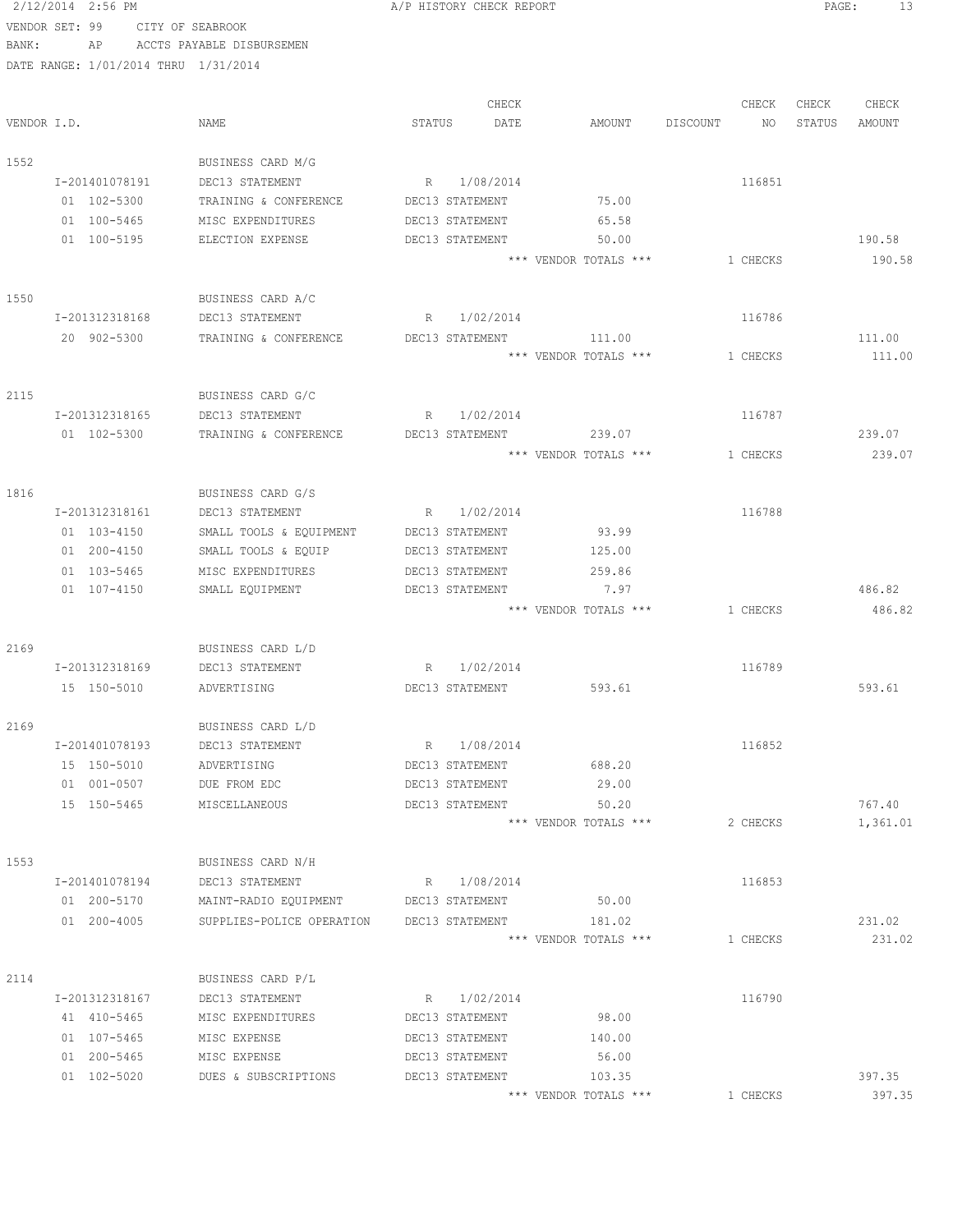2/12/2014 2:56 PM A/P HISTORY CHECK REPORT

VENDOR SET: 99 CITY OF SEABROOK
BANK: AP ACCTS PAYABLE DISBURSEMEN
DATE RANGE: 1/01/2014 THRU 1/31/2014

| VENDOR I.D. | NAME | STATUS | CHECK DATE | AMOUNT | DISCOUNT | CHECK NO | CHECK STATUS | CHECK AMOUNT |
|---|---|---|---|---|---|---|---|---|
| 1552 | BUSINESS CARD M/G | | | | | | | |
| I-201401078191 | DEC13 STATEMENT | R | 1/08/2014 | | | 116851 | | |
| 01 102-5300 | TRAINING & CONFERENCE | DEC13 STATEMENT | | 75.00 | | | | |
| 01 100-5465 | MISC EXPENDITURES | DEC13 STATEMENT | | 65.58 | | | | |
| 01 100-5195 | ELECTION EXPENSE | DEC13 STATEMENT | | 50.00 | | | | 190.58 |
| | | | | *** VENDOR TOTALS *** | | 1 CHECKS | | 190.58 |
| 1550 | BUSINESS CARD A/C | | | | | | | |
| I-201312318168 | DEC13 STATEMENT | R | 1/02/2014 | | | 116786 | | |
| 20 902-5300 | TRAINING & CONFERENCE | DEC13 STATEMENT | | 111.00 | | | | 111.00 |
| | | | | *** VENDOR TOTALS *** | | 1 CHECKS | | 111.00 |
| 2115 | BUSINESS CARD G/C | | | | | | | |
| I-201312318165 | DEC13 STATEMENT | R | 1/02/2014 | | | 116787 | | |
| 01 102-5300 | TRAINING & CONFERENCE | DEC13 STATEMENT | | 239.07 | | | | 239.07 |
| | | | | *** VENDOR TOTALS *** | | 1 CHECKS | | 239.07 |
| 1816 | BUSINESS CARD G/S | | | | | | | |
| I-201312318161 | DEC13 STATEMENT | R | 1/02/2014 | | | 116788 | | |
| 01 103-4150 | SMALL TOOLS & EQUIPMENT | DEC13 STATEMENT | | 93.99 | | | | |
| 01 200-4150 | SMALL TOOLS & EQUIP | DEC13 STATEMENT | | 125.00 | | | | |
| 01 103-5465 | MISC EXPENDITURES | DEC13 STATEMENT | | 259.86 | | | | |
| 01 107-4150 | SMALL EQUIPMENT | DEC13 STATEMENT | | 7.97 | | | | 486.82 |
| | | | | *** VENDOR TOTALS *** | | 1 CHECKS | | 486.82 |
| 2169 | BUSINESS CARD L/D | | | | | | | |
| I-201312318169 | DEC13 STATEMENT | R | 1/02/2014 | | | 116789 | | |
| 15 150-5010 | ADVERTISING | DEC13 STATEMENT | | 593.61 | | | | 593.61 |
| 2169 | BUSINESS CARD L/D | | | | | | | |
| I-201401078193 | DEC13 STATEMENT | R | 1/08/2014 | | | 116852 | | |
| 15 150-5010 | ADVERTISING | DEC13 STATEMENT | | 688.20 | | | | |
| 01 001-0507 | DUE FROM EDC | DEC13 STATEMENT | | 29.00 | | | | |
| 15 150-5465 | MISCELLANEOUS | DEC13 STATEMENT | | 50.20 | | | | 767.40 |
| | | | | *** VENDOR TOTALS *** | | 2 CHECKS | | 1,361.01 |
| 1553 | BUSINESS CARD N/H | | | | | | | |
| I-201401078194 | DEC13 STATEMENT | R | 1/08/2014 | | | 116853 | | |
| 01 200-5170 | MAINT-RADIO EQUIPMENT | DEC13 STATEMENT | | 50.00 | | | | |
| 01 200-4005 | SUPPLIES-POLICE OPERATION | DEC13 STATEMENT | | 181.02 | | | | 231.02 |
| | | | | *** VENDOR TOTALS *** | | 1 CHECKS | | 231.02 |
| 2114 | BUSINESS CARD P/L | | | | | | | |
| I-201312318167 | DEC13 STATEMENT | R | 1/02/2014 | | | 116790 | | |
| 41 410-5465 | MISC EXPENDITURES | DEC13 STATEMENT | | 98.00 | | | | |
| 01 107-5465 | MISC EXPENSE | DEC13 STATEMENT | | 140.00 | | | | |
| 01 200-5465 | MISC EXPENSE | DEC13 STATEMENT | | 56.00 | | | | |
| 01 102-5020 | DUES & SUBSCRIPTIONS | DEC13 STATEMENT | | 103.35 | | | | 397.35 |
| | | | | *** VENDOR TOTALS *** | | 1 CHECKS | | 397.35 |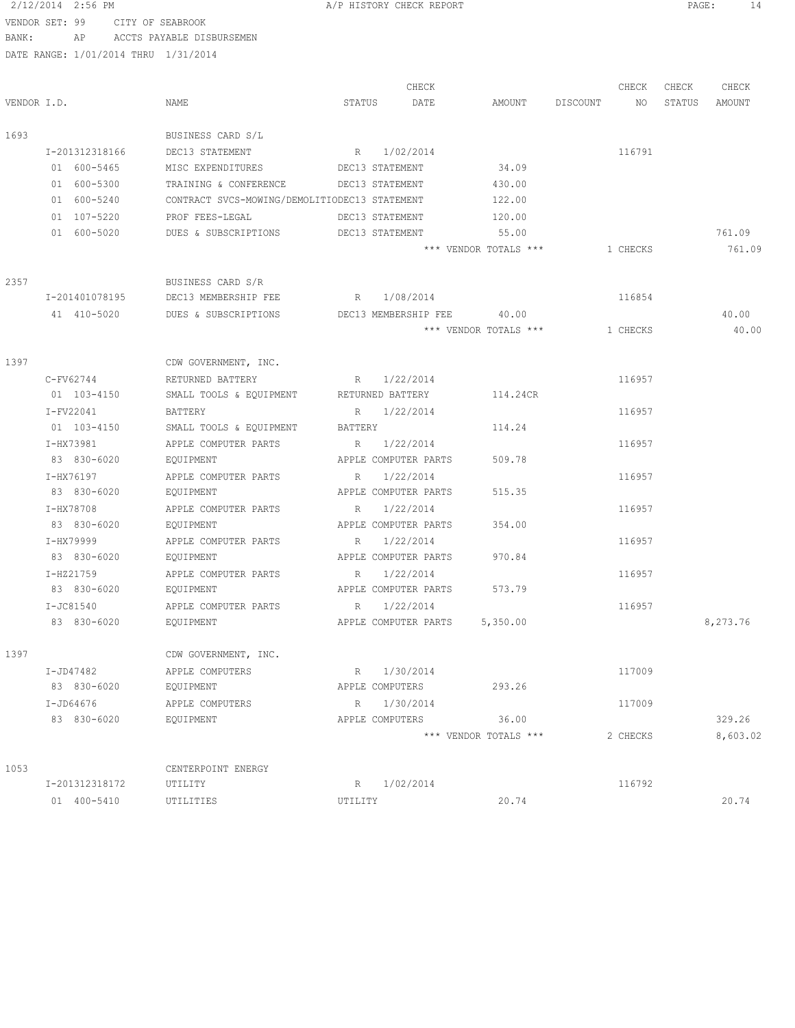2/12/2014 2:56 PM A/P HISTORY CHECK REPORT

VENDOR SET: 99 CITY OF SEABROOK
BANK: AP ACCTS PAYABLE DISBURSEMEN
DATE RANGE: 1/01/2014 THRU 1/31/2014

| VENDOR I.D. | NAME | STATUS | CHECK DATE | AMOUNT | DISCOUNT | CHECK NO | CHECK STATUS | CHECK AMOUNT |
|---|---|---|---|---|---|---|---|---|
| 1693 | BUSINESS CARD S/L | | | | | | | |
| I-201312318166 | DEC13 STATEMENT | R | 1/02/2014 | | | 116791 | | |
| 01 600-5465 | MISC EXPENDITURES | DEC13 STATEMENT | | 34.09 | | | | |
| 01 600-5300 | TRAINING & CONFERENCE | DEC13 STATEMENT | | 430.00 | | | | |
| 01 600-5240 | CONTRACT SVCS-MOWING/DEMOLITIO | DEC13 STATEMENT | | 122.00 | | | | |
| 01 107-5220 | PROF FEES-LEGAL | DEC13 STATEMENT | | 120.00 | | | | |
| 01 600-5020 | DUES & SUBSCRIPTIONS | DEC13 STATEMENT | | 55.00 | | | | 761.09 |
| | | | | *** VENDOR TOTALS *** | | 1 CHECKS | | 761.09 |
| 2357 | BUSINESS CARD S/R | | | | | | | |
| I-201401078195 | DEC13 MEMBERSHIP FEE | R | 1/08/2014 | | | 116854 | | |
| 41 410-5020 | DUES & SUBSCRIPTIONS | DEC13 MEMBERSHIP FEE | | 40.00 | | | | 40.00 |
| | | | | *** VENDOR TOTALS *** | | 1 CHECKS | | 40.00 |
| 1397 | CDW GOVERNMENT, INC. | | | | | | | |
| C-FV62744 | RETURNED BATTERY | R | 1/22/2014 | | | 116957 | | |
| 01 103-4150 | SMALL TOOLS & EQUIPMENT | RETURNED BATTERY | | 114.24CR | | | | |
| I-FV22041 | BATTERY | R | 1/22/2014 | | | 116957 | | |
| 01 103-4150 | SMALL TOOLS & EQUIPMENT | BATTERY | | 114.24 | | | | |
| I-HX73981 | APPLE COMPUTER PARTS | R | 1/22/2014 | | | 116957 | | |
| 83 830-6020 | EQUIPMENT | APPLE COMPUTER PARTS | | 509.78 | | | | |
| I-HX76197 | APPLE COMPUTER PARTS | R | 1/22/2014 | | | 116957 | | |
| 83 830-6020 | EQUIPMENT | APPLE COMPUTER PARTS | | 515.35 | | | | |
| I-HX78708 | APPLE COMPUTER PARTS | R | 1/22/2014 | | | 116957 | | |
| 83 830-6020 | EQUIPMENT | APPLE COMPUTER PARTS | | 354.00 | | | | |
| I-HX79999 | APPLE COMPUTER PARTS | R | 1/22/2014 | | | 116957 | | |
| 83 830-6020 | EQUIPMENT | APPLE COMPUTER PARTS | | 970.84 | | | | |
| I-HZ21759 | APPLE COMPUTER PARTS | R | 1/22/2014 | | | 116957 | | |
| 83 830-6020 | EQUIPMENT | APPLE COMPUTER PARTS | | 573.79 | | | | |
| I-JC81540 | APPLE COMPUTER PARTS | R | 1/22/2014 | | | 116957 | | |
| 83 830-6020 | EQUIPMENT | APPLE COMPUTER PARTS | | 5,350.00 | | | | 8,273.76 |
| 1397 | CDW GOVERNMENT, INC. | | | | | | | |
| I-JD47482 | APPLE COMPUTERS | R | 1/30/2014 | | | 117009 | | |
| 83 830-6020 | EQUIPMENT | APPLE COMPUTERS | | 293.26 | | | | |
| I-JD64676 | APPLE COMPUTERS | R | 1/30/2014 | | | 117009 | | |
| 83 830-6020 | EQUIPMENT | APPLE COMPUTERS | | 36.00 | | | | 329.26 |
| | | | | *** VENDOR TOTALS *** | | 2 CHECKS | | 8,603.02 |
| 1053 | CENTERPOINT ENERGY | | | | | | | |
| I-201312318172 | UTILITY | R | 1/02/2014 | | | 116792 | | |
| 01 400-5410 | UTILITIES | UTILITY | | 20.74 | | | | 20.74 |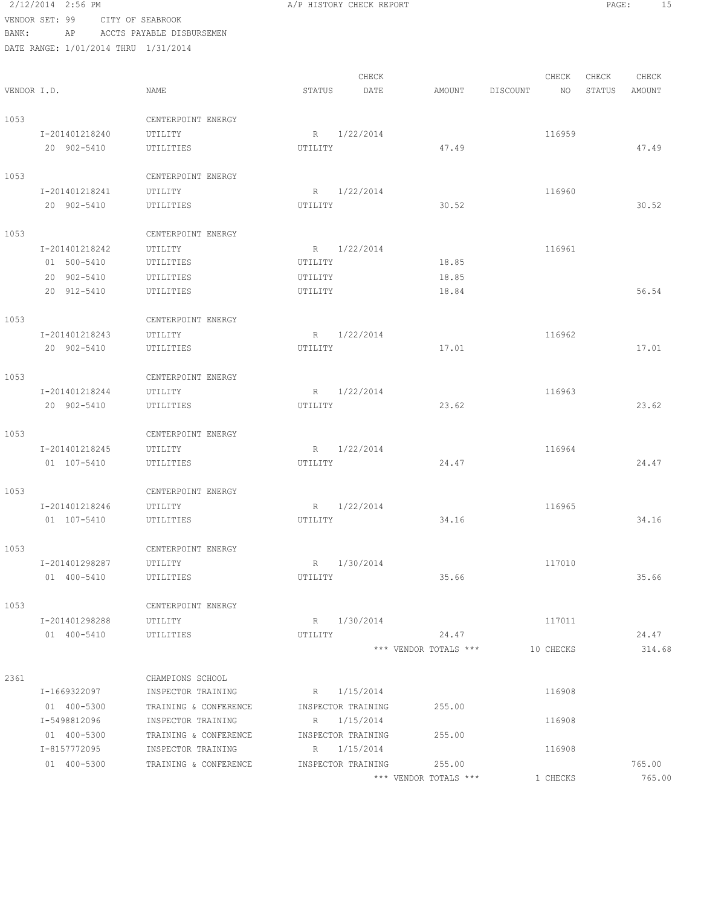2/12/2014 2:56 PM A/P HISTORY CHECK REPORT

VENDOR SET: 99 CITY OF SEABROOK
BANK: AP ACCTS PAYABLE DISBURSEMEN
DATE RANGE: 1/01/2014 THRU 1/31/2014

| VENDOR I.D. | NAME | STATUS | CHECK DATE | AMOUNT | DISCOUNT | CHECK NO | CHECK STATUS | CHECK AMOUNT |
|---|---|---|---|---|---|---|---|---|
| 1053 | CENTERPOINT ENERGY | | | | | | | |
| I-201401218240 | UTILITY | R | 1/22/2014 | | | 116959 | | |
| 20 902-5410 | UTILITIES | UTILITY | | 47.49 | | | | 47.49 |
| 1053 | CENTERPOINT ENERGY | | | | | | | |
| I-201401218241 | UTILITY | R | 1/22/2014 | | | 116960 | | |
| 20 902-5410 | UTILITIES | UTILITY | | 30.52 | | | | 30.52 |
| 1053 | CENTERPOINT ENERGY | | | | | | | |
| I-201401218242 | UTILITY | R | 1/22/2014 | | | 116961 | | |
| 01 500-5410 | UTILITIES | UTILITY | | 18.85 | | | | |
| 20 902-5410 | UTILITIES | UTILITY | | 18.85 | | | | |
| 20 912-5410 | UTILITIES | UTILITY | | 18.84 | | | | 56.54 |
| 1053 | CENTERPOINT ENERGY | | | | | | | |
| I-201401218243 | UTILITY | R | 1/22/2014 | | | 116962 | | |
| 20 902-5410 | UTILITIES | UTILITY | | 17.01 | | | | 17.01 |
| 1053 | CENTERPOINT ENERGY | | | | | | | |
| I-201401218244 | UTILITY | R | 1/22/2014 | | | 116963 | | |
| 20 902-5410 | UTILITIES | UTILITY | | 23.62 | | | | 23.62 |
| 1053 | CENTERPOINT ENERGY | | | | | | | |
| I-201401218245 | UTILITY | R | 1/22/2014 | | | 116964 | | |
| 01 107-5410 | UTILITIES | UTILITY | | 24.47 | | | | 24.47 |
| 1053 | CENTERPOINT ENERGY | | | | | | | |
| I-201401218246 | UTILITY | R | 1/22/2014 | | | 116965 | | |
| 01 107-5410 | UTILITIES | UTILITY | | 34.16 | | | | 34.16 |
| 1053 | CENTERPOINT ENERGY | | | | | | | |
| I-201401298287 | UTILITY | R | 1/30/2014 | | | 117010 | | |
| 01 400-5410 | UTILITIES | UTILITY | | 35.66 | | | | 35.66 |
| 1053 | CENTERPOINT ENERGY | | | | | | | |
| I-201401298288 | UTILITY | R | 1/30/2014 | | | 117011 | | |
| 01 400-5410 | UTILITIES | UTILITY | | 24.47 | | | | 24.47 |
| | | | | *** VENDOR TOTALS *** | | 10 CHECKS | | 314.68 |
| 2361 | CHAMPIONS SCHOOL | | | | | | | |
| I-1669322097 | INSPECTOR TRAINING | R | 1/15/2014 | | | 116908 | | |
| 01 400-5300 | TRAINING & CONFERENCE | INSPECTOR TRAINING | | 255.00 | | | | |
| I-5498812096 | INSPECTOR TRAINING | R | 1/15/2014 | | | 116908 | | |
| 01 400-5300 | TRAINING & CONFERENCE | INSPECTOR TRAINING | | 255.00 | | | | |
| I-8157772095 | INSPECTOR TRAINING | R | 1/15/2014 | | | 116908 | | |
| 01 400-5300 | TRAINING & CONFERENCE | INSPECTOR TRAINING | | 255.00 | | | | 765.00 |
| | | | | *** VENDOR TOTALS *** | | 1 CHECKS | | 765.00 |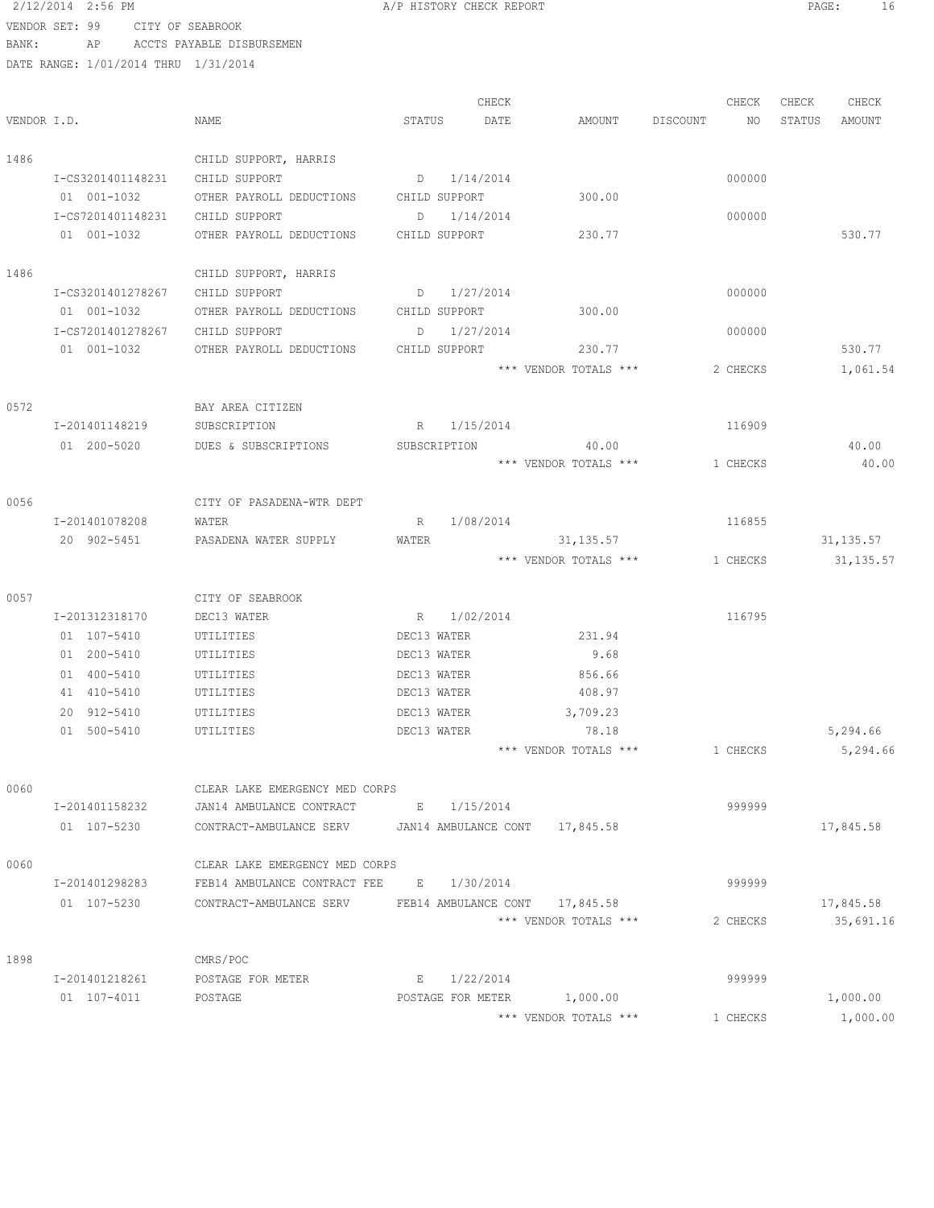VENDOR SET: 99 CITY OF SEABROOK
BANK: AP ACCTS PAYABLE DISBURSEMEN
DATE RANGE: 1/01/2014 THRU 1/31/2014

| VENDOR I.D. | NAME | STATUS | CHECK DATE | AMOUNT | DISCOUNT | CHECK NO | CHECK STATUS | CHECK AMOUNT |
|---|---|---|---|---|---|---|---|---|
| 1486 | CHILD SUPPORT, HARRIS | | | | | | | |
| I-CS3201401148231 | CHILD SUPPORT | D | 1/14/2014 | | | 000000 | | |
| 01 001-1032 | OTHER PAYROLL DEDUCTIONS | CHILD SUPPORT | | 300.00 | | | | |
| I-CS7201401148231 | CHILD SUPPORT | D | 1/14/2014 | | | 000000 | | |
| 01 001-1032 | OTHER PAYROLL DEDUCTIONS | CHILD SUPPORT | | 230.77 | | | | 530.77 |
| 1486 | CHILD SUPPORT, HARRIS | | | | | | | |
| I-CS3201401278267 | CHILD SUPPORT | D | 1/27/2014 | | | 000000 | | |
| 01 001-1032 | OTHER PAYROLL DEDUCTIONS | CHILD SUPPORT | | 300.00 | | | | |
| I-CS7201401278267 | CHILD SUPPORT | D | 1/27/2014 | | | 000000 | | |
| 01 001-1032 | OTHER PAYROLL DEDUCTIONS | CHILD SUPPORT | | 230.77 | | | | 530.77 |
| | | | | *** VENDOR TOTALS *** | | 2 CHECKS | | 1,061.54 |
| 0572 | BAY AREA CITIZEN | | | | | | | |
| I-201401148219 | SUBSCRIPTION | R | 1/15/2014 | | | 116909 | | |
| 01 200-5020 | DUES & SUBSCRIPTIONS | SUBSCRIPTION | | 40.00 | | | | 40.00 |
| | | | | *** VENDOR TOTALS *** | | 1 CHECKS | | 40.00 |
| 0056 | CITY OF PASADENA-WTR DEPT | | | | | | | |
| I-201401078208 | WATER | R | 1/08/2014 | | | 116855 | | |
| 20 902-5451 | PASADENA WATER SUPPLY | WATER | | 31,135.57 | | | | 31,135.57 |
| | | | | *** VENDOR TOTALS *** | | 1 CHECKS | | 31,135.57 |
| 0057 | CITY OF SEABROOK | | | | | | | |
| I-201312318170 | DEC13 WATER | R | 1/02/2014 | | | 116795 | | |
| 01 107-5410 | UTILITIES | DEC13 WATER | | 231.94 | | | | |
| 01 200-5410 | UTILITIES | DEC13 WATER | | 9.68 | | | | |
| 01 400-5410 | UTILITIES | DEC13 WATER | | 856.66 | | | | |
| 41 410-5410 | UTILITIES | DEC13 WATER | | 408.97 | | | | |
| 20 912-5410 | UTILITIES | DEC13 WATER | | 3,709.23 | | | | |
| 01 500-5410 | UTILITIES | DEC13 WATER | | 78.18 | | | | 5,294.66 |
| | | | | *** VENDOR TOTALS *** | | 1 CHECKS | | 5,294.66 |
| 0060 | CLEAR LAKE EMERGENCY MED CORPS | | | | | | | |
| I-201401158232 | JAN14 AMBULANCE CONTRACT | E | 1/15/2014 | | | 999999 | | |
| 01 107-5230 | CONTRACT-AMBULANCE SERV | JAN14 AMBULANCE CONT | | 17,845.58 | | | | 17,845.58 |
| 0060 | CLEAR LAKE EMERGENCY MED CORPS | | | | | | | |
| I-201401298283 | FEB14 AMBULANCE CONTRACT FEE | E | 1/30/2014 | | | 999999 | | |
| 01 107-5230 | CONTRACT-AMBULANCE SERV | FEB14 AMBULANCE CONT | | 17,845.58 | | | | 17,845.58 |
| | | | | *** VENDOR TOTALS *** | | 2 CHECKS | | 35,691.16 |
| 1898 | CMRS/POC | | | | | | | |
| I-201401218261 | POSTAGE FOR METER | E | 1/22/2014 | | | 999999 | | |
| 01 107-4011 | POSTAGE | POSTAGE FOR METER | | 1,000.00 | | | | 1,000.00 |
| | | | | *** VENDOR TOTALS *** | | 1 CHECKS | | 1,000.00 |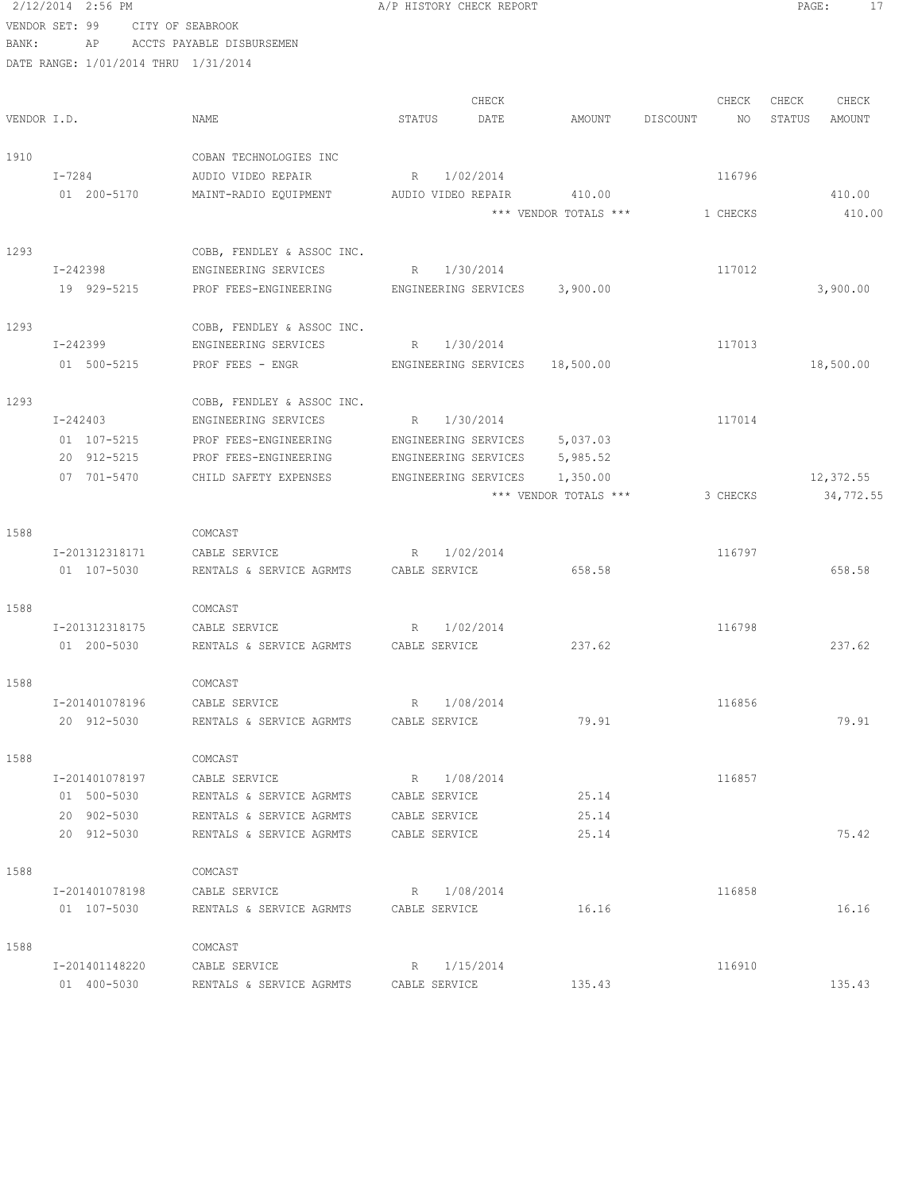2/12/2014 2:56 PM A/P HISTORY CHECK REPORT

VENDOR SET: 99 CITY OF SEABROOK
BANK: AP ACCTS PAYABLE DISBURSEMEN
DATE RANGE: 1/01/2014 THRU 1/31/2014

| VENDOR I.D. | NAME | STATUS | CHECK DATE | AMOUNT | DISCOUNT | CHECK NO | CHECK STATUS | CHECK AMOUNT |
|---|---|---|---|---|---|---|---|---|
| 1910 | COBAN TECHNOLOGIES INC | | | | | | | |
| I-7284 | AUDIO VIDEO REPAIR | R | 1/02/2014 | | | 116796 | | |
| 01 200-5170 | MAINT-RADIO EQUIPMENT | AUDIO VIDEO REPAIR | | 410.00 | | | | 410.00 |
| | | | | *** VENDOR TOTALS *** | | 1 CHECKS | | 410.00 |
| 1293 | COBB, FENDLEY & ASSOC INC. | | | | | | | |
| I-242398 | ENGINEERING SERVICES | R | 1/30/2014 | | | 117012 | | |
| 19 929-5215 | PROF FEES-ENGINEERING | ENGINEERING SERVICES | | 3,900.00 | | | | 3,900.00 |
| 1293 | COBB, FENDLEY & ASSOC INC. | | | | | | | |
| I-242399 | ENGINEERING SERVICES | R | 1/30/2014 | | | 117013 | | |
| 01 500-5215 | PROF FEES - ENGR | ENGINEERING SERVICES | | 18,500.00 | | | | 18,500.00 |
| 1293 | COBB, FENDLEY & ASSOC INC. | | | | | | | |
| I-242403 | ENGINEERING SERVICES | R | 1/30/2014 | | | 117014 | | |
| 01 107-5215 | PROF FEES-ENGINEERING | ENGINEERING SERVICES | | 5,037.03 | | | | |
| 20 912-5215 | PROF FEES-ENGINEERING | ENGINEERING SERVICES | | 5,985.52 | | | | |
| 07 701-5470 | CHILD SAFETY EXPENSES | ENGINEERING SERVICES | | 1,350.00 | | | | 12,372.55 |
| | | | | *** VENDOR TOTALS *** | | 3 CHECKS | | 34,772.55 |
| 1588 | COMCAST | | | | | | | |
| I-201312318171 | CABLE SERVICE | R | 1/02/2014 | | | 116797 | | |
| 01 107-5030 | RENTALS & SERVICE AGRMTS | CABLE SERVICE | | 658.58 | | | | 658.58 |
| 1588 | COMCAST | | | | | | | |
| I-201312318175 | CABLE SERVICE | R | 1/02/2014 | | | 116798 | | |
| 01 200-5030 | RENTALS & SERVICE AGRMTS | CABLE SERVICE | | 237.62 | | | | 237.62 |
| 1588 | COMCAST | | | | | | | |
| I-201401078196 | CABLE SERVICE | R | 1/08/2014 | | | 116856 | | |
| 20 912-5030 | RENTALS & SERVICE AGRMTS | CABLE SERVICE | | 79.91 | | | | 79.91 |
| 1588 | COMCAST | | | | | | | |
| I-201401078197 | CABLE SERVICE | R | 1/08/2014 | | | 116857 | | |
| 01 500-5030 | RENTALS & SERVICE AGRMTS | CABLE SERVICE | | 25.14 | | | | |
| 20 902-5030 | RENTALS & SERVICE AGRMTS | CABLE SERVICE | | 25.14 | | | | |
| 20 912-5030 | RENTALS & SERVICE AGRMTS | CABLE SERVICE | | 25.14 | | | | 75.42 |
| 1588 | COMCAST | | | | | | | |
| I-201401078198 | CABLE SERVICE | R | 1/08/2014 | | | 116858 | | |
| 01 107-5030 | RENTALS & SERVICE AGRMTS | CABLE SERVICE | | 16.16 | | | | 16.16 |
| 1588 | COMCAST | | | | | | | |
| I-201401148220 | CABLE SERVICE | R | 1/15/2014 | | | 116910 | | |
| 01 400-5030 | RENTALS & SERVICE AGRMTS | CABLE SERVICE | | 135.43 | | | | 135.43 |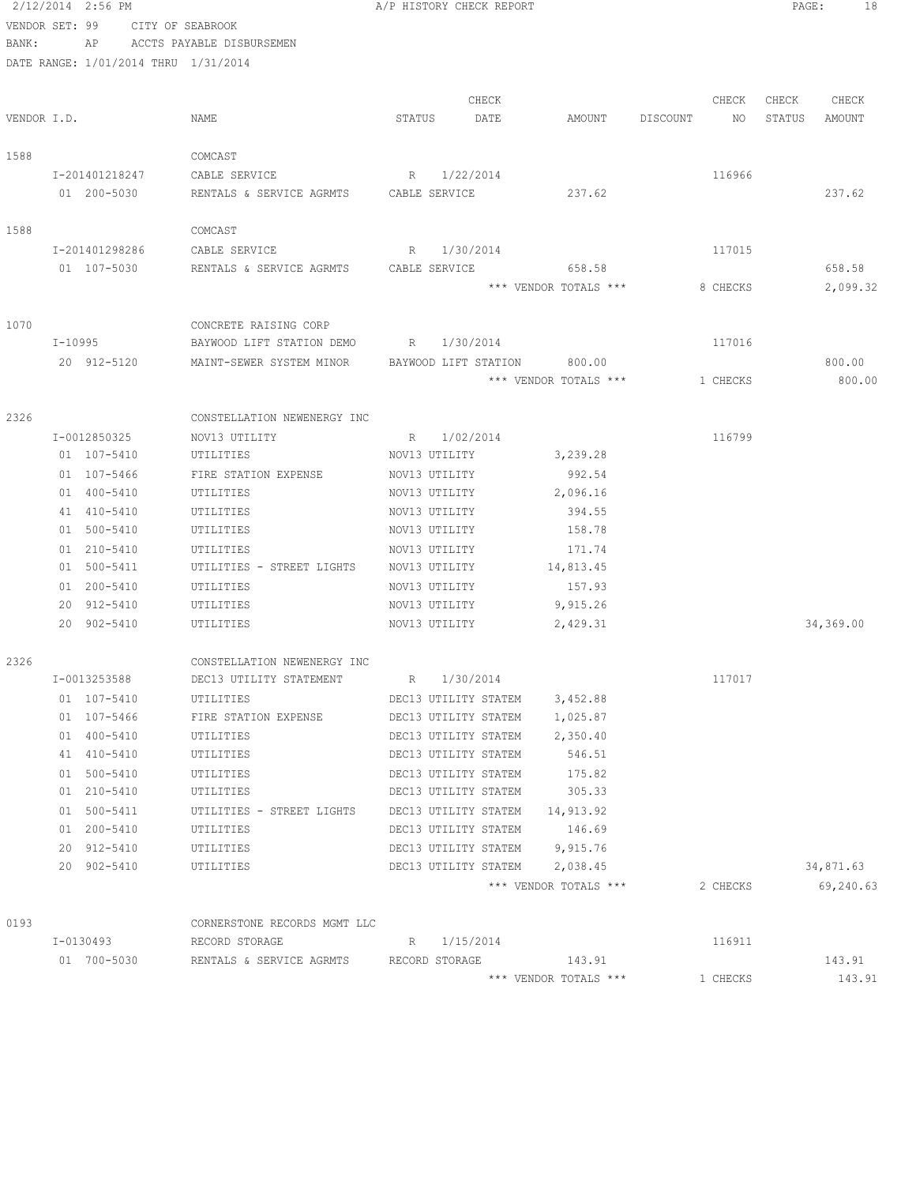2/12/2014 2:56 PM A/P HISTORY CHECK REPORT

VENDOR SET: 99 CITY OF SEABROOK
BANK: AP ACCTS PAYABLE DISBURSEMEN
DATE RANGE: 1/01/2014 THRU 1/31/2014

| VENDOR I.D. | NAME | STATUS | CHECK DATE | AMOUNT | DISCOUNT | CHECK NO | CHECK STATUS | CHECK AMOUNT |
|---|---|---|---|---|---|---|---|---|
| 1588 | COMCAST | | | | | | | |
| I-201401218247 | CABLE SERVICE | R | 1/22/2014 | | | 116966 | | |
| 01 200-5030 | RENTALS & SERVICE AGRMTS | CABLE SERVICE | | 237.62 | | | | 237.62 |
| 1588 | COMCAST | | | | | | | |
| I-201401298286 | CABLE SERVICE | R | 1/30/2014 | | | 117015 | | |
| 01 107-5030 | RENTALS & SERVICE AGRMTS | CABLE SERVICE | | 658.58 | | | | 658.58 |
| | | | | *** VENDOR TOTALS *** | | 8 CHECKS | | 2,099.32 |
| 1070 | CONCRETE RAISING CORP | | | | | | | |
| I-10995 | BAYWOOD LIFT STATION DEMO | R | 1/30/2014 | | | 117016 | | |
| 20 912-5120 | MAINT-SEWER SYSTEM MINOR | BAYWOOD LIFT STATION | | 800.00 | | | | 800.00 |
| | | | | *** VENDOR TOTALS *** | | 1 CHECKS | | 800.00 |
| 2326 | CONSTELLATION NEWENERGY INC | | | | | | | |
| I-0012850325 | NOV13 UTILITY | R | 1/02/2014 | | | 116799 | | |
| 01 107-5410 | UTILITIES | NOV13 UTILITY | | 3,239.28 | | | | |
| 01 107-5466 | FIRE STATION EXPENSE | NOV13 UTILITY | | 992.54 | | | | |
| 01 400-5410 | UTILITIES | NOV13 UTILITY | | 2,096.16 | | | | |
| 41 410-5410 | UTILITIES | NOV13 UTILITY | | 394.55 | | | | |
| 01 500-5410 | UTILITIES | NOV13 UTILITY | | 158.78 | | | | |
| 01 210-5410 | UTILITIES | NOV13 UTILITY | | 171.74 | | | | |
| 01 500-5411 | UTILITIES - STREET LIGHTS | NOV13 UTILITY | | 14,813.45 | | | | |
| 01 200-5410 | UTILITIES | NOV13 UTILITY | | 157.93 | | | | |
| 20 912-5410 | UTILITIES | NOV13 UTILITY | | 9,915.26 | | | | |
| 20 902-5410 | UTILITIES | NOV13 UTILITY | | 2,429.31 | | | | 34,369.00 |
| 2326 | CONSTELLATION NEWENERGY INC | | | | | | | |
| I-0013253588 | DEC13 UTILITY STATEMENT | R | 1/30/2014 | | | 117017 | | |
| 01 107-5410 | UTILITIES | DEC13 UTILITY STATEM | | 3,452.88 | | | | |
| 01 107-5466 | FIRE STATION EXPENSE | DEC13 UTILITY STATEM | | 1,025.87 | | | | |
| 01 400-5410 | UTILITIES | DEC13 UTILITY STATEM | | 2,350.40 | | | | |
| 41 410-5410 | UTILITIES | DEC13 UTILITY STATEM | | 546.51 | | | | |
| 01 500-5410 | UTILITIES | DEC13 UTILITY STATEM | | 175.82 | | | | |
| 01 210-5410 | UTILITIES | DEC13 UTILITY STATEM | | 305.33 | | | | |
| 01 500-5411 | UTILITIES - STREET LIGHTS | DEC13 UTILITY STATEM | | 14,913.92 | | | | |
| 01 200-5410 | UTILITIES | DEC13 UTILITY STATEM | | 146.69 | | | | |
| 20 912-5410 | UTILITIES | DEC13 UTILITY STATEM | | 9,915.76 | | | | |
| 20 902-5410 | UTILITIES | DEC13 UTILITY STATEM | | 2,038.45 | | | | 34,871.63 |
| | | | | *** VENDOR TOTALS *** | | 2 CHECKS | | 69,240.63 |
| 0193 | CORNERSTONE RECORDS MGMT LLC | | | | | | | |
| I-0130493 | RECORD STORAGE | R | 1/15/2014 | | | 116911 | | |
| 01 700-5030 | RENTALS & SERVICE AGRMTS | RECORD STORAGE | | 143.91 | | | | 143.91 |
| | | | | *** VENDOR TOTALS *** | | 1 CHECKS | | 143.91 |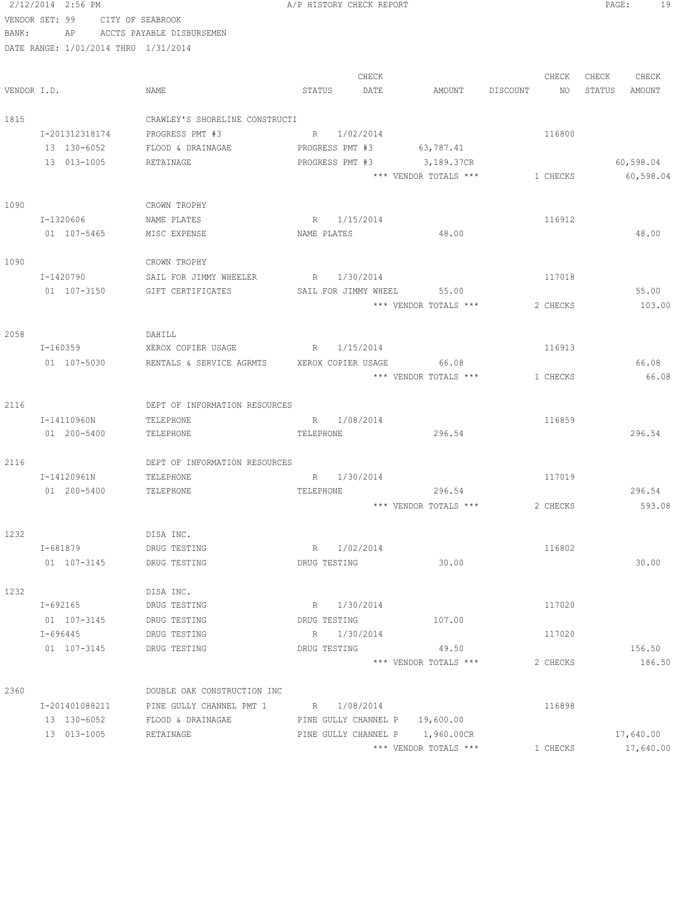2/12/2014 2:56 PM A/P HISTORY CHECK REPORT

VENDOR SET: 99 CITY OF SEABROOK
BANK: AP ACCTS PAYABLE DISBURSEMEN
DATE RANGE: 1/01/2014 THRU 1/31/2014

| VENDOR I.D. | NAME | STATUS | CHECK DATE | AMOUNT | DISCOUNT | CHECK NO | CHECK STATUS | CHECK AMOUNT |
|---|---|---|---|---|---|---|---|---|
| 1815 | CRAWLEY'S SHORELINE CONSTRUCTI | | | | | | | |
| I-201312318174 | PROGRESS PMT #3 | R | 1/02/2014 | | | 116800 | | |
| 13 130-6052 | FLOOD & DRAINAGAE | PROGRESS PMT #3 | | 63,787.41 | | | | |
| 13 013-1005 | RETAINAGE | PROGRESS PMT #3 | | 3,189.37CR | | | | 60,598.04 |
| | | | | *** VENDOR TOTALS *** | | 1 CHECKS | | 60,598.04 |
| 1090 | CROWN TROPHY | | | | | | | |
| I-1320606 | NAME PLATES | R | 1/15/2014 | | | 116912 | | |
| 01 107-5465 | MISC EXPENSE | NAME PLATES | | 48.00 | | | | 48.00 |
| 1090 | CROWN TROPHY | | | | | | | |
| I-1420790 | SAIL FOR JIMMY WHEELER | R | 1/30/2014 | | | 117018 | | |
| 01 107-3150 | GIFT CERTIFICATES | SAIL FOR JIMMY WHEEL | | 55.00 | | | | 55.00 |
| | | | | *** VENDOR TOTALS *** | | 2 CHECKS | | 103.00 |
| 2058 | DAHILL | | | | | | | |
| I-160359 | XEROX COPIER USAGE | R | 1/15/2014 | | | 116913 | | |
| 01 107-5030 | RENTALS & SERVICE AGRMTS | XEROX COPIER USAGE | | 66.08 | | | | 66.08 |
| | | | | *** VENDOR TOTALS *** | | 1 CHECKS | | 66.08 |
| 2116 | DEPT OF INFORMATION RESOURCES | | | | | | | |
| I-14110960N | TELEPHONE | R | 1/08/2014 | | | 116859 | | |
| 01 200-5400 | TELEPHONE | TELEPHONE | | 296.54 | | | | 296.54 |
| 2116 | DEPT OF INFORMATION RESOURCES | | | | | | | |
| I-14120961N | TELEPHONE | R | 1/30/2014 | | | 117019 | | |
| 01 200-5400 | TELEPHONE | TELEPHONE | | 296.54 | | | | 296.54 |
| | | | | *** VENDOR TOTALS *** | | 2 CHECKS | | 593.08 |
| 1232 | DISA INC. | | | | | | | |
| I-681879 | DRUG TESTING | R | 1/02/2014 | | | 116802 | | |
| 01 107-3145 | DRUG TESTING | DRUG TESTING | | 30.00 | | | | 30.00 |
| 1232 | DISA INC. | | | | | | | |
| I-692165 | DRUG TESTING | R | 1/30/2014 | | | 117020 | | |
| 01 107-3145 | DRUG TESTING | DRUG TESTING | | 107.00 | | | | |
| I-696445 | DRUG TESTING | R | 1/30/2014 | | | 117020 | | |
| 01 107-3145 | DRUG TESTING | DRUG TESTING | | 49.50 | | | | 156.50 |
| | | | | *** VENDOR TOTALS *** | | 2 CHECKS | | 186.50 |
| 2360 | DOUBLE OAK CONSTRUCTION INC | | | | | | | |
| I-201401088211 | PINE GULLY CHANNEL PMT 1 | R | 1/08/2014 | | | 116898 | | |
| 13 130-6052 | FLOOD & DRAINAGAE | PINE GULLY CHANNEL P | | 19,600.00 | | | | |
| 13 013-1005 | RETAINAGE | PINE GULLY CHANNEL P | | 1,960.00CR | | | | 17,640.00 |
| | | | | *** VENDOR TOTALS *** | | 1 CHECKS | | 17,640.00 |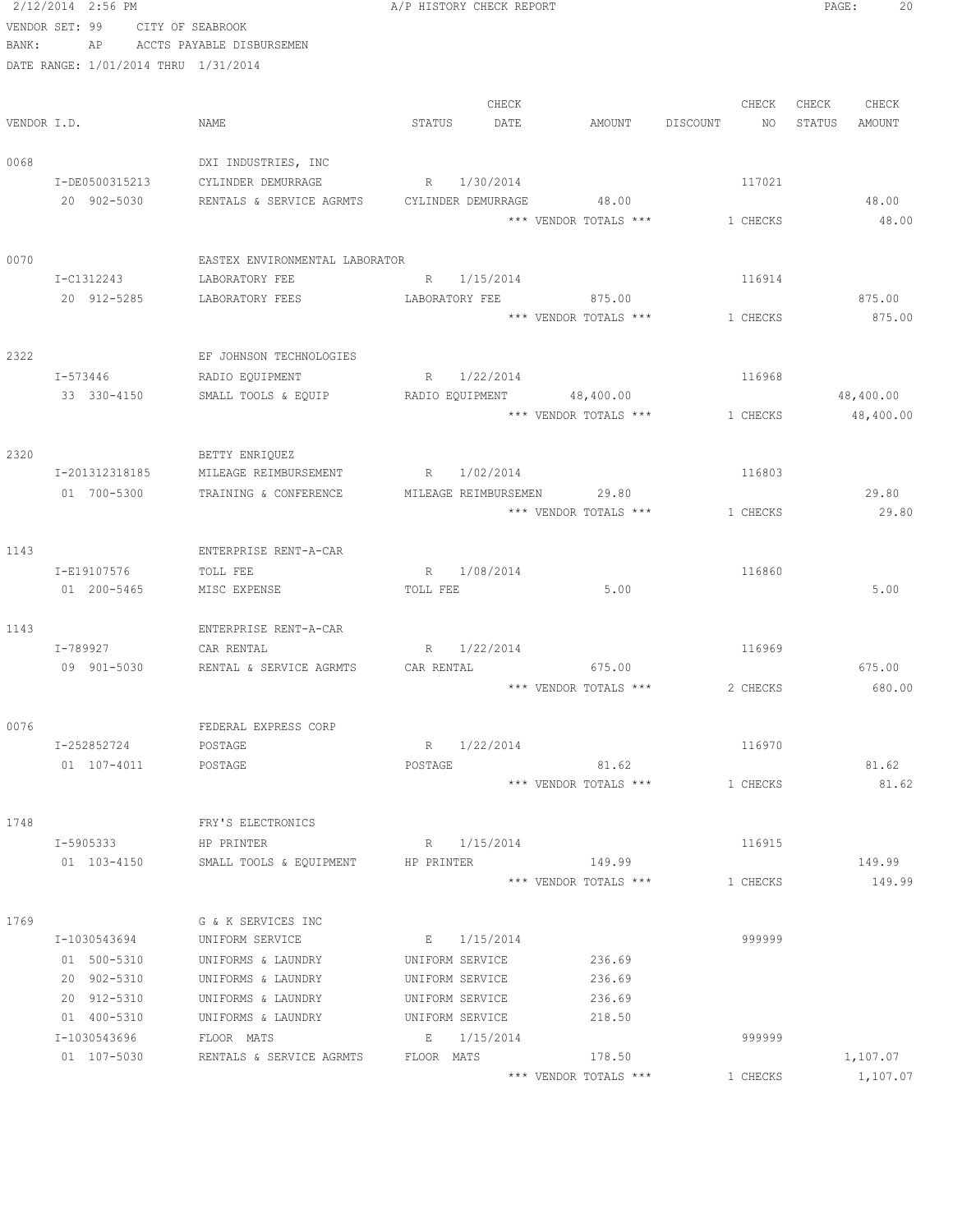2/12/2014 2:56 PM A/P HISTORY CHECK REPORT

VENDOR SET: 99 CITY OF SEABROOK
BANK: AP ACCTS PAYABLE DISBURSEMEN
DATE RANGE: 1/01/2014 THRU 1/31/2014

| VENDOR I.D. | NAME | STATUS | CHECK DATE | AMOUNT | DISCOUNT | CHECK NO | CHECK STATUS | CHECK AMOUNT |
|---|---|---|---|---|---|---|---|---|
| 0068 | DXI INDUSTRIES, INC | | | | | | | |
| I-DE0500315213 | CYLINDER DEMURRAGE | R | 1/30/2014 | | | 117021 | | |
| 20 902-5030 | RENTALS & SERVICE AGRMTS | CYLINDER DEMURRAGE | | 48.00 | | | | 48.00 |
| | | | | *** VENDOR TOTALS *** | | 1 CHECKS | | 48.00 |
| 0070 | EASTEX ENVIRONMENTAL LABORATOR | | | | | | | |
| I-C1312243 | LABORATORY FEE | R | 1/15/2014 | | | 116914 | | |
| 20 912-5285 | LABORATORY FEES | LABORATORY FEE | | 875.00 | | | | 875.00 |
| | | | | *** VENDOR TOTALS *** | | 1 CHECKS | | 875.00 |
| 2322 | EF JOHNSON TECHNOLOGIES | | | | | | | |
| I-573446 | RADIO EQUIPMENT | R | 1/22/2014 | | | 116968 | | |
| 33 330-4150 | SMALL TOOLS & EQUIP | RADIO EQUIPMENT | | 48,400.00 | | | | 48,400.00 |
| | | | | *** VENDOR TOTALS *** | | 1 CHECKS | | 48,400.00 |
| 2320 | BETTY ENRIQUEZ | | | | | | | |
| I-201312318185 | MILEAGE REIMBURSEMENT | R | 1/02/2014 | | | 116803 | | |
| 01 700-5300 | TRAINING & CONFERENCE | MILEAGE REIMBURSEMEN | | 29.80 | | | | 29.80 |
| | | | | *** VENDOR TOTALS *** | | 1 CHECKS | | 29.80 |
| 1143 | ENTERPRISE RENT-A-CAR | | | | | | | |
| I-E19107576 | TOLL FEE | R | 1/08/2014 | | | 116860 | | |
| 01 200-5465 | MISC EXPENSE | TOLL FEE | | 5.00 | | | | 5.00 |
| 1143 | ENTERPRISE RENT-A-CAR | | | | | | | |
| I-789927 | CAR RENTAL | R | 1/22/2014 | | | 116969 | | |
| 09 901-5030 | RENTAL & SERVICE AGRMTS | CAR RENTAL | | 675.00 | | | | 675.00 |
| | | | | *** VENDOR TOTALS *** | | 2 CHECKS | | 680.00 |
| 0076 | FEDERAL EXPRESS CORP | | | | | | | |
| I-252852724 | POSTAGE | R | 1/22/2014 | | | 116970 | | |
| 01 107-4011 | POSTAGE | POSTAGE | | 81.62 | | | | 81.62 |
| | | | | *** VENDOR TOTALS *** | | 1 CHECKS | | 81.62 |
| 1748 | FRY'S ELECTRONICS | | | | | | | |
| I-5905333 | HP PRINTER | R | 1/15/2014 | | | 116915 | | |
| 01 103-4150 | SMALL TOOLS & EQUIPMENT | HP PRINTER | | 149.99 | | | | 149.99 |
| | | | | *** VENDOR TOTALS *** | | 1 CHECKS | | 149.99 |
| 1769 | G & K SERVICES INC | | | | | | | |
| I-1030543694 | UNIFORM SERVICE | E | 1/15/2014 | | | 999999 | | |
| 01 500-5310 | UNIFORMS & LAUNDRY | UNIFORM SERVICE | | 236.69 | | | | |
| 20 902-5310 | UNIFORMS & LAUNDRY | UNIFORM SERVICE | | 236.69 | | | | |
| 20 912-5310 | UNIFORMS & LAUNDRY | UNIFORM SERVICE | | 236.69 | | | | |
| 01 400-5310 | UNIFORMS & LAUNDRY | UNIFORM SERVICE | | 218.50 | | | | |
| I-1030543696 | FLOOR MATS | E | 1/15/2014 | | | 999999 | | |
| 01 107-5030 | RENTALS & SERVICE AGRMTS | FLOOR MATS | | 178.50 | | | | 1,107.07 |
| | | | | *** VENDOR TOTALS *** | | 1 CHECKS | | 1,107.07 |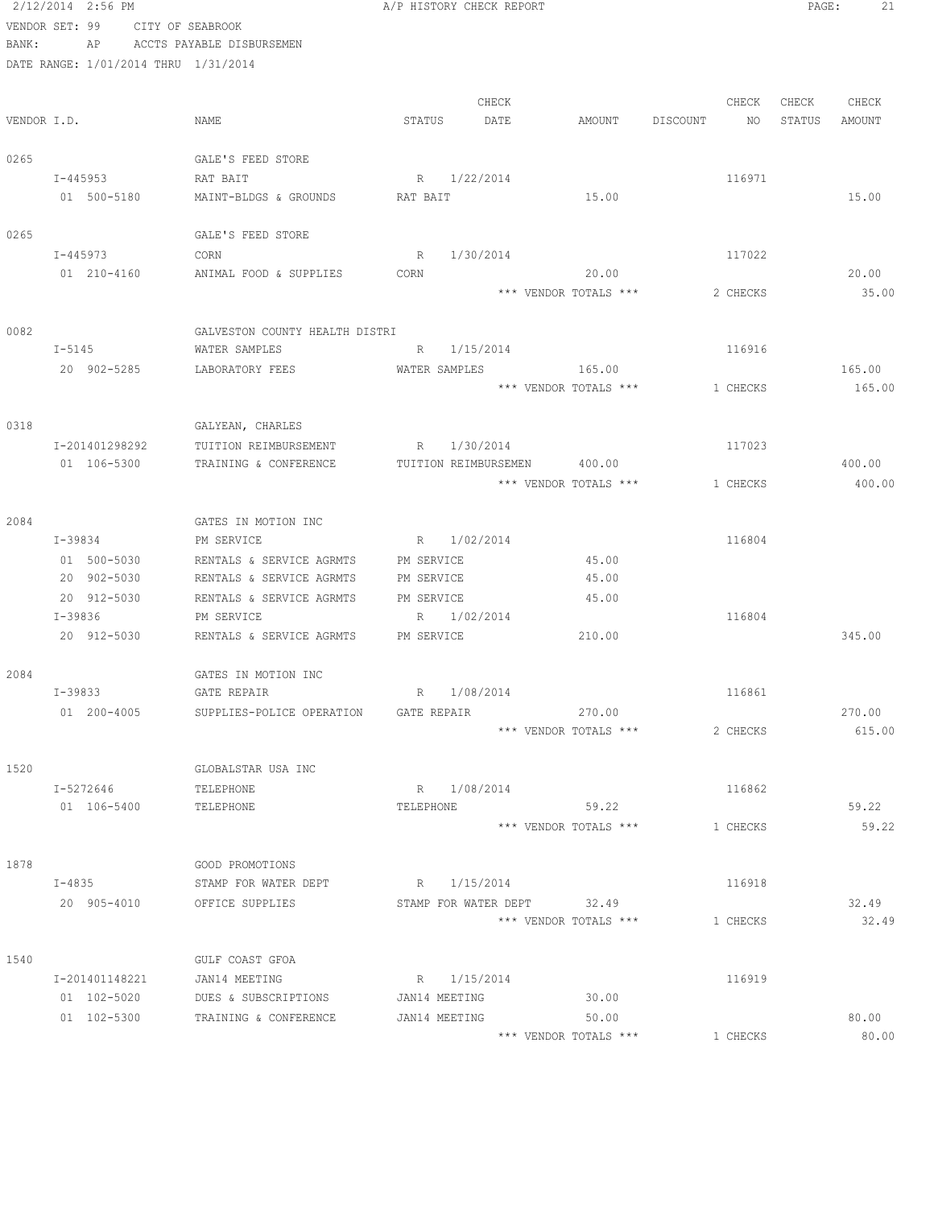2/12/2014 2:56 PM A/P HISTORY CHECK REPORT

VENDOR SET: 99 CITY OF SEABROOK
BANK: AP ACCTS PAYABLE DISBURSEMEN
DATE RANGE: 1/01/2014 THRU 1/31/2014

| VENDOR I.D. | NAME | STATUS | CHECK DATE | AMOUNT | DISCOUNT | CHECK NO | CHECK STATUS | CHECK AMOUNT |
|---|---|---|---|---|---|---|---|---|
| 0265 | GALE'S FEED STORE | | | | | | | |
| I-445953 | RAT BAIT | R | 1/22/2014 | | | 116971 | | |
| 01 500-5180 | MAINT-BLDGS & GROUNDS | RAT BAIT | | 15.00 | | | | 15.00 |
| 0265 | GALE'S FEED STORE | | | | | | | |
| I-445973 | CORN | R | 1/30/2014 | | | 117022 | | |
| 01 210-4160 | ANIMAL FOOD & SUPPLIES | CORN | | 20.00 | | | | 20.00 |
| | | | | *** VENDOR TOTALS *** | | 2 CHECKS | | 35.00 |
| 0082 | GALVESTON COUNTY HEALTH DISTRI | | | | | | | |
| I-5145 | WATER SAMPLES | R | 1/15/2014 | | | 116916 | | |
| 20 902-5285 | LABORATORY FEES | WATER SAMPLES | | 165.00 | | | | 165.00 |
| | | | | *** VENDOR TOTALS *** | | 1 CHECKS | | 165.00 |
| 0318 | GALYEAN, CHARLES | | | | | | | |
| I-201401298292 | TUITION REIMBURSEMENT | R | 1/30/2014 | | | 117023 | | |
| 01 106-5300 | TRAINING & CONFERENCE | TUITION REIMBURSEMEN | | 400.00 | | | | 400.00 |
| | | | | *** VENDOR TOTALS *** | | 1 CHECKS | | 400.00 |
| 2084 | GATES IN MOTION INC | | | | | | | |
| I-39834 | PM SERVICE | R | 1/02/2014 | | | 116804 | | |
| 01 500-5030 | RENTALS & SERVICE AGRMTS | PM SERVICE | | 45.00 | | | | |
| 20 902-5030 | RENTALS & SERVICE AGRMTS | PM SERVICE | | 45.00 | | | | |
| 20 912-5030 | RENTALS & SERVICE AGRMTS | PM SERVICE | | 45.00 | | | | |
| I-39836 | PM SERVICE | R | 1/02/2014 | | | 116804 | | |
| 20 912-5030 | RENTALS & SERVICE AGRMTS | PM SERVICE | | 210.00 | | | | 345.00 |
| 2084 | GATES IN MOTION INC | | | | | | | |
| I-39833 | GATE REPAIR | R | 1/08/2014 | | | 116861 | | |
| 01 200-4005 | SUPPLIES-POLICE OPERATION | GATE REPAIR | | 270.00 | | | | 270.00 |
| | | | | *** VENDOR TOTALS *** | | 2 CHECKS | | 615.00 |
| 1520 | GLOBALSTAR USA INC | | | | | | | |
| I-5272646 | TELEPHONE | R | 1/08/2014 | | | 116862 | | |
| 01 106-5400 | TELEPHONE | TELEPHONE | | 59.22 | | | | 59.22 |
| | | | | *** VENDOR TOTALS *** | | 1 CHECKS | | 59.22 |
| 1878 | GOOD PROMOTIONS | | | | | | | |
| I-4835 | STAMP FOR WATER DEPT | R | 1/15/2014 | | | 116918 | | |
| 20 905-4010 | OFFICE SUPPLIES | STAMP FOR WATER DEPT | | 32.49 | | | | 32.49 |
| | | | | *** VENDOR TOTALS *** | | 1 CHECKS | | 32.49 |
| 1540 | GULF COAST GFOA | | | | | | | |
| I-201401148221 | JAN14 MEETING | R | 1/15/2014 | | | 116919 | | |
| 01 102-5020 | DUES & SUBSCRIPTIONS | JAN14 MEETING | | 30.00 | | | | |
| 01 102-5300 | TRAINING & CONFERENCE | JAN14 MEETING | | 50.00 | | | | 80.00 |
| | | | | *** VENDOR TOTALS *** | | 1 CHECKS | | 80.00 |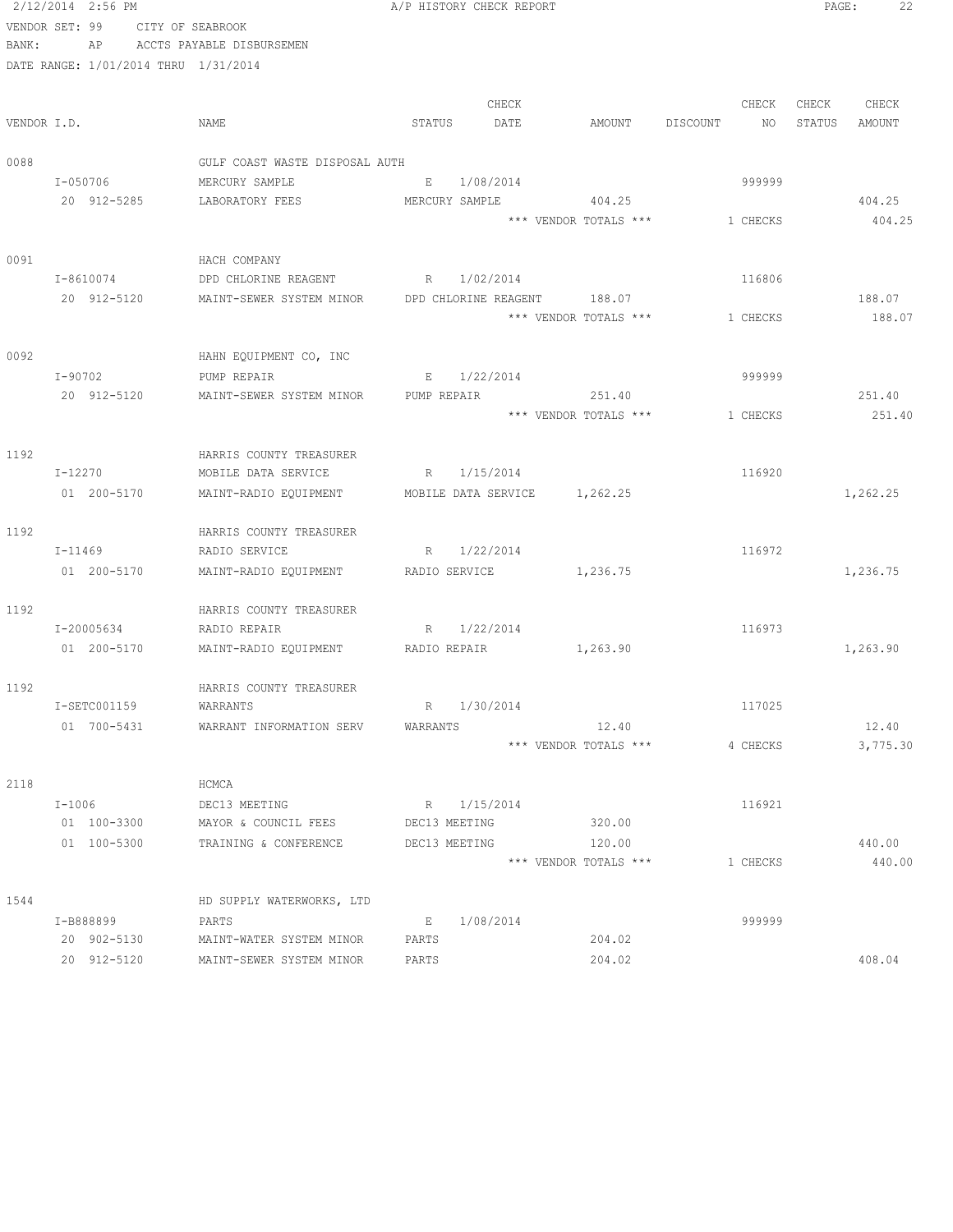A/P HISTORY CHECK REPORT

VENDOR SET: 99 CITY OF SEABROOK
BANK: AP ACCTS PAYABLE DISBURSEMEN
DATE RANGE: 1/01/2014 THRU 1/31/2014

| VENDOR I.D. | NAME | STATUS | CHECK DATE | AMOUNT | DISCOUNT | CHECK NO | CHECK STATUS | CHECK AMOUNT |
|---|---|---|---|---|---|---|---|---|
| 0088 | GULF COAST WASTE DISPOSAL AUTH | | | | | | | |
| I-050706 | MERCURY SAMPLE | E | 1/08/2014 | | | 999999 | | |
| 20 912-5285 | LABORATORY FEES | MERCURY SAMPLE | | 404.25 | | | | 404.25 |
| | | | | *** VENDOR TOTALS *** | | 1 CHECKS | | 404.25 |
| 0091 | HACH COMPANY | | | | | | | |
| I-8610074 | DPD CHLORINE REAGENT | R | 1/02/2014 | | | 116806 | | |
| 20 912-5120 | MAINT-SEWER SYSTEM MINOR | DPD CHLORINE REAGENT | | 188.07 | | | | 188.07 |
| | | | | *** VENDOR TOTALS *** | | 1 CHECKS | | 188.07 |
| 0092 | HAHN EQUIPMENT CO, INC | | | | | | | |
| I-90702 | PUMP REPAIR | E | 1/22/2014 | | | 999999 | | |
| 20 912-5120 | MAINT-SEWER SYSTEM MINOR | PUMP REPAIR | | 251.40 | | | | 251.40 |
| | | | | *** VENDOR TOTALS *** | | 1 CHECKS | | 251.40 |
| 1192 | HARRIS COUNTY TREASURER | | | | | | | |
| I-12270 | MOBILE DATA SERVICE | R | 1/15/2014 | | | 116920 | | |
| 01 200-5170 | MAINT-RADIO EQUIPMENT | MOBILE DATA SERVICE | | 1,262.25 | | | | 1,262.25 |
| 1192 | HARRIS COUNTY TREASURER | | | | | | | |
| I-11469 | RADIO SERVICE | R | 1/22/2014 | | | 116972 | | |
| 01 200-5170 | MAINT-RADIO EQUIPMENT | RADIO SERVICE | | 1,236.75 | | | | 1,236.75 |
| 1192 | HARRIS COUNTY TREASURER | | | | | | | |
| I-20005634 | RADIO REPAIR | R | 1/22/2014 | | | 116973 | | |
| 01 200-5170 | MAINT-RADIO EQUIPMENT | RADIO REPAIR | | 1,263.90 | | | | 1,263.90 |
| 1192 | HARRIS COUNTY TREASURER | | | | | | | |
| I-SETC001159 | WARRANTS | R | 1/30/2014 | | | 117025 | | |
| 01 700-5431 | WARRANT INFORMATION SERV | WARRANTS | | 12.40 | | | | 12.40 |
| | | | | *** VENDOR TOTALS *** | | 4 CHECKS | | 3,775.30 |
| 2118 | HCMCA | | | | | | | |
| I-1006 | DEC13 MEETING | R | 1/15/2014 | | | 116921 | | |
| 01 100-3300 | MAYOR & COUNCIL FEES | DEC13 MEETING | | 320.00 | | | | |
| 01 100-5300 | TRAINING & CONFERENCE | DEC13 MEETING | | 120.00 | | | | 440.00 |
| | | | | *** VENDOR TOTALS *** | | 1 CHECKS | | 440.00 |
| 1544 | HD SUPPLY WATERWORKS, LTD | | | | | | | |
| I-B888899 | PARTS | E | 1/08/2014 | | | 999999 | | |
| 20 902-5130 | MAINT-WATER SYSTEM MINOR | PARTS | | 204.02 | | | | |
| 20 912-5120 | MAINT-SEWER SYSTEM MINOR | PARTS | | 204.02 | | | | 408.04 |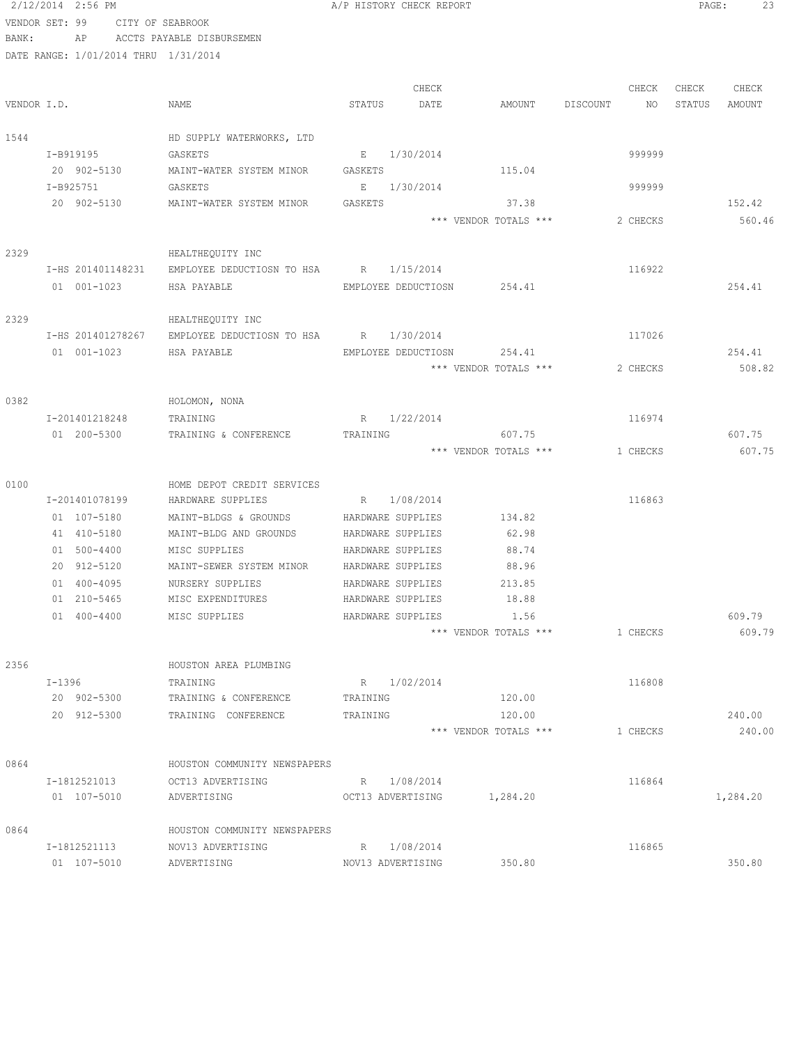2/12/2014 2:56 PM A/P HISTORY CHECK REPORT

VENDOR SET: 99 CITY OF SEABROOK
BANK: AP ACCTS PAYABLE DISBURSEMEN
DATE RANGE: 1/01/2014 THRU 1/31/2014

| VENDOR I.D. | NAME | STATUS | CHECK DATE | AMOUNT | DISCOUNT | CHECK NO | CHECK STATUS | CHECK AMOUNT |
|---|---|---|---|---|---|---|---|---|
| 1544 | HD SUPPLY WATERWORKS, LTD | | | | | | | |
| I-B919195 | GASKETS | E | 1/30/2014 | | | 999999 | | |
| 20 902-5130 | MAINT-WATER SYSTEM MINOR | GASKETS | | 115.04 | | | | |
| I-B925751 | GASKETS | E | 1/30/2014 | | | 999999 | | |
| 20 902-5130 | MAINT-WATER SYSTEM MINOR | GASKETS | | 37.38 | | | | 152.42 |
| | | | | *** VENDOR TOTALS *** | | 2 CHECKS | | 560.46 |
| 2329 | HEALTHEQUITY INC | | | | | | | |
| I-HS 201401148231 | EMPLOYEE DEDUCTIOSN TO HSA | R | 1/15/2014 | | | 116922 | | |
| 01 001-1023 | HSA PAYABLE | EMPLOYEE DEDUCTIOSN | | 254.41 | | | | 254.41 |
| 2329 | HEALTHEQUITY INC | | | | | | | |
| I-HS 201401278267 | EMPLOYEE DEDUCTIOSN TO HSA | R | 1/30/2014 | | | 117026 | | |
| 01 001-1023 | HSA PAYABLE | EMPLOYEE DEDUCTIOSN | | 254.41 | | | | 254.41 |
| | | | | *** VENDOR TOTALS *** | | 2 CHECKS | | 508.82 |
| 0382 | HOLOMON, NONA | | | | | | | |
| I-201401218248 | TRAINING | R | 1/22/2014 | | | 116974 | | |
| 01 200-5300 | TRAINING & CONFERENCE | TRAINING | | 607.75 | | | | 607.75 |
| | | | | *** VENDOR TOTALS *** | | 1 CHECKS | | 607.75 |
| 0100 | HOME DEPOT CREDIT SERVICES | | | | | | | |
| I-201401078199 | HARDWARE SUPPLIES | R | 1/08/2014 | | | 116863 | | |
| 01 107-5180 | MAINT-BLDGS & GROUNDS | HARDWARE SUPPLIES | | 134.82 | | | | |
| 41 410-5180 | MAINT-BLDG AND GROUNDS | HARDWARE SUPPLIES | | 62.98 | | | | |
| 01 500-4400 | MISC SUPPLIES | HARDWARE SUPPLIES | | 88.74 | | | | |
| 20 912-5120 | MAINT-SEWER SYSTEM MINOR | HARDWARE SUPPLIES | | 88.96 | | | | |
| 01 400-4095 | NURSERY SUPPLIES | HARDWARE SUPPLIES | | 213.85 | | | | |
| 01 210-5465 | MISC EXPENDITURES | HARDWARE SUPPLIES | | 18.88 | | | | |
| 01 400-4400 | MISC SUPPLIES | HARDWARE SUPPLIES | | 1.56 | | | | 609.79 |
| | | | | *** VENDOR TOTALS *** | | 1 CHECKS | | 609.79 |
| 2356 | HOUSTON AREA PLUMBING | | | | | | | |
| I-1396 | TRAINING | R | 1/02/2014 | | | 116808 | | |
| 20 902-5300 | TRAINING & CONFERENCE | TRAINING | | 120.00 | | | | |
| 20 912-5300 | TRAINING CONFERENCE | TRAINING | | 120.00 | | | | 240.00 |
| | | | | *** VENDOR TOTALS *** | | 1 CHECKS | | 240.00 |
| 0864 | HOUSTON COMMUNITY NEWSPAPERS | | | | | | | |
| I-1812521013 | OCT13 ADVERTISING | R | 1/08/2014 | | | 116864 | | |
| 01 107-5010 | ADVERTISING | OCT13 ADVERTISING | | 1,284.20 | | | | 1,284.20 |
| 0864 | HOUSTON COMMUNITY NEWSPAPERS | | | | | | | |
| I-1812521113 | NOV13 ADVERTISING | R | 1/08/2014 | | | 116865 | | |
| 01 107-5010 | ADVERTISING | NOV13 ADVERTISING | | 350.80 | | | | 350.80 |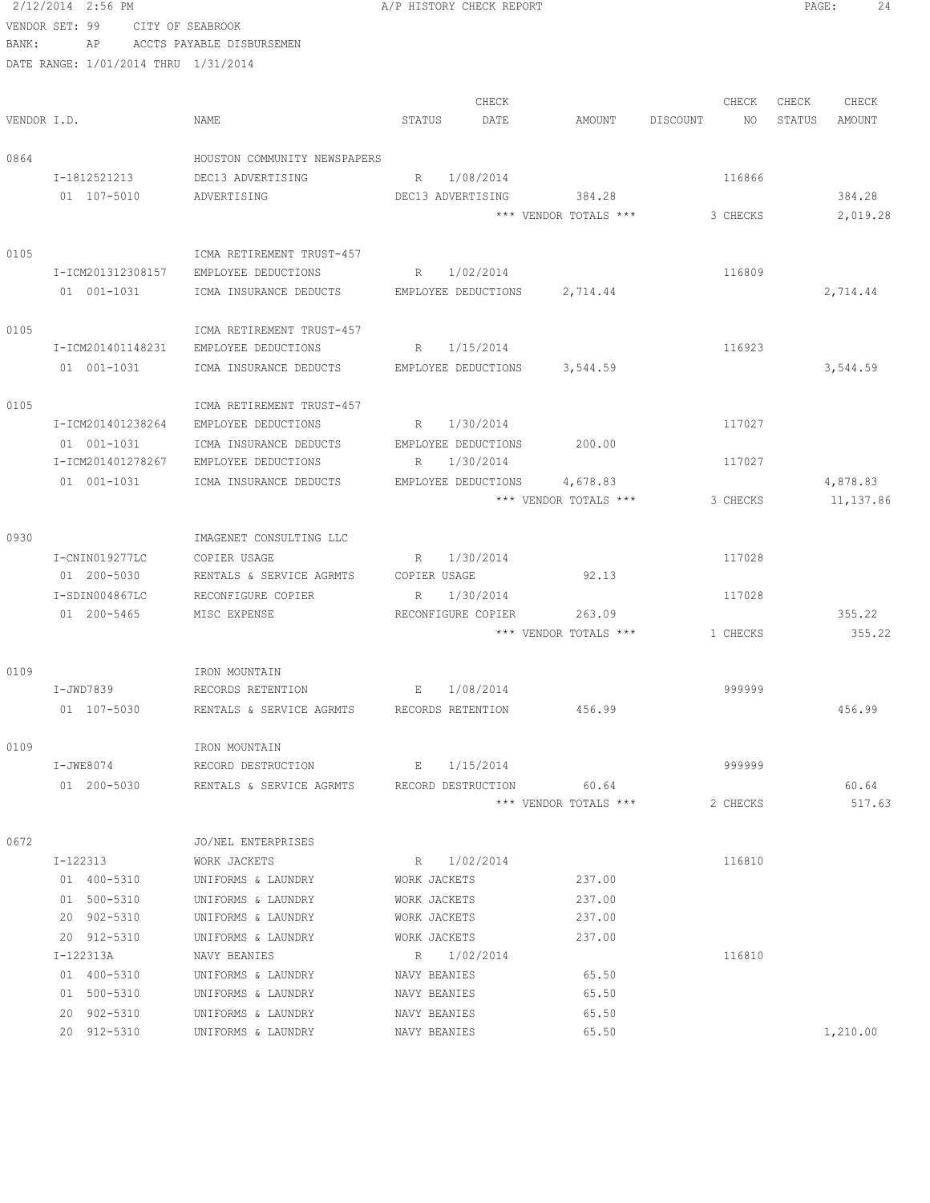2/12/2014 2:56 PM A/P HISTORY CHECK REPORT

VENDOR SET: 99 CITY OF SEABROOK
BANK: AP ACCTS PAYABLE DISBURSEMEN
DATE RANGE: 1/01/2014 THRU 1/31/2014

| VENDOR I.D. | NAME | STATUS | CHECK DATE | AMOUNT | DISCOUNT | CHECK NO | CHECK STATUS | CHECK AMOUNT |
|---|---|---|---|---|---|---|---|---|
| 0864 | HOUSTON COMMUNITY NEWSPAPERS | | | | | | | |
| I-1812521213 | DEC13 ADVERTISING | R | 1/08/2014 | | | 116866 | | |
| 01 107-5010 | ADVERTISING | DEC13 ADVERTISING | | 384.28 | | | | 384.28 |
| | | | | *** VENDOR TOTALS *** | | 3 CHECKS | | 2,019.28 |
| 0105 | ICMA RETIREMENT TRUST-457 | | | | | | | |
| I-ICM201312308157 | EMPLOYEE DEDUCTIONS | R | 1/02/2014 | | | 116809 | | |
| 01 001-1031 | ICMA INSURANCE DEDUCTS | EMPLOYEE DEDUCTIONS | | 2,714.44 | | | | 2,714.44 |
| 0105 | ICMA RETIREMENT TRUST-457 | | | | | | | |
| I-ICM201401148231 | EMPLOYEE DEDUCTIONS | R | 1/15/2014 | | | 116923 | | |
| 01 001-1031 | ICMA INSURANCE DEDUCTS | EMPLOYEE DEDUCTIONS | | 3,544.59 | | | | 3,544.59 |
| 0105 | ICMA RETIREMENT TRUST-457 | | | | | | | |
| I-ICM201401238264 | EMPLOYEE DEDUCTIONS | R | 1/30/2014 | | | 117027 | | |
| 01 001-1031 | ICMA INSURANCE DEDUCTS | EMPLOYEE DEDUCTIONS | | 200.00 | | | | |
| I-ICM201401278267 | EMPLOYEE DEDUCTIONS | R | 1/30/2014 | | | 117027 | | |
| 01 001-1031 | ICMA INSURANCE DEDUCTS | EMPLOYEE DEDUCTIONS | | 4,678.83 | | | | 4,878.83 |
| | | | | *** VENDOR TOTALS *** | | 3 CHECKS | | 11,137.86 |
| 0930 | IMAGENET CONSULTING LLC | | | | | | | |
| I-CNIN019277LC | COPIER USAGE | R | 1/30/2014 | | | 117028 | | |
| 01 200-5030 | RENTALS & SERVICE AGRMTS | COPIER USAGE | | 92.13 | | | | |
| I-SDIN004867LC | RECONFIGURE COPIER | R | 1/30/2014 | | | 117028 | | |
| 01 200-5465 | MISC EXPENSE | RECONFIGURE COPIER | | 263.09 | | | | 355.22 |
| | | | | *** VENDOR TOTALS *** | | 1 CHECKS | | 355.22 |
| 0109 | IRON MOUNTAIN | | | | | | | |
| I-JWD7839 | RECORDS RETENTION | E | 1/08/2014 | | | 999999 | | |
| 01 107-5030 | RENTALS & SERVICE AGRMTS | RECORDS RETENTION | | 456.99 | | | | 456.99 |
| 0109 | IRON MOUNTAIN | | | | | | | |
| I-JWE8074 | RECORD DESTRUCTION | E | 1/15/2014 | | | 999999 | | |
| 01 200-5030 | RENTALS & SERVICE AGRMTS | RECORD DESTRUCTION | | 60.64 | | | | 60.64 |
| | | | | *** VENDOR TOTALS *** | | 2 CHECKS | | 517.63 |
| 0672 | JO/NEL ENTERPRISES | | | | | | | |
| I-122313 | WORK JACKETS | R | 1/02/2014 | | | 116810 | | |
| 01 400-5310 | UNIFORMS & LAUNDRY | WORK JACKETS | | 237.00 | | | | |
| 01 500-5310 | UNIFORMS & LAUNDRY | WORK JACKETS | | 237.00 | | | | |
| 20 902-5310 | UNIFORMS & LAUNDRY | WORK JACKETS | | 237.00 | | | | |
| 20 912-5310 | UNIFORMS & LAUNDRY | WORK JACKETS | | 237.00 | | | | |
| I-122313A | NAVY BEANIES | R | 1/02/2014 | | | 116810 | | |
| 01 400-5310 | UNIFORMS & LAUNDRY | NAVY BEANIES | | 65.50 | | | | |
| 01 500-5310 | UNIFORMS & LAUNDRY | NAVY BEANIES | | 65.50 | | | | |
| 20 902-5310 | UNIFORMS & LAUNDRY | NAVY BEANIES | | 65.50 | | | | |
| 20 912-5310 | UNIFORMS & LAUNDRY | NAVY BEANIES | | 65.50 | | | | 1,210.00 |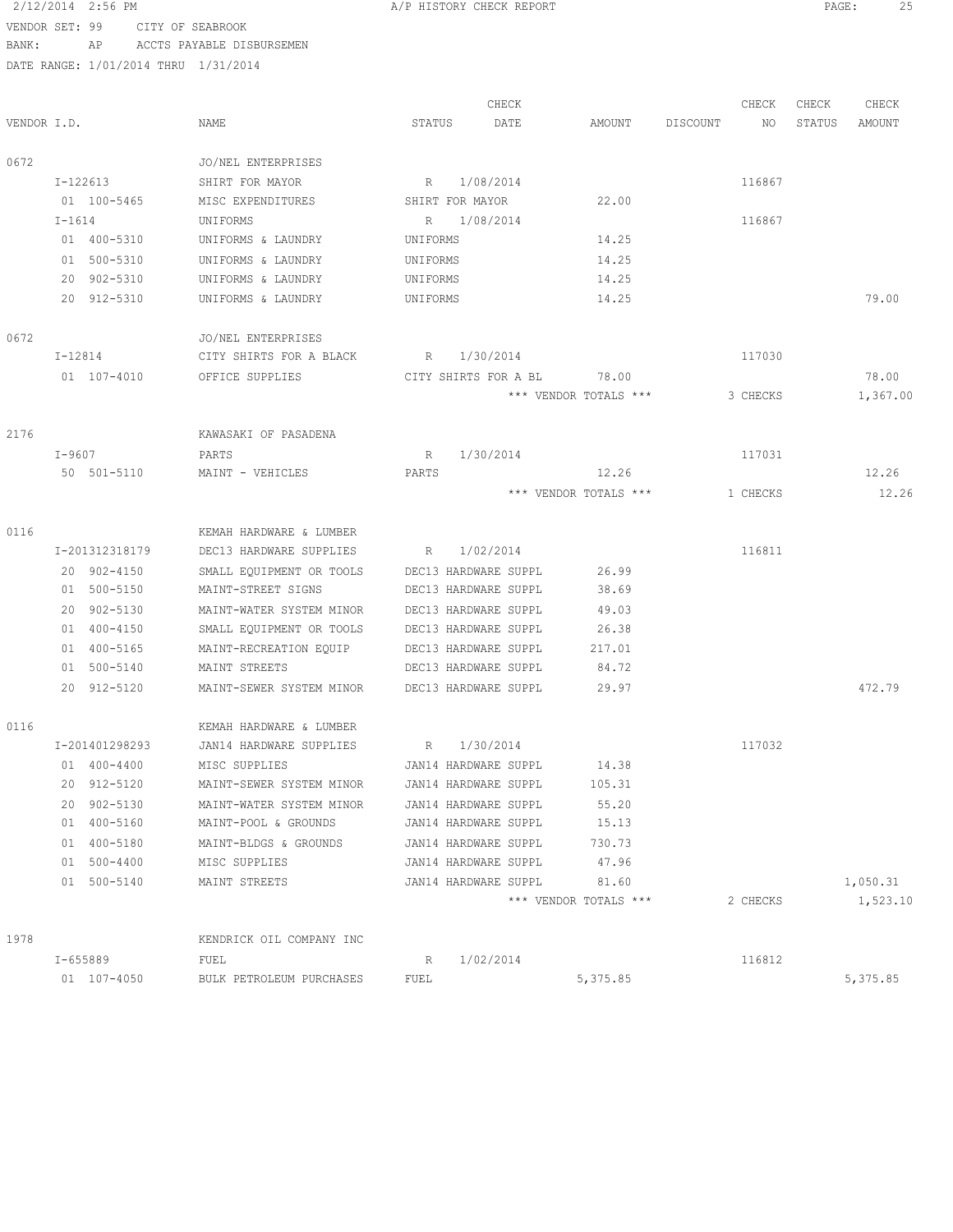VENDOR SET: 99 CITY OF SEABROOK
BANK: AP ACCTS PAYABLE DISBURSEMEN
DATE RANGE: 1/01/2014 THRU 1/31/2014

| VENDOR I.D. | NAME | STATUS | CHECK DATE | AMOUNT | DISCOUNT | CHECK NO | CHECK STATUS | CHECK AMOUNT |
|---|---|---|---|---|---|---|---|---|
| 0672 | JO/NEL ENTERPRISES | | | | | | | |
| I-122613 | SHIRT FOR MAYOR | R | 1/08/2014 | | | 116867 | | |
| 01 100-5465 | MISC EXPENDITURES | SHIRT FOR MAYOR | | 22.00 | | | | |
| I-1614 | UNIFORMS | R | 1/08/2014 | | | 116867 | | |
| 01 400-5310 | UNIFORMS & LAUNDRY | UNIFORMS | | 14.25 | | | | |
| 01 500-5310 | UNIFORMS & LAUNDRY | UNIFORMS | | 14.25 | | | | |
| 20 902-5310 | UNIFORMS & LAUNDRY | UNIFORMS | | 14.25 | | | | |
| 20 912-5310 | UNIFORMS & LAUNDRY | UNIFORMS | | 14.25 | | | | 79.00 |
| 0672 | JO/NEL ENTERPRISES | | | | | | | |
| I-12814 | CITY SHIRTS FOR A BLACK | R | 1/30/2014 | | | 117030 | | |
| 01 107-4010 | OFFICE SUPPLIES | CITY SHIRTS FOR A BL | | 78.00 | | | | 78.00 |
| | | | | *** VENDOR TOTALS *** | | 3 CHECKS | | 1,367.00 |
| 2176 | KAWASAKI OF PASADENA | | | | | | | |
| I-9607 | PARTS | R | 1/30/2014 | | | 117031 | | |
| 50 501-5110 | MAINT - VEHICLES | PARTS | | 12.26 | | | | 12.26 |
| | | | | *** VENDOR TOTALS *** | | 1 CHECKS | | 12.26 |
| 0116 | KEMAH HARDWARE & LUMBER | | | | | | | |
| I-201312318179 | DEC13 HARDWARE SUPPLIES | R | 1/02/2014 | | | 116811 | | |
| 20 902-4150 | SMALL EQUIPMENT OR TOOLS | DEC13 HARDWARE SUPPL | | 26.99 | | | | |
| 01 500-5150 | MAINT-STREET SIGNS | DEC13 HARDWARE SUPPL | | 38.69 | | | | |
| 20 902-5130 | MAINT-WATER SYSTEM MINOR | DEC13 HARDWARE SUPPL | | 49.03 | | | | |
| 01 400-4150 | SMALL EQUIPMENT OR TOOLS | DEC13 HARDWARE SUPPL | | 26.38 | | | | |
| 01 400-5165 | MAINT-RECREATION EQUIP | DEC13 HARDWARE SUPPL | | 217.01 | | | | |
| 01 500-5140 | MAINT STREETS | DEC13 HARDWARE SUPPL | | 84.72 | | | | |
| 20 912-5120 | MAINT-SEWER SYSTEM MINOR | DEC13 HARDWARE SUPPL | | 29.97 | | | | 472.79 |
| 0116 | KEMAH HARDWARE & LUMBER | | | | | | | |
| I-201401298293 | JAN14 HARDWARE SUPPLIES | R | 1/30/2014 | | | 117032 | | |
| 01 400-4400 | MISC SUPPLIES | JAN14 HARDWARE SUPPL | | 14.38 | | | | |
| 20 912-5120 | MAINT-SEWER SYSTEM MINOR | JAN14 HARDWARE SUPPL | | 105.31 | | | | |
| 20 902-5130 | MAINT-WATER SYSTEM MINOR | JAN14 HARDWARE SUPPL | | 55.20 | | | | |
| 01 400-5160 | MAINT-POOL & GROUNDS | JAN14 HARDWARE SUPPL | | 15.13 | | | | |
| 01 400-5180 | MAINT-BLDGS & GROUNDS | JAN14 HARDWARE SUPPL | | 730.73 | | | | |
| 01 500-4400 | MISC SUPPLIES | JAN14 HARDWARE SUPPL | | 47.96 | | | | |
| 01 500-5140 | MAINT STREETS | JAN14 HARDWARE SUPPL | | 81.60 | | | | 1,050.31 |
| | | | | *** VENDOR TOTALS *** | | 2 CHECKS | | 1,523.10 |
| 1978 | KENDRICK OIL COMPANY INC | | | | | | | |
| I-655889 | FUEL | R | 1/02/2014 | | | 116812 | | |
| 01 107-4050 | BULK PETROLEUM PURCHASES | FUEL | | 5,375.85 | | | | 5,375.85 |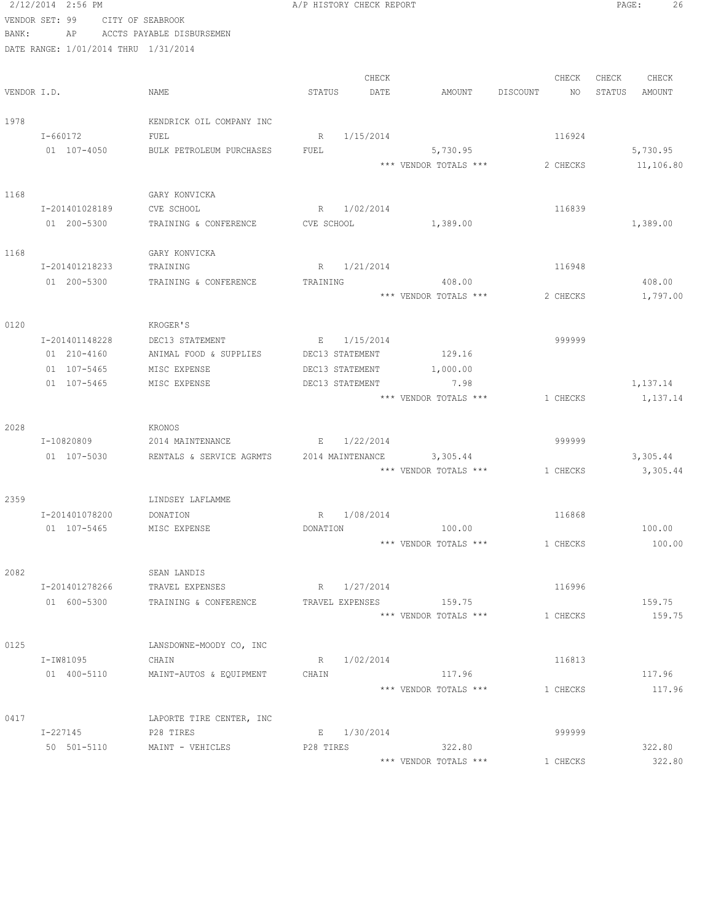2/12/2014 2:56 PM A/P HISTORY CHECK REPORT

VENDOR SET: 99 CITY OF SEABROOK
BANK: AP ACCTS PAYABLE DISBURSEMEN
DATE RANGE: 1/01/2014 THRU 1/31/2014

| VENDOR I.D. | NAME | STATUS | CHECK DATE | AMOUNT | DISCOUNT | CHECK NO | CHECK STATUS | CHECK AMOUNT |
|---|---|---|---|---|---|---|---|---|
| 1978 | KENDRICK OIL COMPANY INC | | | | | | | |
| I-660172 | FUEL | R | 1/15/2014 | | | 116924 | | |
| 01 107-4050 | BULK PETROLEUM PURCHASES | FUEL | | 5,730.95 | | | | 5,730.95 |
| | | | | *** VENDOR TOTALS *** | | 2 CHECKS | | 11,106.80 |
| 1168 | GARY KONVICKA | | | | | | | |
| I-201401028189 | CVE SCHOOL | R | 1/02/2014 | | | 116839 | | |
| 01 200-5300 | TRAINING & CONFERENCE | CVE SCHOOL | | 1,389.00 | | | | 1,389.00 |
| 1168 | GARY KONVICKA | | | | | | | |
| I-201401218233 | TRAINING | R | 1/21/2014 | | | 116948 | | |
| 01 200-5300 | TRAINING & CONFERENCE | TRAINING | | 408.00 | | | | 408.00 |
| | | | | *** VENDOR TOTALS *** | | 2 CHECKS | | 1,797.00 |
| 0120 | KROGER'S | | | | | | | |
| I-201401148228 | DEC13 STATEMENT | E | 1/15/2014 | | | 999999 | | |
| 01 210-4160 | ANIMAL FOOD & SUPPLIES | DEC13 STATEMENT | | 129.16 | | | | |
| 01 107-5465 | MISC EXPENSE | DEC13 STATEMENT | | 1,000.00 | | | | |
| 01 107-5465 | MISC EXPENSE | DEC13 STATEMENT | | 7.98 | | | | 1,137.14 |
| | | | | *** VENDOR TOTALS *** | | 1 CHECKS | | 1,137.14 |
| 2028 | KRONOS | | | | | | | |
| I-10820809 | 2014 MAINTENANCE | E | 1/22/2014 | | | 999999 | | |
| 01 107-5030 | RENTALS & SERVICE AGRMTS | 2014 MAINTENANCE | | 3,305.44 | | | | 3,305.44 |
| | | | | *** VENDOR TOTALS *** | | 1 CHECKS | | 3,305.44 |
| 2359 | LINDSEY LAFLAMME | | | | | | | |
| I-201401078200 | DONATION | R | 1/08/2014 | | | 116868 | | |
| 01 107-5465 | MISC EXPENSE | DONATION | | 100.00 | | | | 100.00 |
| | | | | *** VENDOR TOTALS *** | | 1 CHECKS | | 100.00 |
| 2082 | SEAN LANDIS | | | | | | | |
| I-201401278266 | TRAVEL EXPENSES | R | 1/27/2014 | | | 116996 | | |
| 01 600-5300 | TRAINING & CONFERENCE | TRAVEL EXPENSES | | 159.75 | | | | 159.75 |
| | | | | *** VENDOR TOTALS *** | | 1 CHECKS | | 159.75 |
| 0125 | LANSDOWNE-MOODY CO, INC | | | | | | | |
| I-IW81095 | CHAIN | R | 1/02/2014 | | | 116813 | | |
| 01 400-5110 | MAINT-AUTOS & EQUIPMENT | CHAIN | | 117.96 | | | | 117.96 |
| | | | | *** VENDOR TOTALS *** | | 1 CHECKS | | 117.96 |
| 0417 | LAPORTE TIRE CENTER, INC | | | | | | | |
| I-227145 | P28 TIRES | E | 1/30/2014 | | | 999999 | | |
| 50 501-5110 | MAINT - VEHICLES | P28 TIRES | | 322.80 | | | | 322.80 |
| | | | | *** VENDOR TOTALS *** | | 1 CHECKS | | 322.80 |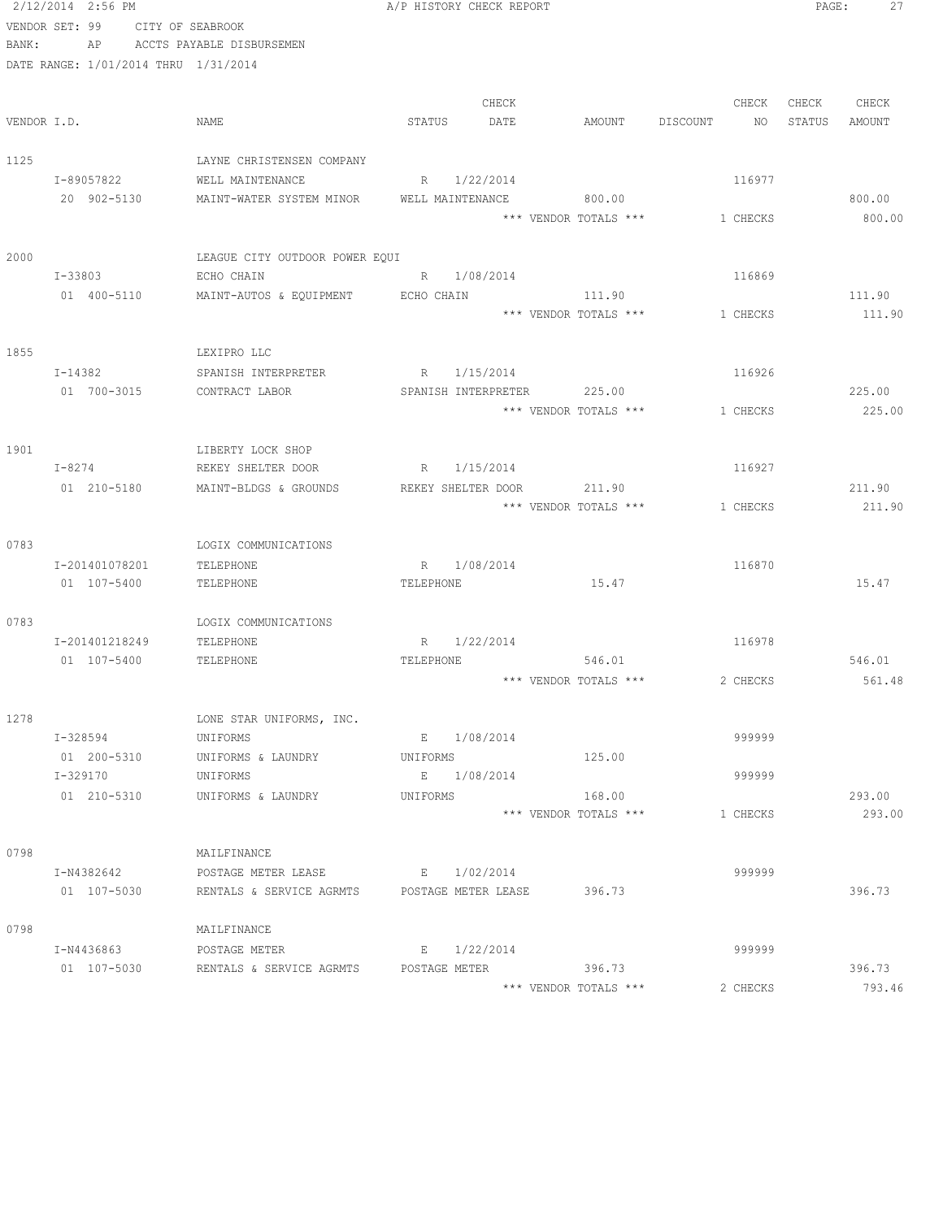2/12/2014 2:56 PM A/P HISTORY CHECK REPORT

VENDOR SET: 99 CITY OF SEABROOK
BANK: AP ACCTS PAYABLE DISBURSEMEN
DATE RANGE: 1/01/2014 THRU 1/31/2014

| VENDOR I.D. | NAME | STATUS | CHECK DATE | AMOUNT | DISCOUNT | CHECK NO | CHECK STATUS | CHECK AMOUNT |
|---|---|---|---|---|---|---|---|---|
| 1125 | LAYNE CHRISTENSEN COMPANY | | | | | | | |
| I-89057822 | WELL MAINTENANCE | R | 1/22/2014 | | | 116977 | | |
| 20 902-5130 | MAINT-WATER SYSTEM MINOR | WELL MAINTENANCE | | 800.00 | | | | 800.00 |
| | | | | *** VENDOR TOTALS *** | | 1 CHECKS | | 800.00 |
| 2000 | LEAGUE CITY OUTDOOR POWER EQUI | | | | | | | |
| I-33803 | ECHO CHAIN | R | 1/08/2014 | | | 116869 | | |
| 01 400-5110 | MAINT-AUTOS & EQUIPMENT | ECHO CHAIN | | 111.90 | | | | 111.90 |
| | | | | *** VENDOR TOTALS *** | | 1 CHECKS | | 111.90 |
| 1855 | LEXIPRO LLC | | | | | | | |
| I-14382 | SPANISH INTERPRETER | R | 1/15/2014 | | | 116926 | | |
| 01 700-3015 | CONTRACT LABOR | SPANISH INTERPRETER | | 225.00 | | | | 225.00 |
| | | | | *** VENDOR TOTALS *** | | 1 CHECKS | | 225.00 |
| 1901 | LIBERTY LOCK SHOP | | | | | | | |
| I-8274 | REKEY SHELTER DOOR | R | 1/15/2014 | | | 116927 | | |
| 01 210-5180 | MAINT-BLDGS & GROUNDS | REKEY SHELTER DOOR | | 211.90 | | | | 211.90 |
| | | | | *** VENDOR TOTALS *** | | 1 CHECKS | | 211.90 |
| 0783 | LOGIX COMMUNICATIONS | | | | | | | |
| I-201401078201 | TELEPHONE | R | 1/08/2014 | | | 116870 | | |
| 01 107-5400 | TELEPHONE | TELEPHONE | | 15.47 | | | | 15.47 |
| 0783 | LOGIX COMMUNICATIONS | | | | | | | |
| I-201401218249 | TELEPHONE | R | 1/22/2014 | | | 116978 | | |
| 01 107-5400 | TELEPHONE | TELEPHONE | | 546.01 | | | | 546.01 |
| | | | | *** VENDOR TOTALS *** | | 2 CHECKS | | 561.48 |
| 1278 | LONE STAR UNIFORMS, INC. | | | | | | | |
| I-328594 | UNIFORMS | E | 1/08/2014 | | | 999999 | | |
| 01 200-5310 | UNIFORMS & LAUNDRY | UNIFORMS | | 125.00 | | | | |
| I-329170 | UNIFORMS | E | 1/08/2014 | | | 999999 | | |
| 01 210-5310 | UNIFORMS & LAUNDRY | UNIFORMS | | 168.00 | | | | 293.00 |
| | | | | *** VENDOR TOTALS *** | | 1 CHECKS | | 293.00 |
| 0798 | MAILFINANCE | | | | | | | |
| I-N4382642 | POSTAGE METER LEASE | E | 1/02/2014 | | | 999999 | | |
| 01 107-5030 | RENTALS & SERVICE AGRMTS | POSTAGE METER LEASE | | 396.73 | | | | 396.73 |
| 0798 | MAILFINANCE | | | | | | | |
| I-N4436863 | POSTAGE METER | E | 1/22/2014 | | | 999999 | | |
| 01 107-5030 | RENTALS & SERVICE AGRMTS | POSTAGE METER | | 396.73 | | | | 396.73 |
| | | | | *** VENDOR TOTALS *** | | 2 CHECKS | | 793.46 |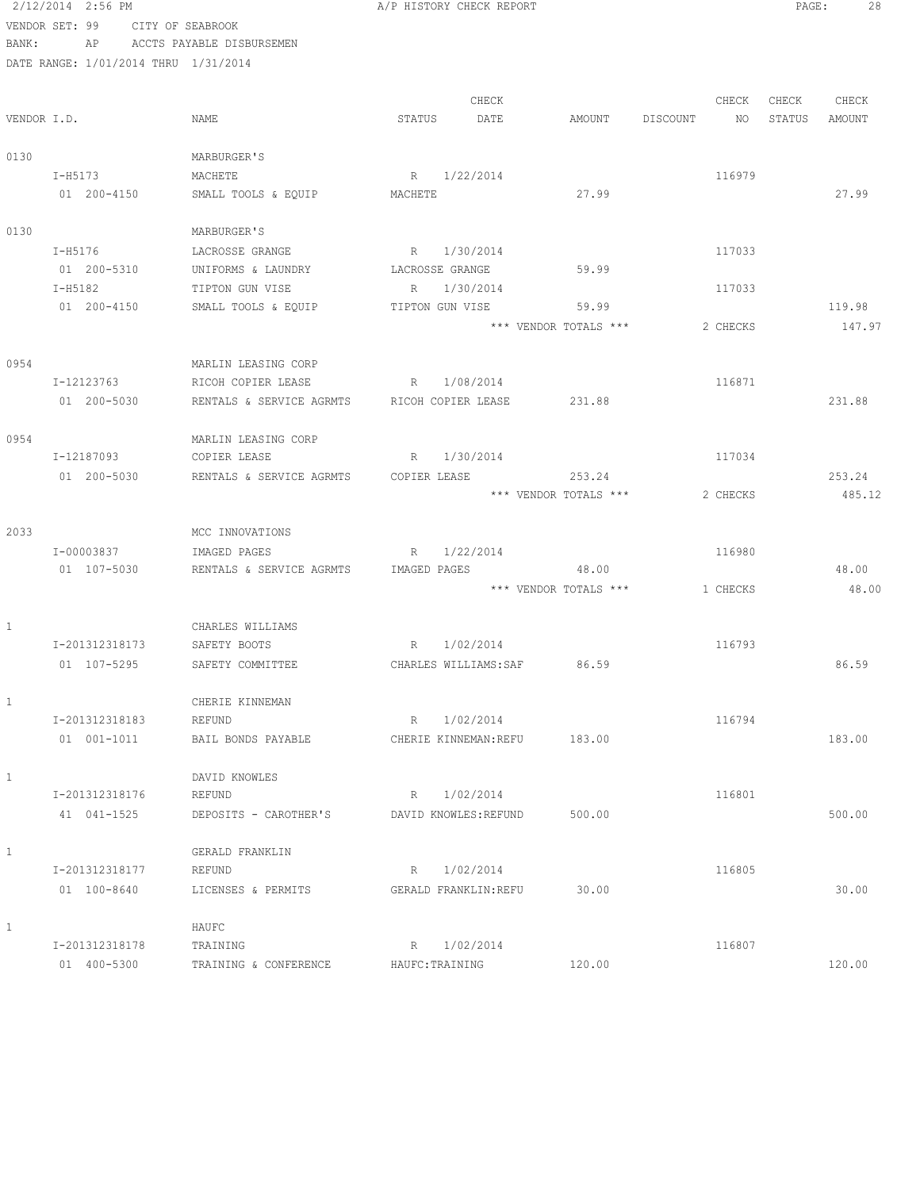2/12/2014 2:56 PM A/P HISTORY CHECK REPORT

VENDOR SET: 99 CITY OF SEABROOK
BANK: AP ACCTS PAYABLE DISBURSEMEN
DATE RANGE: 1/01/2014 THRU 1/31/2014

| VENDOR I.D. | NAME | STATUS | CHECK DATE | AMOUNT | DISCOUNT | CHECK NO | CHECK STATUS | CHECK AMOUNT |
|---|---|---|---|---|---|---|---|---|
| 0130 | MARBURGER'S | | | | | | | |
| I-H5173 | MACHETE | R | 1/22/2014 | | | 116979 | | |
| 01 200-4150 | SMALL TOOLS & EQUIP | MACHETE | | 27.99 | | | | 27.99 |
| 0130 | MARBURGER'S | | | | | | | |
| I-H5176 | LACROSSE GRANGE | R | 1/30/2014 | | | 117033 | | |
| 01 200-5310 | UNIFORMS & LAUNDRY | LACROSSE GRANGE | | 59.99 | | | | |
| I-H5182 | TIPTON GUN VISE | R | 1/30/2014 | | | 117033 | | |
| 01 200-4150 | SMALL TOOLS & EQUIP | TIPTON GUN VISE | | 59.99 | | | | 119.98 |
| | | | | *** VENDOR TOTALS *** | | 2 CHECKS | | 147.97 |
| 0954 | MARLIN LEASING CORP | | | | | | | |
| I-12123763 | RICOH COPIER LEASE | R | 1/08/2014 | | | 116871 | | |
| 01 200-5030 | RENTALS & SERVICE AGRMTS | RICOH COPIER LEASE | | 231.88 | | | | 231.88 |
| 0954 | MARLIN LEASING CORP | | | | | | | |
| I-12187093 | COPIER LEASE | R | 1/30/2014 | | | 117034 | | |
| 01 200-5030 | RENTALS & SERVICE AGRMTS | COPIER LEASE | | 253.24 | | | | 253.24 |
| | | | | *** VENDOR TOTALS *** | | 2 CHECKS | | 485.12 |
| 2033 | MCC INNOVATIONS | | | | | | | |
| I-00003837 | IMAGED PAGES | R | 1/22/2014 | | | 116980 | | |
| 01 107-5030 | RENTALS & SERVICE AGRMTS | IMAGED PAGES | | 48.00 | | | | 48.00 |
| | | | | *** VENDOR TOTALS *** | | 1 CHECKS | | 48.00 |
| 1 | CHARLES WILLIAMS | | | | | | | |
| I-201312318173 | SAFETY BOOTS | R | 1/02/2014 | | | 116793 | | |
| 01 107-5295 | SAFETY COMMITTEE | CHARLES WILLIAMS:SAF | | 86.59 | | | | 86.59 |
| 1 | CHERIE KINNEMAN | | | | | | | |
| I-201312318183 | REFUND | R | 1/02/2014 | | | 116794 | | |
| 01 001-1011 | BAIL BONDS PAYABLE | CHERIE KINNEMAN:REFU | | 183.00 | | | | 183.00 |
| 1 | DAVID KNOWLES | | | | | | | |
| I-201312318176 | REFUND | R | 1/02/2014 | | | 116801 | | |
| 41 041-1525 | DEPOSITS - CAROTHER'S | DAVID KNOWLES:REFUND | | 500.00 | | | | 500.00 |
| 1 | GERALD FRANKLIN | | | | | | | |
| I-201312318177 | REFUND | R | 1/02/2014 | | | 116805 | | |
| 01 100-8640 | LICENSES & PERMITS | GERALD FRANKLIN:REFU | | 30.00 | | | | 30.00 |
| 1 | HAUFC | | | | | | | |
| I-201312318178 | TRAINING | R | 1/02/2014 | | | 116807 | | |
| 01 400-5300 | TRAINING & CONFERENCE | HAUFC:TRAINING | | 120.00 | | | | 120.00 |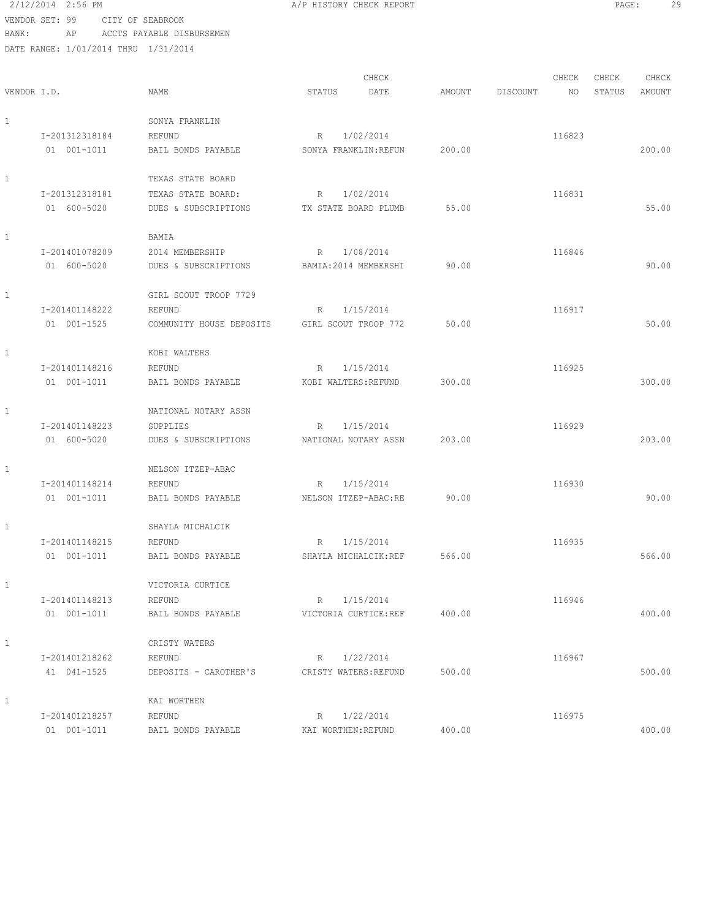2/12/2014 2:56 PM A/P HISTORY CHECK REPORT

VENDOR SET: 99 CITY OF SEABROOK
BANK: AP ACCTS PAYABLE DISBURSEMEN
DATE RANGE: 1/01/2014 THRU 1/31/2014

| VENDOR I.D. | NAME | STATUS | CHECK DATE | AMOUNT | DISCOUNT | CHECK NO | CHECK STATUS | CHECK AMOUNT |
|---|---|---|---|---|---|---|---|---|
| 1 | SONYA FRANKLIN | | | | | | | |
| I-201312318184 | REFUND | R | 1/02/2014 | | | 116823 | | |
| 01 001-1011 | BAIL BONDS PAYABLE | SONYA FRANKLIN:REFUN | | 200.00 | | | | 200.00 |
| 1 | TEXAS STATE BOARD | | | | | | | |
| I-201312318181 | TEXAS STATE BOARD: | R | 1/02/2014 | | | 116831 | | |
| 01 600-5020 | DUES & SUBSCRIPTIONS | TX STATE BOARD PLUMB | | 55.00 | | | | 55.00 |
| 1 | BAMIA | | | | | | | |
| I-201401078209 | 2014 MEMBERSHIP | R | 1/08/2014 | | | 116846 | | |
| 01 600-5020 | DUES & SUBSCRIPTIONS | BAMIA:2014 MEMBERSHI | | 90.00 | | | | 90.00 |
| 1 | GIRL SCOUT TROOP 7729 | | | | | | | |
| I-201401148222 | REFUND | R | 1/15/2014 | | | 116917 | | |
| 01 001-1525 | COMMUNITY HOUSE DEPOSITS | GIRL SCOUT TROOP 772 | | 50.00 | | | | 50.00 |
| 1 | KOBI WALTERS | | | | | | | |
| I-201401148216 | REFUND | R | 1/15/2014 | | | 116925 | | |
| 01 001-1011 | BAIL BONDS PAYABLE | KOBI WALTERS:REFUND | | 300.00 | | | | 300.00 |
| 1 | NATIONAL NOTARY ASSN | | | | | | | |
| I-201401148223 | SUPPLIES | R | 1/15/2014 | | | 116929 | | |
| 01 600-5020 | DUES & SUBSCRIPTIONS | NATIONAL NOTARY ASSN | | 203.00 | | | | 203.00 |
| 1 | NELSON ITZEP-ABAC | | | | | | | |
| I-201401148214 | REFUND | R | 1/15/2014 | | | 116930 | | |
| 01 001-1011 | BAIL BONDS PAYABLE | NELSON ITZEP-ABAC:RE | | 90.00 | | | | 90.00 |
| 1 | SHAYLA MICHALCIK | | | | | | | |
| I-201401148215 | REFUND | R | 1/15/2014 | | | 116935 | | |
| 01 001-1011 | BAIL BONDS PAYABLE | SHAYLA MICHALCIK:REF | | 566.00 | | | | 566.00 |
| 1 | VICTORIA CURTICE | | | | | | | |
| I-201401148213 | REFUND | R | 1/15/2014 | | | 116946 | | |
| 01 001-1011 | BAIL BONDS PAYABLE | VICTORIA CURTICE:REF | | 400.00 | | | | 400.00 |
| 1 | CRISTY WATERS | | | | | | | |
| I-201401218262 | REFUND | R | 1/22/2014 | | | 116967 | | |
| 41 041-1525 | DEPOSITS - CAROTHER'S | CRISTY WATERS:REFUND | | 500.00 | | | | 500.00 |
| 1 | KAI WORTHEN | | | | | | | |
| I-201401218257 | REFUND | R | 1/22/2014 | | | 116975 | | |
| 01 001-1011 | BAIL BONDS PAYABLE | KAI WORTHEN:REFUND | | 400.00 | | | | 400.00 |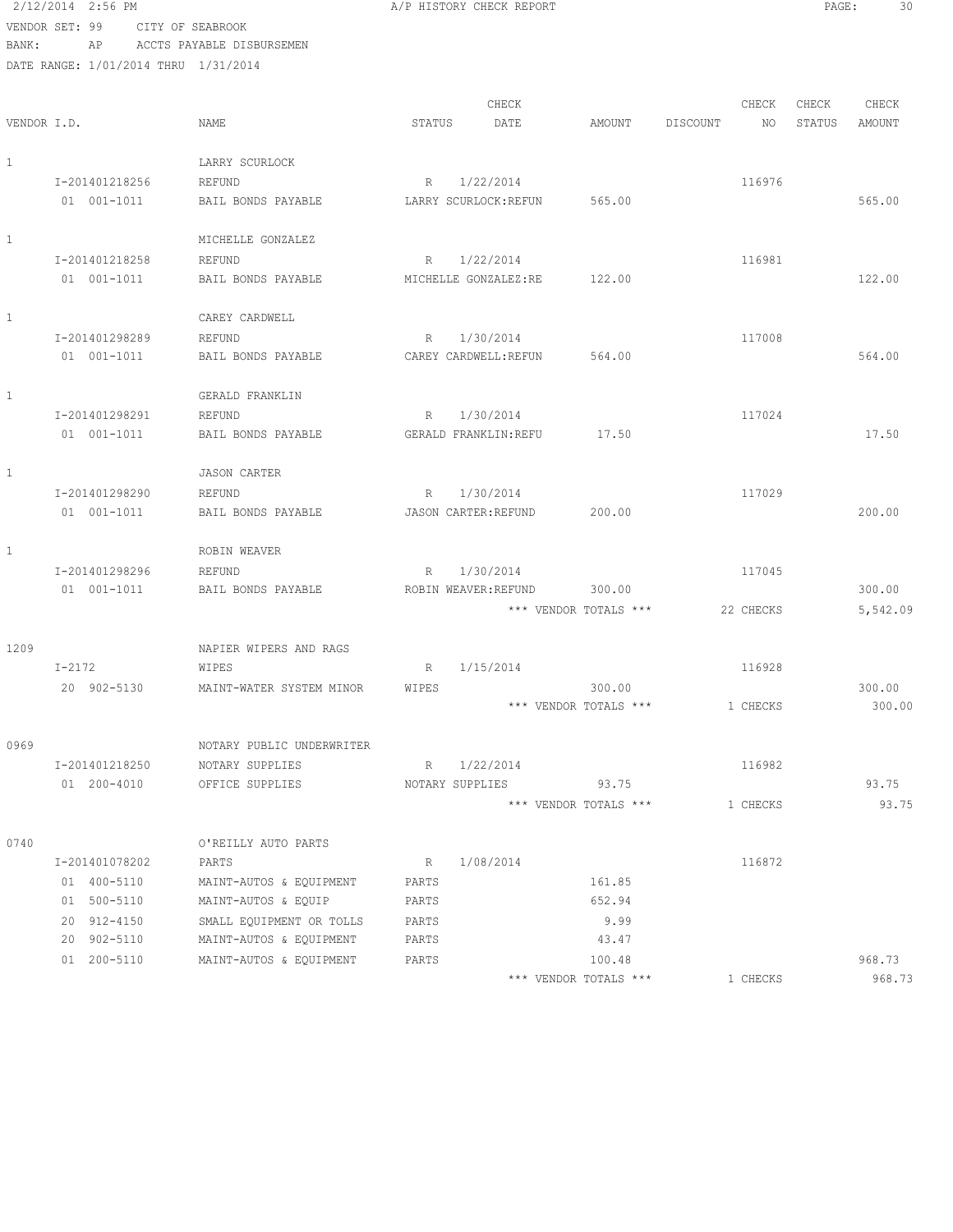A/P HISTORY CHECK REPORT

VENDOR SET: 99 CITY OF SEABROOK
BANK: AP ACCTS PAYABLE DISBURSEMEN
DATE RANGE: 1/01/2014 THRU 1/31/2014

| VENDOR I.D. | NAME | STATUS | CHECK DATE | AMOUNT | DISCOUNT | CHECK NO | CHECK STATUS | CHECK AMOUNT |
|---|---|---|---|---|---|---|---|---|
| 1 | LARRY SCURLOCK | | | | | | | |
| I-201401218256 | REFUND | R | 1/22/2014 | | | 116976 | | |
| 01 001-1011 | BAIL BONDS PAYABLE | LARRY SCURLOCK:REFUN | | 565.00 | | | | 565.00 |
| 1 | MICHELLE GONZALEZ | | | | | | | |
| I-201401218258 | REFUND | R | 1/22/2014 | | | 116981 | | |
| 01 001-1011 | BAIL BONDS PAYABLE | MICHELLE GONZALEZ:RE | | 122.00 | | | | 122.00 |
| 1 | CAREY CARDWELL | | | | | | | |
| I-201401298289 | REFUND | R | 1/30/2014 | | | 117008 | | |
| 01 001-1011 | BAIL BONDS PAYABLE | CAREY CARDWELL:REFUN | | 564.00 | | | | 564.00 |
| 1 | GERALD FRANKLIN | | | | | | | |
| I-201401298291 | REFUND | R | 1/30/2014 | | | 117024 | | |
| 01 001-1011 | BAIL BONDS PAYABLE | GERALD FRANKLIN:REFU | | 17.50 | | | | 17.50 |
| 1 | JASON CARTER | | | | | | | |
| I-201401298290 | REFUND | R | 1/30/2014 | | | 117029 | | |
| 01 001-1011 | BAIL BONDS PAYABLE | JASON CARTER:REFUND | | 200.00 | | | | 200.00 |
| 1 | ROBIN WEAVER | | | | | | | |
| I-201401298296 | REFUND | R | 1/30/2014 | | | 117045 | | |
| 01 001-1011 | BAIL BONDS PAYABLE | ROBIN WEAVER:REFUND | | 300.00 | | | | 300.00 |
| | | | | *** VENDOR TOTALS *** | | 22 CHECKS | | 5,542.09 |
| 1209 | NAPIER WIPERS AND RAGS | | | | | | | |
| I-2172 | WIPES | R | 1/15/2014 | | | 116928 | | |
| 20 902-5130 | MAINT-WATER SYSTEM MINOR | WIPES | | 300.00 | | | | 300.00 |
| | | | | *** VENDOR TOTALS *** | | 1 CHECKS | | 300.00 |
| 0969 | NOTARY PUBLIC UNDERWRITER | | | | | | | |
| I-201401218250 | NOTARY SUPPLIES | R | 1/22/2014 | | | 116982 | | |
| 01 200-4010 | OFFICE SUPPLIES | NOTARY SUPPLIES | | 93.75 | | | | 93.75 |
| | | | | *** VENDOR TOTALS *** | | 1 CHECKS | | 93.75 |
| 0740 | O'REILLY AUTO PARTS | | | | | | | |
| I-201401078202 | PARTS | R | 1/08/2014 | | | 116872 | | |
| 01 400-5110 | MAINT-AUTOS & EQUIPMENT | PARTS | | 161.85 | | | | |
| 01 500-5110 | MAINT-AUTOS & EQUIP | PARTS | | 652.94 | | | | |
| 20 912-4150 | SMALL EQUIPMENT OR TOLLS | PARTS | | 9.99 | | | | |
| 20 902-5110 | MAINT-AUTOS & EQUIPMENT | PARTS | | 43.47 | | | | |
| 01 200-5110 | MAINT-AUTOS & EQUIPMENT | PARTS | | 100.48 | | | | 968.73 |
| | | | | *** VENDOR TOTALS *** | | 1 CHECKS | | 968.73 |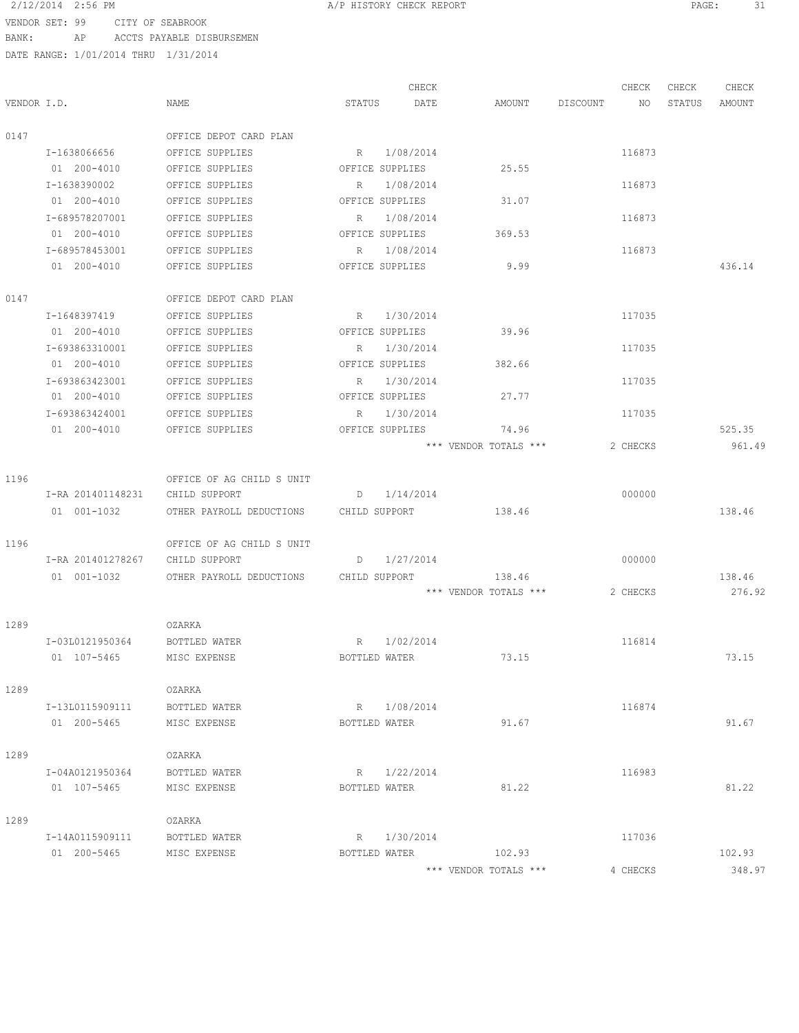2/12/2014 2:56 PM A/P HISTORY CHECK REPORT

VENDOR SET: 99 CITY OF SEABROOK
BANK: AP ACCTS PAYABLE DISBURSEMEN
DATE RANGE: 1/01/2014 THRU 1/31/2014

| VENDOR I.D. | NAME | STATUS | CHECK DATE | AMOUNT | DISCOUNT | CHECK NO | CHECK STATUS | CHECK AMOUNT |
|---|---|---|---|---|---|---|---|---|
| 0147 | OFFICE DEPOT CARD PLAN | | | | | | | |
| I-1638066656 | OFFICE SUPPLIES | R | 1/08/2014 | | | 116873 | | |
| 01 200-4010 | OFFICE SUPPLIES | OFFICE SUPPLIES | | 25.55 | | | | |
| I-1638390002 | OFFICE SUPPLIES | R | 1/08/2014 | | | 116873 | | |
| 01 200-4010 | OFFICE SUPPLIES | OFFICE SUPPLIES | | 31.07 | | | | |
| I-689578207001 | OFFICE SUPPLIES | R | 1/08/2014 | | | 116873 | | |
| 01 200-4010 | OFFICE SUPPLIES | OFFICE SUPPLIES | | 369.53 | | | | |
| I-689578453001 | OFFICE SUPPLIES | R | 1/08/2014 | | | 116873 | | |
| 01 200-4010 | OFFICE SUPPLIES | OFFICE SUPPLIES | | 9.99 | | | | 436.14 |
| 0147 | OFFICE DEPOT CARD PLAN | | | | | | | |
| I-1648397419 | OFFICE SUPPLIES | R | 1/30/2014 | | | 117035 | | |
| 01 200-4010 | OFFICE SUPPLIES | OFFICE SUPPLIES | | 39.96 | | | | |
| I-693863310001 | OFFICE SUPPLIES | R | 1/30/2014 | | | 117035 | | |
| 01 200-4010 | OFFICE SUPPLIES | OFFICE SUPPLIES | | 382.66 | | | | |
| I-693863423001 | OFFICE SUPPLIES | R | 1/30/2014 | | | 117035 | | |
| 01 200-4010 | OFFICE SUPPLIES | OFFICE SUPPLIES | | 27.77 | | | | |
| I-693863424001 | OFFICE SUPPLIES | R | 1/30/2014 | | | 117035 | | |
| 01 200-4010 | OFFICE SUPPLIES | OFFICE SUPPLIES | | 74.96 | | | | 525.35 |
| | | | | *** VENDOR TOTALS *** | | 2 CHECKS | | 961.49 |
| 1196 | OFFICE OF AG CHILD S UNIT | | | | | | | |
| I-RA 201401148231 | CHILD SUPPORT | D | 1/14/2014 | | | 000000 | | |
| 01 001-1032 | OTHER PAYROLL DEDUCTIONS | CHILD SUPPORT | | 138.46 | | | | 138.46 |
| 1196 | OFFICE OF AG CHILD S UNIT | | | | | | | |
| I-RA 201401278267 | CHILD SUPPORT | D | 1/27/2014 | | | 000000 | | |
| 01 001-1032 | OTHER PAYROLL DEDUCTIONS | CHILD SUPPORT | | 138.46 | | | | 138.46 |
| | | | | *** VENDOR TOTALS *** | | 2 CHECKS | | 276.92 |
| 1289 | OZARKA | | | | | | | |
| I-03L0121950364 | BOTTLED WATER | R | 1/02/2014 | | | 116814 | | |
| 01 107-5465 | MISC EXPENSE | BOTTLED WATER | | 73.15 | | | | 73.15 |
| 1289 | OZARKA | | | | | | | |
| I-13L0115909111 | BOTTLED WATER | R | 1/08/2014 | | | 116874 | | |
| 01 200-5465 | MISC EXPENSE | BOTTLED WATER | | 91.67 | | | | 91.67 |
| 1289 | OZARKA | | | | | | | |
| I-04A0121950364 | BOTTLED WATER | R | 1/22/2014 | | | 116983 | | |
| 01 107-5465 | MISC EXPENSE | BOTTLED WATER | | 81.22 | | | | 81.22 |
| 1289 | OZARKA | | | | | | | |
| I-14A0115909111 | BOTTLED WATER | R | 1/30/2014 | | | 117036 | | |
| 01 200-5465 | MISC EXPENSE | BOTTLED WATER | | 102.93 | | | | 102.93 |
| | | | | *** VENDOR TOTALS *** | | 4 CHECKS | | 348.97 |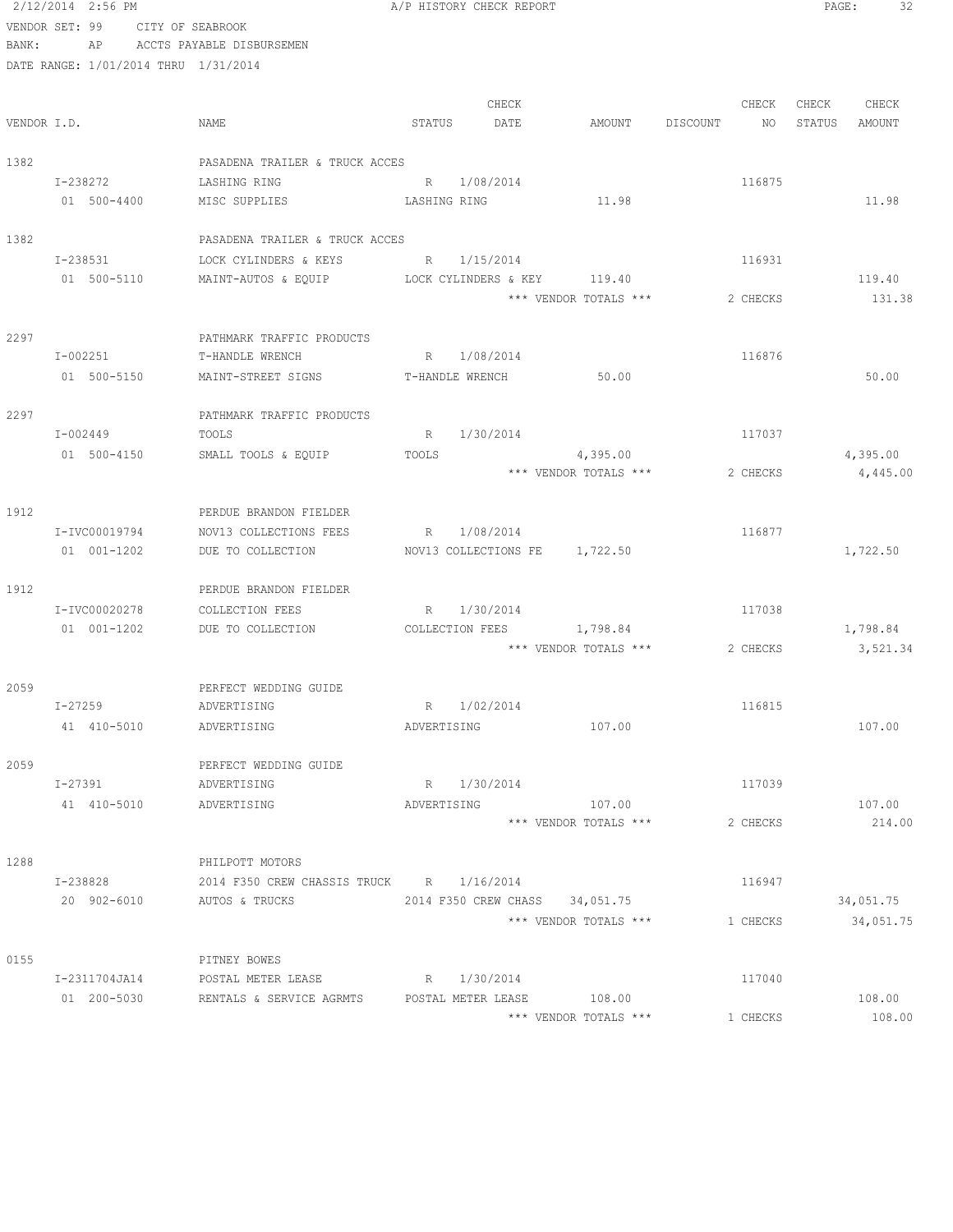2/12/2014 2:56 PM A/P HISTORY CHECK REPORT

VENDOR SET: 99 CITY OF SEABROOK
BANK: AP ACCTS PAYABLE DISBURSEMEN
DATE RANGE: 1/01/2014 THRU 1/31/2014

| VENDOR I.D. | NAME | STATUS | CHECK DATE | AMOUNT | DISCOUNT | CHECK NO | CHECK STATUS | CHECK AMOUNT |
|---|---|---|---|---|---|---|---|---|
| 1382 | PASADENA TRAILER & TRUCK ACCES | | | | | | | |
| I-238272 | LASHING RING | R | 1/08/2014 | | | 116875 | | |
| 01 500-4400 | MISC SUPPLIES | LASHING RING | | 11.98 | | | | 11.98 |
| 1382 | PASADENA TRAILER & TRUCK ACCES | | | | | | | |
| I-238531 | LOCK CYLINDERS & KEYS | R | 1/15/2014 | | | 116931 | | |
| 01 500-5110 | MAINT-AUTOS & EQUIP | LOCK CYLINDERS & KEY | | 119.40 | | | | 119.40 |
| | | | | *** VENDOR TOTALS *** | | 2 CHECKS | | 131.38 |
| 2297 | PATHMARK TRAFFIC PRODUCTS | | | | | | | |
| I-002251 | T-HANDLE WRENCH | R | 1/08/2014 | | | 116876 | | |
| 01 500-5150 | MAINT-STREET SIGNS | T-HANDLE WRENCH | | 50.00 | | | | 50.00 |
| 2297 | PATHMARK TRAFFIC PRODUCTS | | | | | | | |
| I-002449 | TOOLS | R | 1/30/2014 | | | 117037 | | |
| 01 500-4150 | SMALL TOOLS & EQUIP | TOOLS | | 4,395.00 | | | | 4,395.00 |
| | | | | *** VENDOR TOTALS *** | | 2 CHECKS | | 4,445.00 |
| 1912 | PERDUE BRANDON FIELDER | | | | | | | |
| I-IVC00019794 | NOV13 COLLECTIONS FEES | R | 1/08/2014 | | | 116877 | | |
| 01 001-1202 | DUE TO COLLECTION | NOV13 COLLECTIONS FE | | 1,722.50 | | | | 1,722.50 |
| 1912 | PERDUE BRANDON FIELDER | | | | | | | |
| I-IVC00020278 | COLLECTION FEES | R | 1/30/2014 | | | 117038 | | |
| 01 001-1202 | DUE TO COLLECTION | COLLECTION FEES | | 1,798.84 | | | | 1,798.84 |
| | | | | *** VENDOR TOTALS *** | | 2 CHECKS | | 3,521.34 |
| 2059 | PERFECT WEDDING GUIDE | | | | | | | |
| I-27259 | ADVERTISING | R | 1/02/2014 | | | 116815 | | |
| 41 410-5010 | ADVERTISING | ADVERTISING | | 107.00 | | | | 107.00 |
| 2059 | PERFECT WEDDING GUIDE | | | | | | | |
| I-27391 | ADVERTISING | R | 1/30/2014 | | | 117039 | | |
| 41 410-5010 | ADVERTISING | ADVERTISING | | 107.00 | | | | 107.00 |
| | | | | *** VENDOR TOTALS *** | | 2 CHECKS | | 214.00 |
| 1288 | PHILPOTT MOTORS | | | | | | | |
| I-238828 | 2014 F350 CREW CHASSIS TRUCK | R | 1/16/2014 | | | 116947 | | |
| 20 902-6010 | AUTOS & TRUCKS | 2014 F350 CREW CHASS | | 34,051.75 | | | | 34,051.75 |
| | | | | *** VENDOR TOTALS *** | | 1 CHECKS | | 34,051.75 |
| 0155 | PITNEY BOWES | | | | | | | |
| I-2311704JA14 | POSTAL METER LEASE | R | 1/30/2014 | | | 117040 | | |
| 01 200-5030 | RENTALS & SERVICE AGRMTS | POSTAL METER LEASE | | 108.00 | | | | 108.00 |
| | | | | *** VENDOR TOTALS *** | | 1 CHECKS | | 108.00 |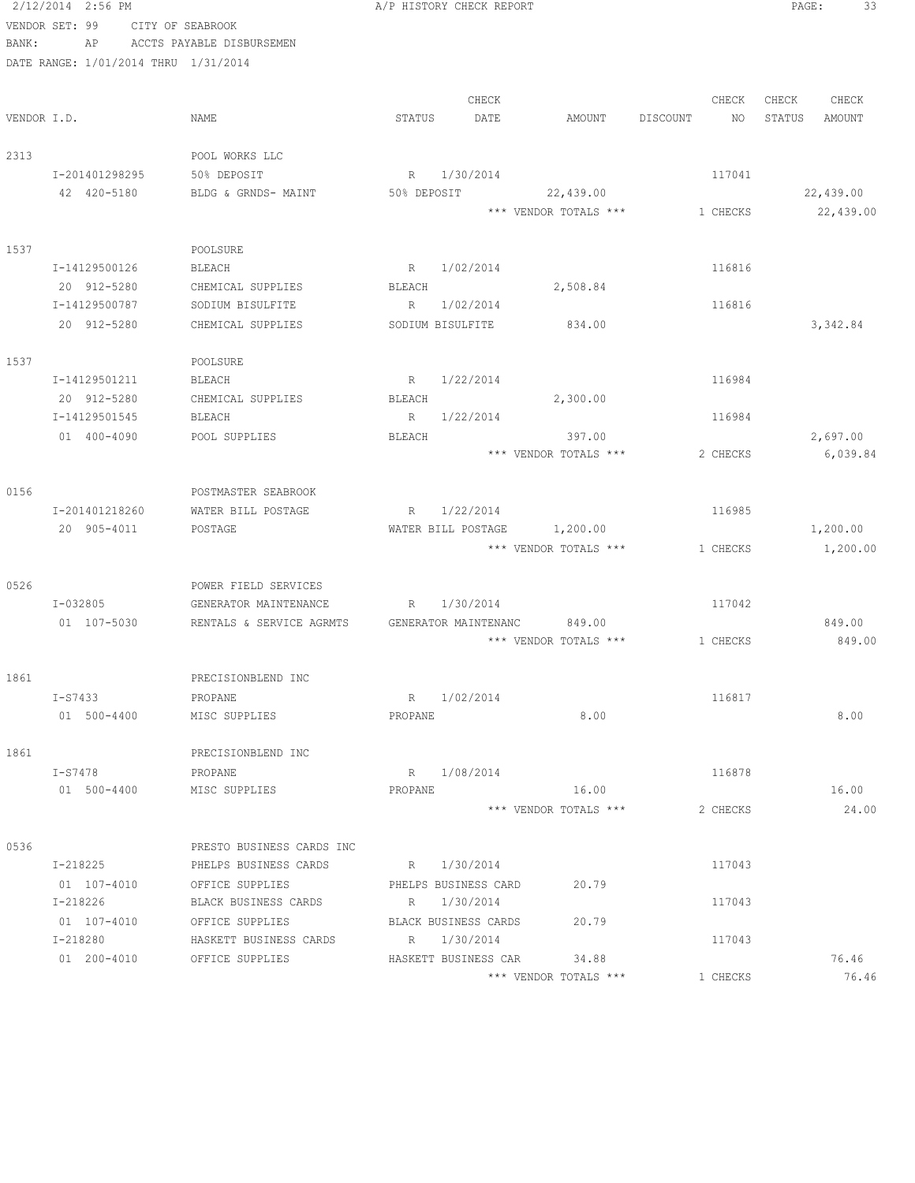2/12/2014 2:56 PM A/P HISTORY CHECK REPORT

VENDOR SET: 99 CITY OF SEABROOK
BANK: AP ACCTS PAYABLE DISBURSEMEN
DATE RANGE: 1/01/2014 THRU 1/31/2014

| VENDOR I.D. | NAME | STATUS | CHECK DATE | AMOUNT | DISCOUNT | CHECK NO | CHECK STATUS | CHECK AMOUNT |
|---|---|---|---|---|---|---|---|---|
| 2313 | POOL WORKS LLC | | | | | | | |
| I-201401298295 | 50% DEPOSIT | R | 1/30/2014 | | | 117041 | | |
| 42 420-5180 | BLDG & GRNDS- MAINT | 50% DEPOSIT | | 22,439.00 | | | | 22,439.00 |
| | | | | *** VENDOR TOTALS *** | | 1 CHECKS | | 22,439.00 |
| 1537 | POOLSURE | | | | | | | |
| I-14129500126 | BLEACH | R | 1/02/2014 | | | 116816 | | |
| 20 912-5280 | CHEMICAL SUPPLIES | BLEACH | | 2,508.84 | | | | |
| I-14129500787 | SODIUM BISULFITE | R | 1/02/2014 | | | 116816 | | |
| 20 912-5280 | CHEMICAL SUPPLIES | SODIUM BISULFITE | | 834.00 | | | | 3,342.84 |
| 1537 | POOLSURE | | | | | | | |
| I-14129501211 | BLEACH | R | 1/22/2014 | | | 116984 | | |
| 20 912-5280 | CHEMICAL SUPPLIES | BLEACH | | 2,300.00 | | | | |
| I-14129501545 | BLEACH | R | 1/22/2014 | | | 116984 | | |
| 01 400-4090 | POOL SUPPLIES | BLEACH | | 397.00 | | | | 2,697.00 |
| | | | | *** VENDOR TOTALS *** | | 2 CHECKS | | 6,039.84 |
| 0156 | POSTMASTER SEABROOK | | | | | | | |
| I-201401218260 | WATER BILL POSTAGE | R | 1/22/2014 | | | 116985 | | |
| 20 905-4011 | POSTAGE | WATER BILL POSTAGE | | 1,200.00 | | | | 1,200.00 |
| | | | | *** VENDOR TOTALS *** | | 1 CHECKS | | 1,200.00 |
| 0526 | POWER FIELD SERVICES | | | | | | | |
| I-032805 | GENERATOR MAINTENANCE | R | 1/30/2014 | | | 117042 | | |
| 01 107-5030 | RENTALS & SERVICE AGRMTS | GENERATOR MAINTENANC | | 849.00 | | | | 849.00 |
| | | | | *** VENDOR TOTALS *** | | 1 CHECKS | | 849.00 |
| 1861 | PRECISIONBLEND INC | | | | | | | |
| I-S7433 | PROPANE | R | 1/02/2014 | | | 116817 | | |
| 01 500-4400 | MISC SUPPLIES | PROPANE | | 8.00 | | | | 8.00 |
| 1861 | PRECISIONBLEND INC | | | | | | | |
| I-S7478 | PROPANE | R | 1/08/2014 | | | 116878 | | |
| 01 500-4400 | MISC SUPPLIES | PROPANE | | 16.00 | | | | 16.00 |
| | | | | *** VENDOR TOTALS *** | | 2 CHECKS | | 24.00 |
| 0536 | PRESTO BUSINESS CARDS INC | | | | | | | |
| I-218225 | PHELPS BUSINESS CARDS | R | 1/30/2014 | | | 117043 | | |
| 01 107-4010 | OFFICE SUPPLIES | PHELPS BUSINESS CARD | | 20.79 | | | | |
| I-218226 | BLACK BUSINESS CARDS | R | 1/30/2014 | | | 117043 | | |
| 01 107-4010 | OFFICE SUPPLIES | BLACK BUSINESS CARDS | | 20.79 | | | | |
| I-218280 | HASKETT BUSINESS CARDS | R | 1/30/2014 | | | 117043 | | |
| 01 200-4010 | OFFICE SUPPLIES | HASKETT BUSINESS CAR | | 34.88 | | | | 76.46 |
| | | | | *** VENDOR TOTALS *** | | 1 CHECKS | | 76.46 |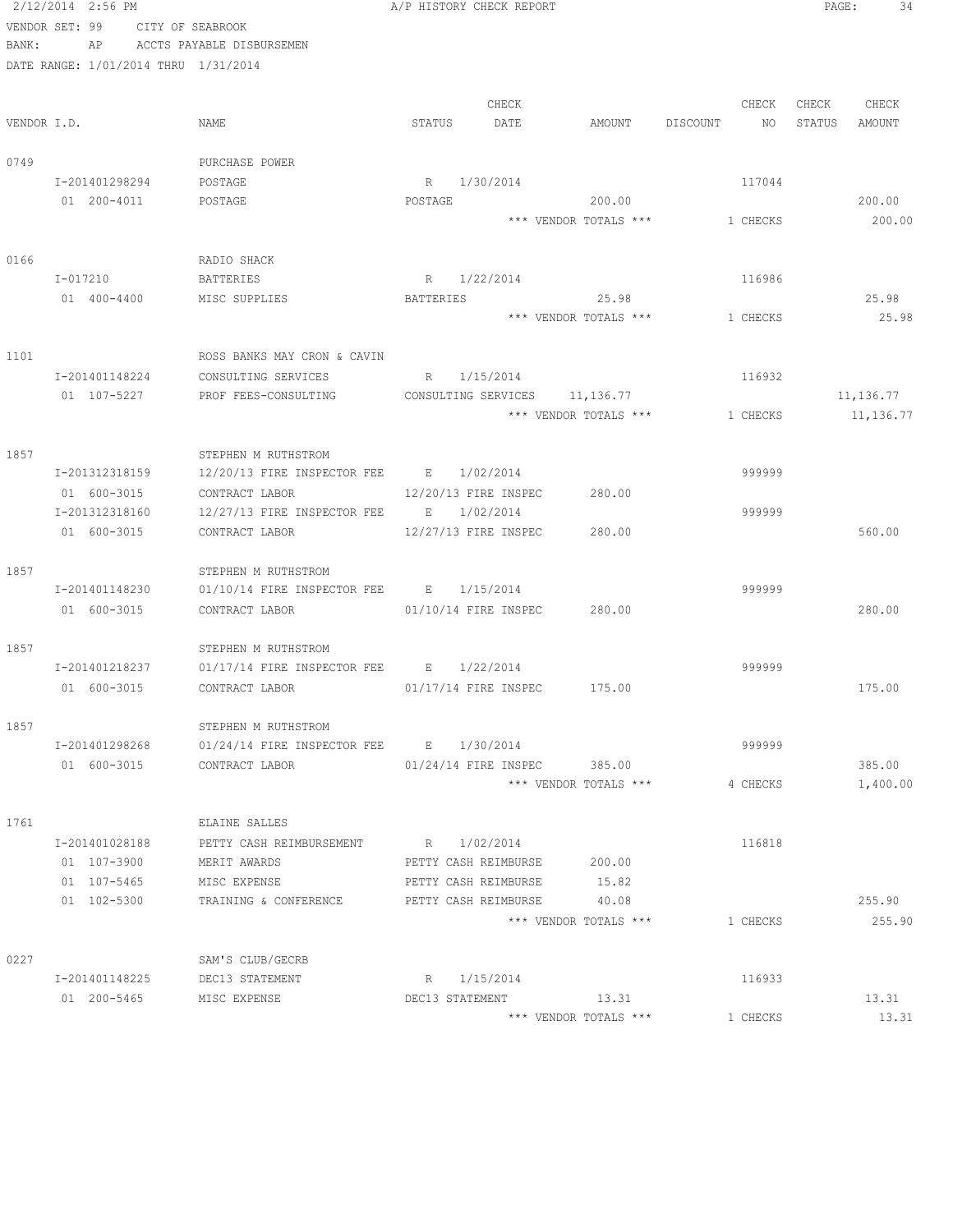2/12/2014 2:56 PM — A/P HISTORY CHECK REPORT

VENDOR SET: 99 CITY OF SEABROOK
BANK: AP ACCTS PAYABLE DISBURSEMEN
DATE RANGE: 1/01/2014 THRU 1/31/2014

| VENDOR I.D. | NAME | STATUS | CHECK DATE | AMOUNT | DISCOUNT | CHECK NO | CHECK STATUS | CHECK AMOUNT |
|---|---|---|---|---|---|---|---|---|
| 0749 | PURCHASE POWER | | | | | | | |
| I-201401298294 | POSTAGE | R | 1/30/2014 | | | 117044 | | |
| 01 200-4011 | POSTAGE | POSTAGE | | 200.00 | | | | 200.00 |
| | | | | *** VENDOR TOTALS *** | | 1 CHECKS | | 200.00 |
| 0166 | RADIO SHACK | | | | | | | |
| I-017210 | BATTERIES | R | 1/22/2014 | | | 116986 | | |
| 01 400-4400 | MISC SUPPLIES | BATTERIES | | 25.98 | | | | 25.98 |
| | | | | *** VENDOR TOTALS *** | | 1 CHECKS | | 25.98 |
| 1101 | ROSS BANKS MAY CRON & CAVIN | | | | | | | |
| I-201401148224 | CONSULTING SERVICES | R | 1/15/2014 | | | 116932 | | |
| 01 107-5227 | PROF FEES-CONSULTING | CONSULTING SERVICES | | 11,136.77 | | | | 11,136.77 |
| | | | | *** VENDOR TOTALS *** | | 1 CHECKS | | 11,136.77 |
| 1857 | STEPHEN M RUTHSTROM | | | | | | | |
| I-201312318159 | 12/20/13 FIRE INSPECTOR FEE | E | 1/02/2014 | | | 999999 | | |
| 01 600-3015 | CONTRACT LABOR | 12/20/13 FIRE INSPEC | | 280.00 | | | | |
| I-201312318160 | 12/27/13 FIRE INSPECTOR FEE | E | 1/02/2014 | | | 999999 | | |
| 01 600-3015 | CONTRACT LABOR | 12/27/13 FIRE INSPEC | | 280.00 | | | | 560.00 |
| 1857 | STEPHEN M RUTHSTROM | | | | | | | |
| I-201401148230 | 01/10/14 FIRE INSPECTOR FEE | E | 1/15/2014 | | | 999999 | | |
| 01 600-3015 | CONTRACT LABOR | 01/10/14 FIRE INSPEC | | 280.00 | | | | 280.00 |
| 1857 | STEPHEN M RUTHSTROM | | | | | | | |
| I-201401218237 | 01/17/14 FIRE INSPECTOR FEE | E | 1/22/2014 | | | 999999 | | |
| 01 600-3015 | CONTRACT LABOR | 01/17/14 FIRE INSPEC | | 175.00 | | | | 175.00 |
| 1857 | STEPHEN M RUTHSTROM | | | | | | | |
| I-201401298268 | 01/24/14 FIRE INSPECTOR FEE | E | 1/30/2014 | | | 999999 | | |
| 01 600-3015 | CONTRACT LABOR | 01/24/14 FIRE INSPEC | | 385.00 | | | | 385.00 |
| | | | | *** VENDOR TOTALS *** | | 4 CHECKS | | 1,400.00 |
| 1761 | ELAINE SALLES | | | | | | | |
| I-201401028188 | PETTY CASH REIMBURSEMENT | R | 1/02/2014 | | | 116818 | | |
| 01 107-3900 | MERIT AWARDS | PETTY CASH REIMBURSE | | 200.00 | | | | |
| 01 107-5465 | MISC EXPENSE | PETTY CASH REIMBURSE | | 15.82 | | | | |
| 01 102-5300 | TRAINING & CONFERENCE | PETTY CASH REIMBURSE | | 40.08 | | | | 255.90 |
| | | | | *** VENDOR TOTALS *** | | 1 CHECKS | | 255.90 |
| 0227 | SAM'S CLUB/GECRB | | | | | | | |
| I-201401148225 | DEC13 STATEMENT | R | 1/15/2014 | | | 116933 | | |
| 01 200-5465 | MISC EXPENSE | DEC13 STATEMENT | | 13.31 | | | | 13.31 |
| | | | | *** VENDOR TOTALS *** | | 1 CHECKS | | 13.31 |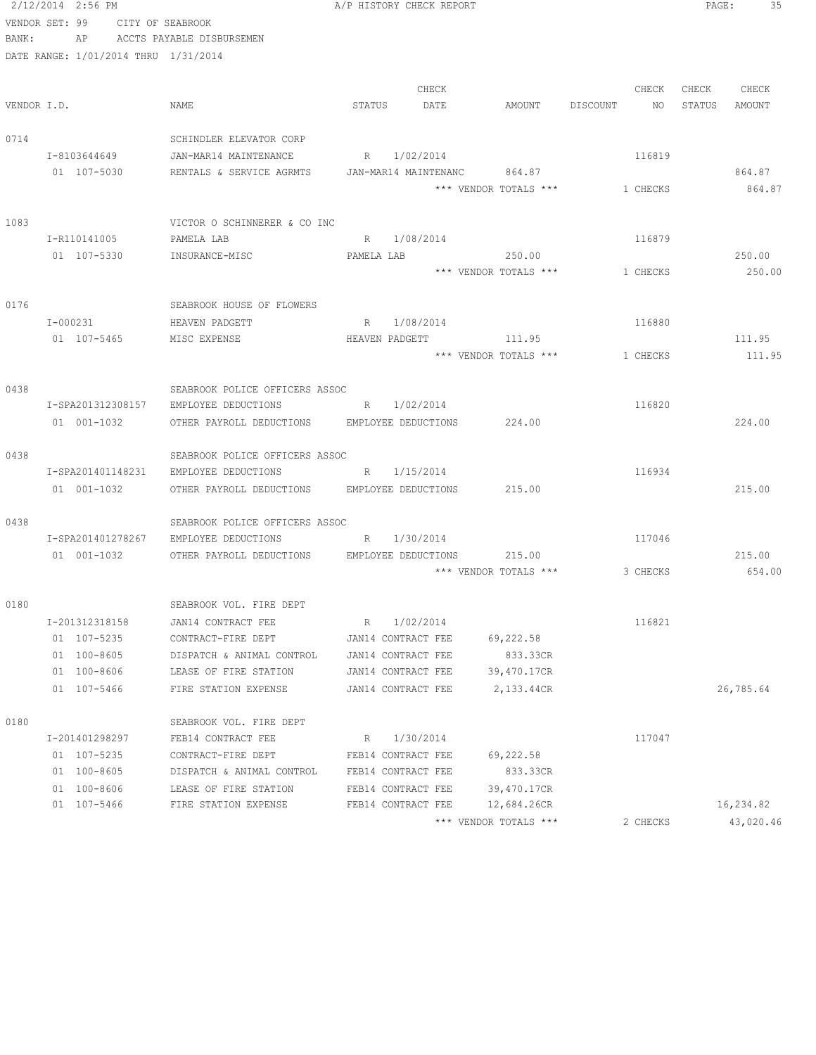2/12/2014 2:56 PM A/P HISTORY CHECK REPORT

VENDOR SET: 99 CITY OF SEABROOK
BANK: AP ACCTS PAYABLE DISBURSEMEN
DATE RANGE: 1/01/2014 THRU 1/31/2014

| VENDOR I.D. | NAME | STATUS | CHECK DATE | AMOUNT | DISCOUNT | CHECK NO | CHECK STATUS | CHECK AMOUNT |
|---|---|---|---|---|---|---|---|---|
| 0714 | SCHINDLER ELEVATOR CORP | | | | | | | |
| I-8103644649 | JAN-MAR14 MAINTENANCE | R | 1/02/2014 | | | 116819 | | |
| 01 107-5030 | RENTALS & SERVICE AGRMTS | JAN-MAR14 MAINTENANC | | 864.87 | | | | 864.87 |
| | | | | *** VENDOR TOTALS *** | | 1 CHECKS | | 864.87 |
| 1083 | VICTOR O SCHINNERER & CO INC | | | | | | | |
| I-R110141005 | PAMELA LAB | R | 1/08/2014 | | | 116879 | | |
| 01 107-5330 | INSURANCE-MISC | PAMELA LAB | | 250.00 | | | | 250.00 |
| | | | | *** VENDOR TOTALS *** | | 1 CHECKS | | 250.00 |
| 0176 | SEABROOK HOUSE OF FLOWERS | | | | | | | |
| I-000231 | HEAVEN PADGETT | R | 1/08/2014 | | | 116880 | | |
| 01 107-5465 | MISC EXPENSE | HEAVEN PADGETT | | 111.95 | | | | 111.95 |
| | | | | *** VENDOR TOTALS *** | | 1 CHECKS | | 111.95 |
| 0438 | SEABROOK POLICE OFFICERS ASSOC | | | | | | | |
| I-SPA201312308157 | EMPLOYEE DEDUCTIONS | R | 1/02/2014 | | | 116820 | | |
| 01 001-1032 | OTHER PAYROLL DEDUCTIONS | EMPLOYEE DEDUCTIONS | | 224.00 | | | | 224.00 |
| 0438 | SEABROOK POLICE OFFICERS ASSOC | | | | | | | |
| I-SPA201401148231 | EMPLOYEE DEDUCTIONS | R | 1/15/2014 | | | 116934 | | |
| 01 001-1032 | OTHER PAYROLL DEDUCTIONS | EMPLOYEE DEDUCTIONS | | 215.00 | | | | 215.00 |
| 0438 | SEABROOK POLICE OFFICERS ASSOC | | | | | | | |
| I-SPA201401278267 | EMPLOYEE DEDUCTIONS | R | 1/30/2014 | | | 117046 | | |
| 01 001-1032 | OTHER PAYROLL DEDUCTIONS | EMPLOYEE DEDUCTIONS | | 215.00 | | | | 215.00 |
| | | | | *** VENDOR TOTALS *** | | 3 CHECKS | | 654.00 |
| 0180 | SEABROOK VOL. FIRE DEPT | | | | | | | |
| I-201312318158 | JAN14 CONTRACT FEE | R | 1/02/2014 | | | 116821 | | |
| 01 107-5235 | CONTRACT-FIRE DEPT | JAN14 CONTRACT FEE | | 69,222.58 | | | | |
| 01 100-8605 | DISPATCH & ANIMAL CONTROL | JAN14 CONTRACT FEE | | 833.33CR | | | | |
| 01 100-8606 | LEASE OF FIRE STATION | JAN14 CONTRACT FEE | | 39,470.17CR | | | | |
| 01 107-5466 | FIRE STATION EXPENSE | JAN14 CONTRACT FEE | | 2,133.44CR | | | | 26,785.64 |
| 0180 | SEABROOK VOL. FIRE DEPT | | | | | | | |
| I-201401298297 | FEB14 CONTRACT FEE | R | 1/30/2014 | | | 117047 | | |
| 01 107-5235 | CONTRACT-FIRE DEPT | FEB14 CONTRACT FEE | | 69,222.58 | | | | |
| 01 100-8605 | DISPATCH & ANIMAL CONTROL | FEB14 CONTRACT FEE | | 833.33CR | | | | |
| 01 100-8606 | LEASE OF FIRE STATION | FEB14 CONTRACT FEE | | 39,470.17CR | | | | |
| 01 107-5466 | FIRE STATION EXPENSE | FEB14 CONTRACT FEE | | 12,684.26CR | | | | 16,234.82 |
| | | | | *** VENDOR TOTALS *** | | 2 CHECKS | | 43,020.46 |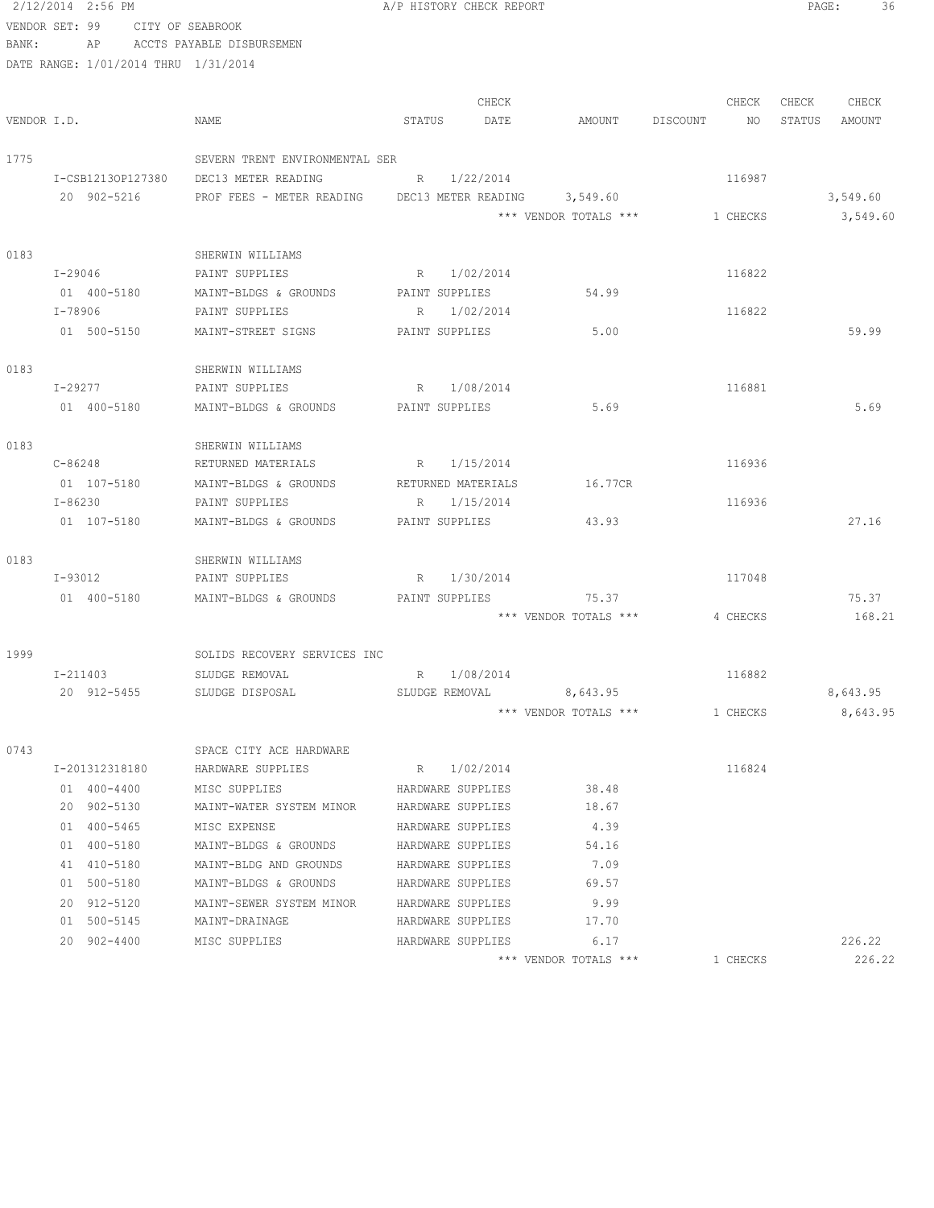2/12/2014 2:56 PM A/P HISTORY CHECK REPORT

VENDOR SET: 99 CITY OF SEABROOK
BANK: AP ACCTS PAYABLE DISBURSEMEN
DATE RANGE: 1/01/2014 THRU 1/31/2014

| VENDOR I.D. | NAME | STATUS | CHECK DATE | AMOUNT | DISCOUNT | CHECK NO | CHECK STATUS | CHECK AMOUNT |
|---|---|---|---|---|---|---|---|---|
| 1775 | SEVERN TRENT ENVIRONMENTAL SER | | | | | | | |
| I-CSB1213OP127380 | DEC13 METER READING | R | 1/22/2014 | | | 116987 | | |
| 20 902-5216 | PROF FEES - METER READING | DEC13 METER READING | | 3,549.60 | | | | 3,549.60 |
| | | | *** VENDOR TOTALS *** | | | 1 CHECKS | | 3,549.60 |
| 0183 | SHERWIN WILLIAMS | | | | | | | |
| I-29046 | PAINT SUPPLIES | R | 1/02/2014 | | | 116822 | | |
| 01 400-5180 | MAINT-BLDGS & GROUNDS | PAINT SUPPLIES | | 54.99 | | | | |
| I-78906 | PAINT SUPPLIES | R | 1/02/2014 | | | 116822 | | |
| 01 500-5150 | MAINT-STREET SIGNS | PAINT SUPPLIES | | 5.00 | | | | 59.99 |
| 0183 | SHERWIN WILLIAMS | | | | | | | |
| I-29277 | PAINT SUPPLIES | R | 1/08/2014 | | | 116881 | | |
| 01 400-5180 | MAINT-BLDGS & GROUNDS | PAINT SUPPLIES | | 5.69 | | | | 5.69 |
| 0183 | SHERWIN WILLIAMS | | | | | | | |
| C-86248 | RETURNED MATERIALS | R | 1/15/2014 | | | 116936 | | |
| 01 107-5180 | MAINT-BLDGS & GROUNDS | RETURNED MATERIALS | | 16.77CR | | | | |
| I-86230 | PAINT SUPPLIES | R | 1/15/2014 | | | 116936 | | |
| 01 107-5180 | MAINT-BLDGS & GROUNDS | PAINT SUPPLIES | | 43.93 | | | | 27.16 |
| 0183 | SHERWIN WILLIAMS | | | | | | | |
| I-93012 | PAINT SUPPLIES | R | 1/30/2014 | | | 117048 | | |
| 01 400-5180 | MAINT-BLDGS & GROUNDS | PAINT SUPPLIES | | 75.37 | | | | 75.37 |
| | | | *** VENDOR TOTALS *** | | | 4 CHECKS | | 168.21 |
| 1999 | SOLIDS RECOVERY SERVICES INC | | | | | | | |
| I-211403 | SLUDGE REMOVAL | R | 1/08/2014 | | | 116882 | | |
| 20 912-5455 | SLUDGE DISPOSAL | SLUDGE REMOVAL | | 8,643.95 | | | | 8,643.95 |
| | | | *** VENDOR TOTALS *** | | | 1 CHECKS | | 8,643.95 |
| 0743 | SPACE CITY ACE HARDWARE | | | | | | | |
| I-201312318180 | HARDWARE SUPPLIES | R | 1/02/2014 | | | 116824 | | |
| 01 400-4400 | MISC SUPPLIES | HARDWARE SUPPLIES | | 38.48 | | | | |
| 20 902-5130 | MAINT-WATER SYSTEM MINOR | HARDWARE SUPPLIES | | 18.67 | | | | |
| 01 400-5465 | MISC EXPENSE | HARDWARE SUPPLIES | | 4.39 | | | | |
| 01 400-5180 | MAINT-BLDGS & GROUNDS | HARDWARE SUPPLIES | | 54.16 | | | | |
| 41 410-5180 | MAINT-BLDG AND GROUNDS | HARDWARE SUPPLIES | | 7.09 | | | | |
| 01 500-5180 | MAINT-BLDGS & GROUNDS | HARDWARE SUPPLIES | | 69.57 | | | | |
| 20 912-5120 | MAINT-SEWER SYSTEM MINOR | HARDWARE SUPPLIES | | 9.99 | | | | |
| 01 500-5145 | MAINT-DRAINAGE | HARDWARE SUPPLIES | | 17.70 | | | | |
| 20 902-4400 | MISC SUPPLIES | HARDWARE SUPPLIES | | 6.17 | | | | 226.22 |
| | | | *** VENDOR TOTALS *** | | | 1 CHECKS | | 226.22 |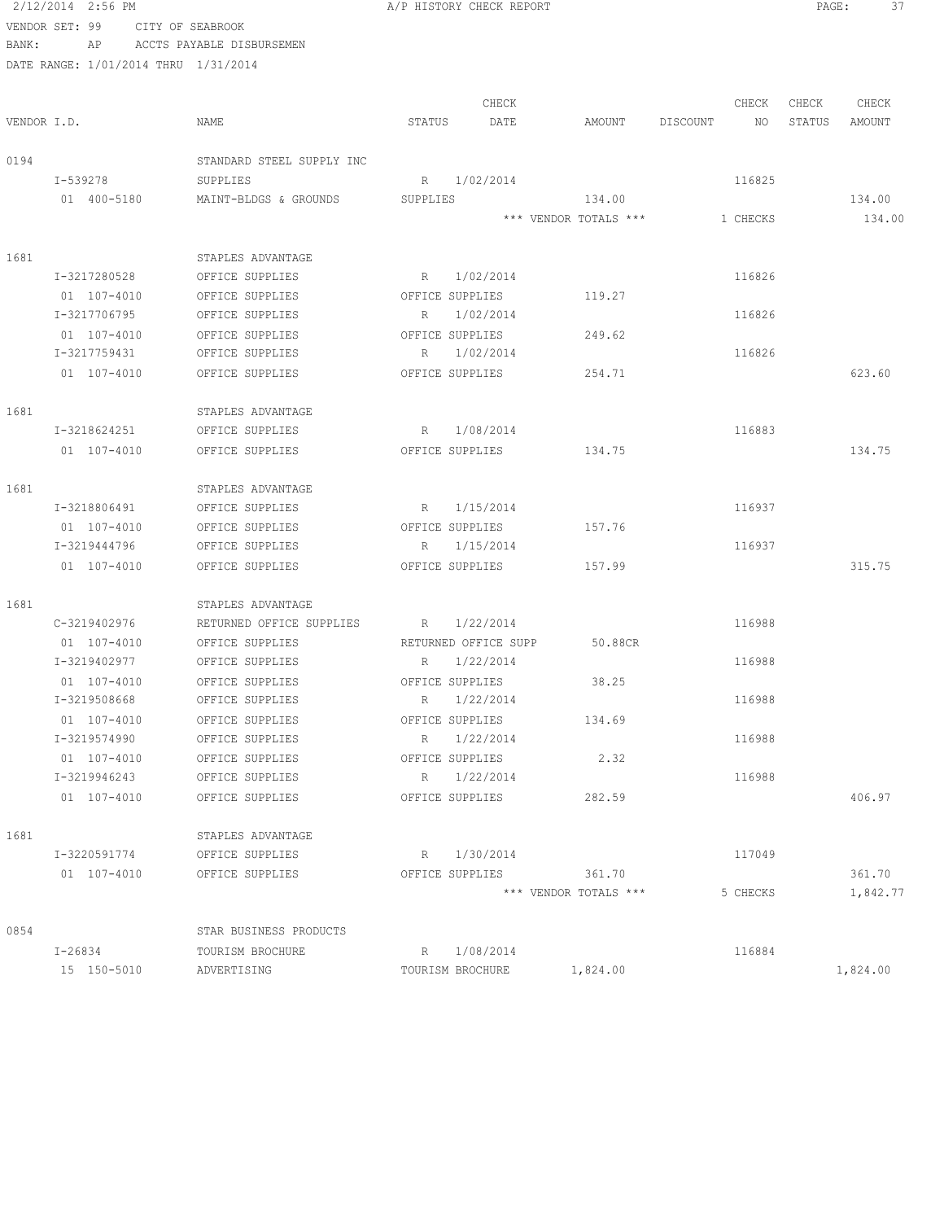2/12/2014 2:56 PM A/P HISTORY CHECK REPORT

VENDOR SET: 99 CITY OF SEABROOK

BANK: AP ACCTS PAYABLE DISBURSEMEN

DATE RANGE: 1/01/2014 THRU 1/31/2014

| VENDOR I.D. | NAME | STATUS | CHECK DATE | AMOUNT | DISCOUNT | CHECK NO | CHECK STATUS | CHECK AMOUNT |
|---|---|---|---|---|---|---|---|---|
| 0194 | STANDARD STEEL SUPPLY INC | | | | | | | |
| I-539278 | SUPPLIES | R | 1/02/2014 | | | 116825 | | |
| 01 400-5180 | MAINT-BLDGS & GROUNDS | SUPPLIES | | 134.00 | | | | 134.00 |
| | | | *** VENDOR TOTALS *** | | | 1 CHECKS | | 134.00 |
| 1681 | STAPLES ADVANTAGE | | | | | | | |
| I-3217280528 | OFFICE SUPPLIES | R | 1/02/2014 | | | 116826 | | |
| 01 107-4010 | OFFICE SUPPLIES | OFFICE SUPPLIES | | 119.27 | | | | |
| I-3217706795 | OFFICE SUPPLIES | R | 1/02/2014 | | | 116826 | | |
| 01 107-4010 | OFFICE SUPPLIES | OFFICE SUPPLIES | | 249.62 | | | | |
| I-3217759431 | OFFICE SUPPLIES | R | 1/02/2014 | | | 116826 | | |
| 01 107-4010 | OFFICE SUPPLIES | OFFICE SUPPLIES | | 254.71 | | | | 623.60 |
| 1681 | STAPLES ADVANTAGE | | | | | | | |
| I-3218624251 | OFFICE SUPPLIES | R | 1/08/2014 | | | 116883 | | |
| 01 107-4010 | OFFICE SUPPLIES | OFFICE SUPPLIES | | 134.75 | | | | 134.75 |
| 1681 | STAPLES ADVANTAGE | | | | | | | |
| I-3218806491 | OFFICE SUPPLIES | R | 1/15/2014 | | | 116937 | | |
| 01 107-4010 | OFFICE SUPPLIES | OFFICE SUPPLIES | | 157.76 | | | | |
| I-3219444796 | OFFICE SUPPLIES | R | 1/15/2014 | | | 116937 | | |
| 01 107-4010 | OFFICE SUPPLIES | OFFICE SUPPLIES | | 157.99 | | | | 315.75 |
| 1681 | STAPLES ADVANTAGE | | | | | | | |
| C-3219402976 | RETURNED OFFICE SUPPLIES | R | 1/22/2014 | | | 116988 | | |
| 01 107-4010 | OFFICE SUPPLIES | RETURNED OFFICE SUPP | | 50.88CR | | | | |
| I-3219402977 | OFFICE SUPPLIES | R | 1/22/2014 | | | 116988 | | |
| 01 107-4010 | OFFICE SUPPLIES | OFFICE SUPPLIES | | 38.25 | | | | |
| I-3219508668 | OFFICE SUPPLIES | R | 1/22/2014 | | | 116988 | | |
| 01 107-4010 | OFFICE SUPPLIES | OFFICE SUPPLIES | | 134.69 | | | | |
| I-3219574990 | OFFICE SUPPLIES | R | 1/22/2014 | | | 116988 | | |
| 01 107-4010 | OFFICE SUPPLIES | OFFICE SUPPLIES | | 2.32 | | | | |
| I-3219946243 | OFFICE SUPPLIES | R | 1/22/2014 | | | 116988 | | |
| 01 107-4010 | OFFICE SUPPLIES | OFFICE SUPPLIES | | 282.59 | | | | 406.97 |
| 1681 | STAPLES ADVANTAGE | | | | | | | |
| I-3220591774 | OFFICE SUPPLIES | R | 1/30/2014 | | | 117049 | | |
| 01 107-4010 | OFFICE SUPPLIES | OFFICE SUPPLIES | | 361.70 | | | | 361.70 |
| | | | *** VENDOR TOTALS *** | | | 5 CHECKS | | 1,842.77 |
| 0854 | STAR BUSINESS PRODUCTS | | | | | | | |
| I-26834 | TOURISM BROCHURE | R | 1/08/2014 | | | 116884 | | |
| 15 150-5010 | ADVERTISING | TOURISM BROCHURE | | 1,824.00 | | | | 1,824.00 |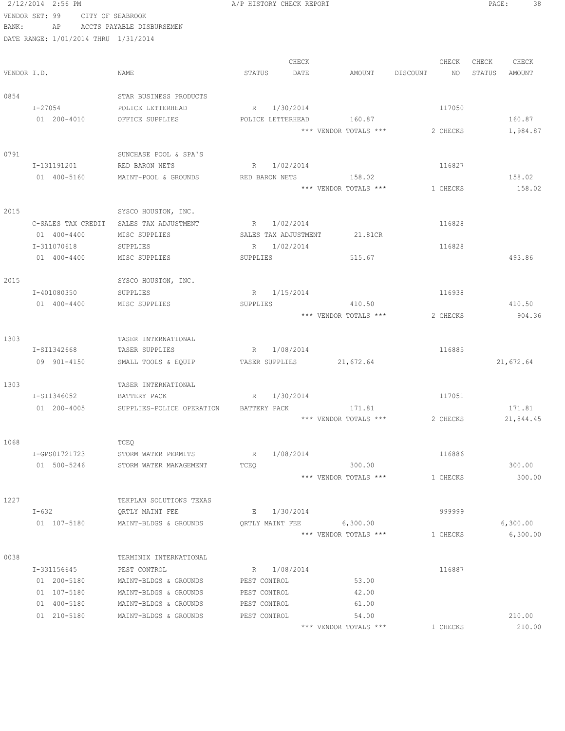2/12/2014 2:56 PM A/P HISTORY CHECK REPORT

VENDOR SET: 99 CITY OF SEABROOK
BANK: AP ACCTS PAYABLE DISBURSEMEN
DATE RANGE: 1/01/2014 THRU 1/31/2014

| VENDOR I.D. | NAME | STATUS | CHECK DATE | AMOUNT | DISCOUNT | CHECK NO | CHECK STATUS | CHECK AMOUNT |
|---|---|---|---|---|---|---|---|---|
| 0854 | STAR BUSINESS PRODUCTS | | | | | | | |
| I-27054 | POLICE LETTERHEAD | R | 1/30/2014 | | | 117050 | | |
| 01 200-4010 | OFFICE SUPPLIES | POLICE LETTERHEAD | | 160.87 | | | | 160.87 |
| | | | | *** VENDOR TOTALS *** | | 2 CHECKS | | 1,984.87 |
| 0791 | SUNCHASE POOL & SPA'S | | | | | | | |
| I-131191201 | RED BARON NETS | R | 1/02/2014 | | | 116827 | | |
| 01 400-5160 | MAINT-POOL & GROUNDS | RED BARON NETS | | 158.02 | | | | 158.02 |
| | | | | *** VENDOR TOTALS *** | | 1 CHECKS | | 158.02 |
| 2015 | SYSCO HOUSTON, INC. | | | | | | | |
| C-SALES TAX CREDIT | SALES TAX ADJUSTMENT | R | 1/02/2014 | | | 116828 | | |
| 01 400-4400 | MISC SUPPLIES | SALES TAX ADJUSTMENT | | 21.81CR | | | | |
| I-311070618 | SUPPLIES | R | 1/02/2014 | | | 116828 | | |
| 01 400-4400 | MISC SUPPLIES | SUPPLIES | | 515.67 | | | | 493.86 |
| 2015 | SYSCO HOUSTON, INC. | | | | | | | |
| I-401080350 | SUPPLIES | R | 1/15/2014 | | | 116938 | | |
| 01 400-4400 | MISC SUPPLIES | SUPPLIES | | 410.50 | | | | 410.50 |
| | | | | *** VENDOR TOTALS *** | | 2 CHECKS | | 904.36 |
| 1303 | TASER INTERNATIONAL | | | | | | | |
| I-SI1342668 | TASER SUPPLIES | R | 1/08/2014 | | | 116885 | | |
| 09 901-4150 | SMALL TOOLS & EQUIP | TASER SUPPLIES | | 21,672.64 | | | | 21,672.64 |
| 1303 | TASER INTERNATIONAL | | | | | | | |
| I-SI1346052 | BATTERY PACK | R | 1/30/2014 | | | 117051 | | |
| 01 200-4005 | SUPPLIES-POLICE OPERATION | BATTERY PACK | | 171.81 | | | | 171.81 |
| | | | | *** VENDOR TOTALS *** | | 2 CHECKS | | 21,844.45 |
| 1068 | TCEQ | | | | | | | |
| I-GPS01721723 | STORM WATER PERMITS | R | 1/08/2014 | | | 116886 | | |
| 01 500-5246 | STORM WATER MANAGEMENT | TCEQ | | 300.00 | | | | 300.00 |
| | | | | *** VENDOR TOTALS *** | | 1 CHECKS | | 300.00 |
| 1227 | TEKPLAN SOLUTIONS TEXAS | | | | | | | |
| I-632 | QRTLY MAINT FEE | E | 1/30/2014 | | | 999999 | | |
| 01 107-5180 | MAINT-BLDGS & GROUNDS | QRTLY MAINT FEE | | 6,300.00 | | | | 6,300.00 |
| | | | | *** VENDOR TOTALS *** | | 1 CHECKS | | 6,300.00 |
| 0038 | TERMINIX INTERNATIONAL | | | | | | | |
| I-331156645 | PEST CONTROL | R | 1/08/2014 | | | 116887 | | |
| 01 200-5180 | MAINT-BLDGS & GROUNDS | PEST CONTROL | | 53.00 | | | | |
| 01 107-5180 | MAINT-BLDGS & GROUNDS | PEST CONTROL | | 42.00 | | | | |
| 01 400-5180 | MAINT-BLDGS & GROUNDS | PEST CONTROL | | 61.00 | | | | |
| 01 210-5180 | MAINT-BLDGS & GROUNDS | PEST CONTROL | | 54.00 | | | | 210.00 |
| | | | | *** VENDOR TOTALS *** | | 1 CHECKS | | 210.00 |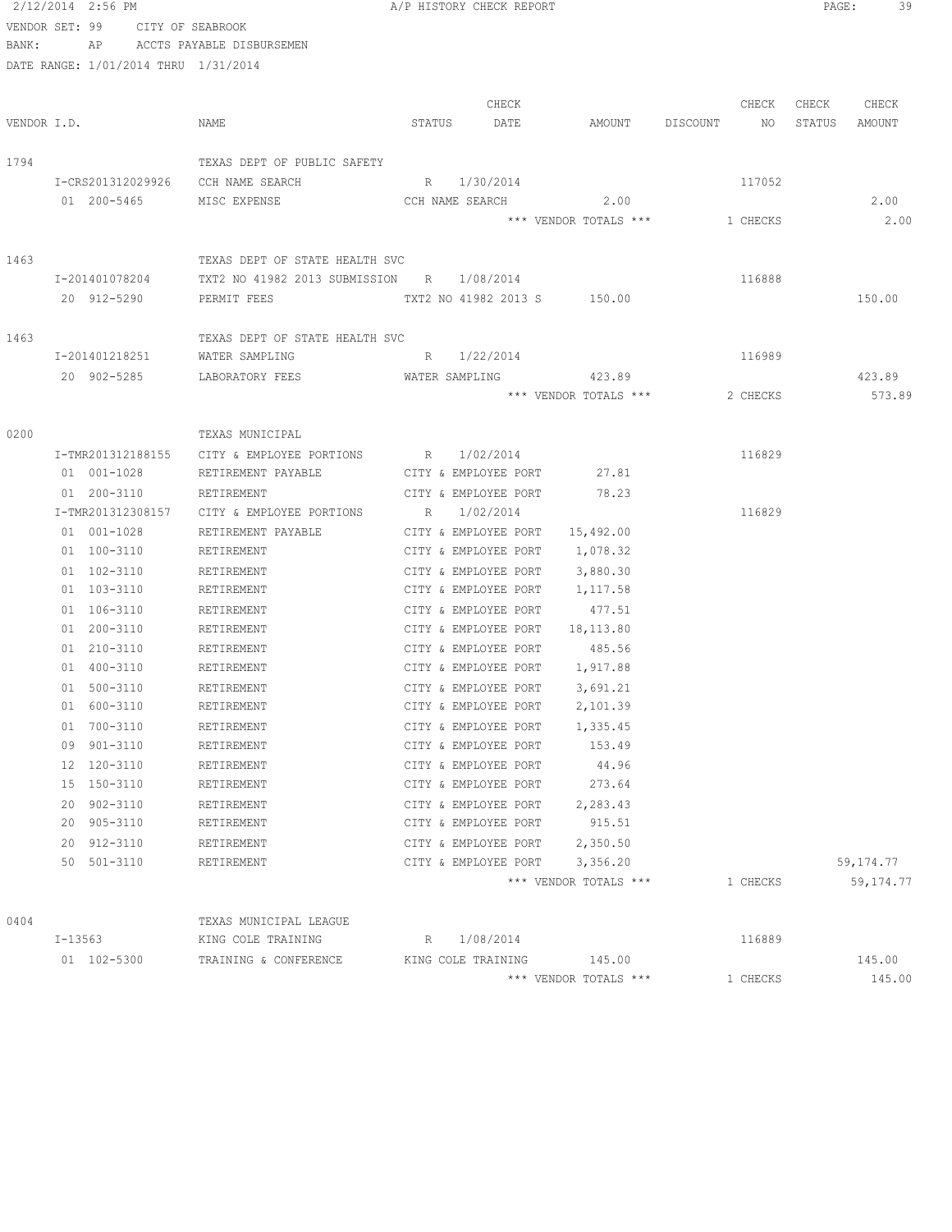2/12/2014 2:56 PM A/P HISTORY CHECK REPORT

VENDOR SET: 99 CITY OF SEABROOK
BANK: AP ACCTS PAYABLE DISBURSEMEN
DATE RANGE: 1/01/2014 THRU 1/31/2014

| VENDOR I.D. | NAME | STATUS | CHECK DATE | AMOUNT | DISCOUNT | CHECK NO | CHECK STATUS | CHECK AMOUNT |
|---|---|---|---|---|---|---|---|---|
| 1794 | TEXAS DEPT OF PUBLIC SAFETY | | | | | | | |
| I-CRS201312029926 | CCH NAME SEARCH | R | 1/30/2014 | | | 117052 | | |
| 01 200-5465 | MISC EXPENSE | CCH NAME SEARCH | | 2.00 | | | | 2.00 |
| | | | | *** VENDOR TOTALS *** | | 1 CHECKS | | 2.00 |
| 1463 | TEXAS DEPT OF STATE HEALTH SVC | | | | | | | |
| I-201401078204 | TXT2 NO 41982 2013 SUBMISSION | R | 1/08/2014 | | | 116888 | | |
| 20 912-5290 | PERMIT FEES | TXT2 NO 41982 2013 S | | 150.00 | | | | 150.00 |
| 1463 | TEXAS DEPT OF STATE HEALTH SVC | | | | | | | |
| I-201401218251 | WATER SAMPLING | R | 1/22/2014 | | | 116989 | | |
| 20 902-5285 | LABORATORY FEES | WATER SAMPLING | | 423.89 | | | | 423.89 |
| | | | | *** VENDOR TOTALS *** | | 2 CHECKS | | 573.89 |
| 0200 | TEXAS MUNICIPAL | | | | | | | |
| I-TMR201312188155 | CITY & EMPLOYEE PORTIONS | R | 1/02/2014 | | | 116829 | | |
| 01 001-1028 | RETIREMENT PAYABLE | CITY & EMPLOYEE PORT | | 27.81 | | | | |
| 01 200-3110 | RETIREMENT | CITY & EMPLOYEE PORT | | 78.23 | | | | |
| I-TMR201312308157 | CITY & EMPLOYEE PORTIONS | R | 1/02/2014 | | | 116829 | | |
| 01 001-1028 | RETIREMENT PAYABLE | CITY & EMPLOYEE PORT | | 15,492.00 | | | | |
| 01 100-3110 | RETIREMENT | CITY & EMPLOYEE PORT | | 1,078.32 | | | | |
| 01 102-3110 | RETIREMENT | CITY & EMPLOYEE PORT | | 3,880.30 | | | | |
| 01 103-3110 | RETIREMENT | CITY & EMPLOYEE PORT | | 1,117.58 | | | | |
| 01 106-3110 | RETIREMENT | CITY & EMPLOYEE PORT | | 477.51 | | | | |
| 01 200-3110 | RETIREMENT | CITY & EMPLOYEE PORT | | 18,113.80 | | | | |
| 01 210-3110 | RETIREMENT | CITY & EMPLOYEE PORT | | 485.56 | | | | |
| 01 400-3110 | RETIREMENT | CITY & EMPLOYEE PORT | | 1,917.88 | | | | |
| 01 500-3110 | RETIREMENT | CITY & EMPLOYEE PORT | | 3,691.21 | | | | |
| 01 600-3110 | RETIREMENT | CITY & EMPLOYEE PORT | | 2,101.39 | | | | |
| 01 700-3110 | RETIREMENT | CITY & EMPLOYEE PORT | | 1,335.45 | | | | |
| 09 901-3110 | RETIREMENT | CITY & EMPLOYEE PORT | | 153.49 | | | | |
| 12 120-3110 | RETIREMENT | CITY & EMPLOYEE PORT | | 44.96 | | | | |
| 15 150-3110 | RETIREMENT | CITY & EMPLOYEE PORT | | 273.64 | | | | |
| 20 902-3110 | RETIREMENT | CITY & EMPLOYEE PORT | | 2,283.43 | | | | |
| 20 905-3110 | RETIREMENT | CITY & EMPLOYEE PORT | | 915.51 | | | | |
| 20 912-3110 | RETIREMENT | CITY & EMPLOYEE PORT | | 2,350.50 | | | | |
| 50 501-3110 | RETIREMENT | CITY & EMPLOYEE PORT | | 3,356.20 | | | | 59,174.77 |
| | | | | *** VENDOR TOTALS *** | | 1 CHECKS | | 59,174.77 |
| 0404 | TEXAS MUNICIPAL LEAGUE | | | | | | | |
| I-13563 | KING COLE TRAINING | R | 1/08/2014 | | | 116889 | | |
| 01 102-5300 | TRAINING & CONFERENCE | KING COLE TRAINING | | 145.00 | | | | 145.00 |
| | | | | *** VENDOR TOTALS *** | | 1 CHECKS | | 145.00 |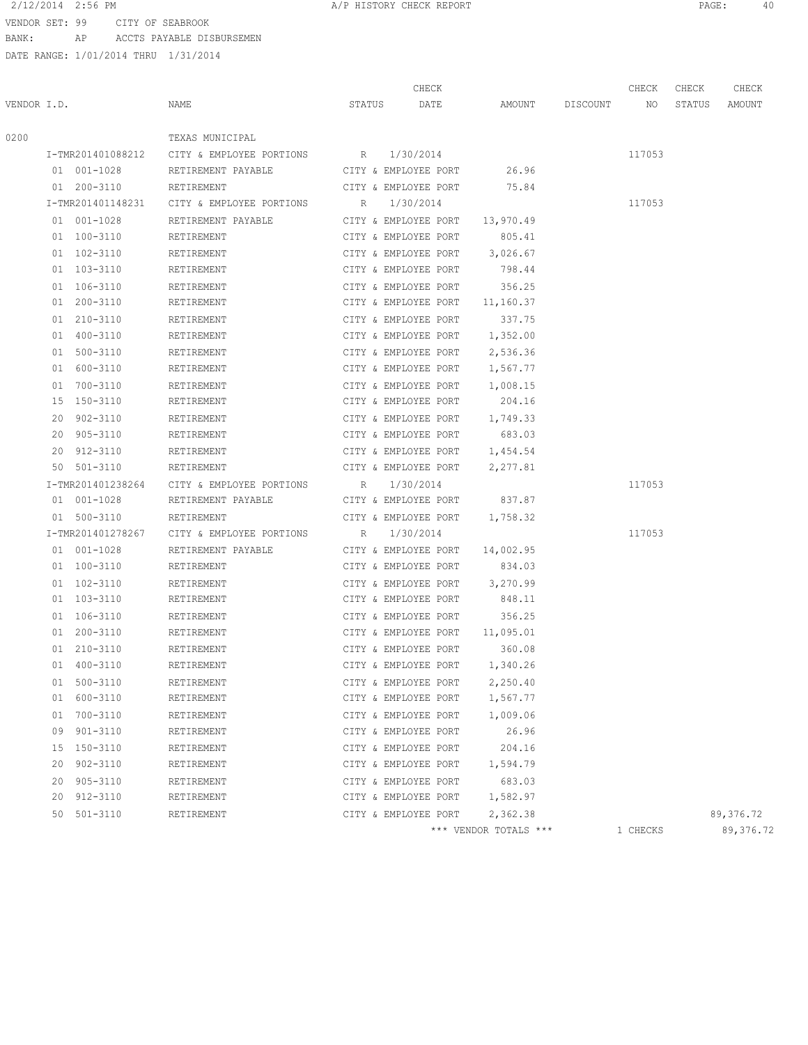2/12/2014 2:56 PM A/P HISTORY CHECK REPORT

VENDOR SET: 99 CITY OF SEABROOK
BANK: AP ACCTS PAYABLE DISBURSEMEN
DATE RANGE: 1/01/2014 THRU 1/31/2014

| VENDOR I.D. | NAME | STATUS | CHECK DATE | AMOUNT | DISCOUNT | CHECK NO | CHECK STATUS | CHECK AMOUNT |
|---|---|---|---|---|---|---|---|---|
| 0200 | TEXAS MUNICIPAL | | | | | | | |
| I-TMR201401088212 | CITY & EMPLOYEE PORTIONS | R | 1/30/2014 | | | 117053 | | |
| 01 001-1028 | RETIREMENT PAYABLE | CITY & EMPLOYEE PORT | | 26.96 | | | | |
| 01 200-3110 | RETIREMENT | CITY & EMPLOYEE PORT | | 75.84 | | | | |
| I-TMR201401148231 | CITY & EMPLOYEE PORTIONS | R | 1/30/2014 | | | 117053 | | |
| 01 001-1028 | RETIREMENT PAYABLE | CITY & EMPLOYEE PORT | | 13,970.49 | | | | |
| 01 100-3110 | RETIREMENT | CITY & EMPLOYEE PORT | | 805.41 | | | | |
| 01 102-3110 | RETIREMENT | CITY & EMPLOYEE PORT | | 3,026.67 | | | | |
| 01 103-3110 | RETIREMENT | CITY & EMPLOYEE PORT | | 798.44 | | | | |
| 01 106-3110 | RETIREMENT | CITY & EMPLOYEE PORT | | 356.25 | | | | |
| 01 200-3110 | RETIREMENT | CITY & EMPLOYEE PORT | | 11,160.37 | | | | |
| 01 210-3110 | RETIREMENT | CITY & EMPLOYEE PORT | | 337.75 | | | | |
| 01 400-3110 | RETIREMENT | CITY & EMPLOYEE PORT | | 1,352.00 | | | | |
| 01 500-3110 | RETIREMENT | CITY & EMPLOYEE PORT | | 2,536.36 | | | | |
| 01 600-3110 | RETIREMENT | CITY & EMPLOYEE PORT | | 1,567.77 | | | | |
| 01 700-3110 | RETIREMENT | CITY & EMPLOYEE PORT | | 1,008.15 | | | | |
| 15 150-3110 | RETIREMENT | CITY & EMPLOYEE PORT | | 204.16 | | | | |
| 20 902-3110 | RETIREMENT | CITY & EMPLOYEE PORT | | 1,749.33 | | | | |
| 20 905-3110 | RETIREMENT | CITY & EMPLOYEE PORT | | 683.03 | | | | |
| 20 912-3110 | RETIREMENT | CITY & EMPLOYEE PORT | | 1,454.54 | | | | |
| 50 501-3110 | RETIREMENT | CITY & EMPLOYEE PORT | | 2,277.81 | | | | |
| I-TMR201401238264 | CITY & EMPLOYEE PORTIONS | R | 1/30/2014 | | | 117053 | | |
| 01 001-1028 | RETIREMENT PAYABLE | CITY & EMPLOYEE PORT | | 837.87 | | | | |
| 01 500-3110 | RETIREMENT | CITY & EMPLOYEE PORT | | 1,758.32 | | | | |
| I-TMR201401278267 | CITY & EMPLOYEE PORTIONS | R | 1/30/2014 | | | 117053 | | |
| 01 001-1028 | RETIREMENT PAYABLE | CITY & EMPLOYEE PORT | | 14,002.95 | | | | |
| 01 100-3110 | RETIREMENT | CITY & EMPLOYEE PORT | | 834.03 | | | | |
| 01 102-3110 | RETIREMENT | CITY & EMPLOYEE PORT | | 3,270.99 | | | | |
| 01 103-3110 | RETIREMENT | CITY & EMPLOYEE PORT | | 848.11 | | | | |
| 01 106-3110 | RETIREMENT | CITY & EMPLOYEE PORT | | 356.25 | | | | |
| 01 200-3110 | RETIREMENT | CITY & EMPLOYEE PORT | | 11,095.01 | | | | |
| 01 210-3110 | RETIREMENT | CITY & EMPLOYEE PORT | | 360.08 | | | | |
| 01 400-3110 | RETIREMENT | CITY & EMPLOYEE PORT | | 1,340.26 | | | | |
| 01 500-3110 | RETIREMENT | CITY & EMPLOYEE PORT | | 2,250.40 | | | | |
| 01 600-3110 | RETIREMENT | CITY & EMPLOYEE PORT | | 1,567.77 | | | | |
| 01 700-3110 | RETIREMENT | CITY & EMPLOYEE PORT | | 1,009.06 | | | | |
| 09 901-3110 | RETIREMENT | CITY & EMPLOYEE PORT | | 26.96 | | | | |
| 15 150-3110 | RETIREMENT | CITY & EMPLOYEE PORT | | 204.16 | | | | |
| 20 902-3110 | RETIREMENT | CITY & EMPLOYEE PORT | | 1,594.79 | | | | |
| 20 905-3110 | RETIREMENT | CITY & EMPLOYEE PORT | | 683.03 | | | | |
| 20 912-3110 | RETIREMENT | CITY & EMPLOYEE PORT | | 1,582.97 | | | | |
| 50 501-3110 | RETIREMENT | CITY & EMPLOYEE PORT | | 2,362.38 | | | | 89,376.72 |
| | | | *** VENDOR TOTALS *** | | | 1 CHECKS | | 89,376.72 |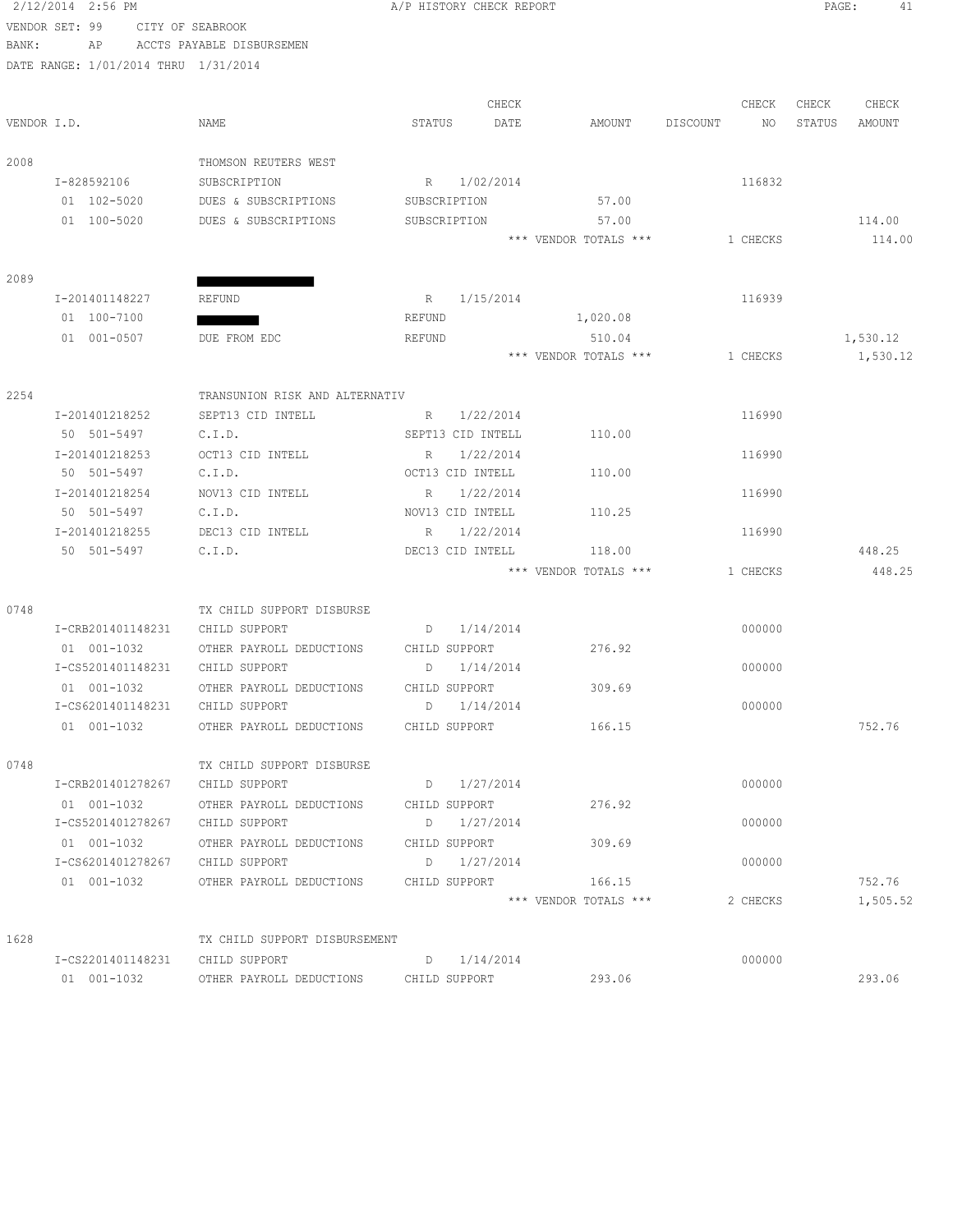VENDOR SET: 99 CITY OF SEABROOK
BANK: AP ACCTS PAYABLE DISBURSEMEN
DATE RANGE: 1/01/2014 THRU 1/31/2014

| VENDOR I.D. | NAME | STATUS | CHECK DATE | AMOUNT | DISCOUNT | CHECK NO | CHECK STATUS | CHECK AMOUNT |
|---|---|---|---|---|---|---|---|---|
| 2008 | THOMSON REUTERS WEST | | | | | | | |
| I-828592106 | SUBSCRIPTION | R | 1/02/2014 | | | 116832 | | |
| 01 102-5020 | DUES & SUBSCRIPTIONS | SUBSCRIPTION | | 57.00 | | | | |
| 01 100-5020 | DUES & SUBSCRIPTIONS | SUBSCRIPTION | | 57.00 | | | | 114.00 |
| | | | | *** VENDOR TOTALS *** | | 1 CHECKS | | 114.00 |
| 2089 | | | | | | | | |
| I-201401148227 | REFUND | R | 1/15/2014 | | | 116939 | | |
| 01 100-7100 | | REFUND | | 1,020.08 | | | | |
| 01 001-0507 | DUE FROM EDC | REFUND | | 510.04 | | | | 1,530.12 |
| | | | | *** VENDOR TOTALS *** | | 1 CHECKS | | 1,530.12 |
| 2254 | TRANSUNION RISK AND ALTERNATIV | | | | | | | |
| I-201401218252 | SEPT13 CID INTELL | R | 1/22/2014 | | | 116990 | | |
| 50 501-5497 | C.I.D. | SEPT13 CID INTELL | | 110.00 | | | | |
| I-201401218253 | OCT13 CID INTELL | R | 1/22/2014 | | | 116990 | | |
| 50 501-5497 | C.I.D. | OCT13 CID INTELL | | 110.00 | | | | |
| I-201401218254 | NOV13 CID INTELL | R | 1/22/2014 | | | 116990 | | |
| 50 501-5497 | C.I.D. | NOV13 CID INTELL | | 110.25 | | | | |
| I-201401218255 | DEC13 CID INTELL | R | 1/22/2014 | | | 116990 | | |
| 50 501-5497 | C.I.D. | DEC13 CID INTELL | | 118.00 | | | | 448.25 |
| | | | | *** VENDOR TOTALS *** | | 1 CHECKS | | 448.25 |
| 0748 | TX CHILD SUPPORT DISBURSE | | | | | | | |
| I-CRB201401148231 | CHILD SUPPORT | D | 1/14/2014 | | | 000000 | | |
| 01 001-1032 | OTHER PAYROLL DEDUCTIONS | CHILD SUPPORT | | 276.92 | | | | |
| I-CS5201401148231 | CHILD SUPPORT | D | 1/14/2014 | | | 000000 | | |
| 01 001-1032 | OTHER PAYROLL DEDUCTIONS | CHILD SUPPORT | | 309.69 | | | | |
| I-CS6201401148231 | CHILD SUPPORT | D | 1/14/2014 | | | 000000 | | |
| 01 001-1032 | OTHER PAYROLL DEDUCTIONS | CHILD SUPPORT | | 166.15 | | | | 752.76 |
| 0748 | TX CHILD SUPPORT DISBURSE | | | | | | | |
| I-CRB201401278267 | CHILD SUPPORT | D | 1/27/2014 | | | 000000 | | |
| 01 001-1032 | OTHER PAYROLL DEDUCTIONS | CHILD SUPPORT | | 276.92 | | | | |
| I-CS5201401278267 | CHILD SUPPORT | D | 1/27/2014 | | | 000000 | | |
| 01 001-1032 | OTHER PAYROLL DEDUCTIONS | CHILD SUPPORT | | 309.69 | | | | |
| I-CS6201401278267 | CHILD SUPPORT | D | 1/27/2014 | | | 000000 | | |
| 01 001-1032 | OTHER PAYROLL DEDUCTIONS | CHILD SUPPORT | | 166.15 | | | | 752.76 |
| | | | | *** VENDOR TOTALS *** | | 2 CHECKS | | 1,505.52 |
| 1628 | TX CHILD SUPPORT DISBURSEMENT | | | | | | | |
| I-CS2201401148231 | CHILD SUPPORT | D | 1/14/2014 | | | 000000 | | |
| 01 001-1032 | OTHER PAYROLL DEDUCTIONS | CHILD SUPPORT | | 293.06 | | | | 293.06 |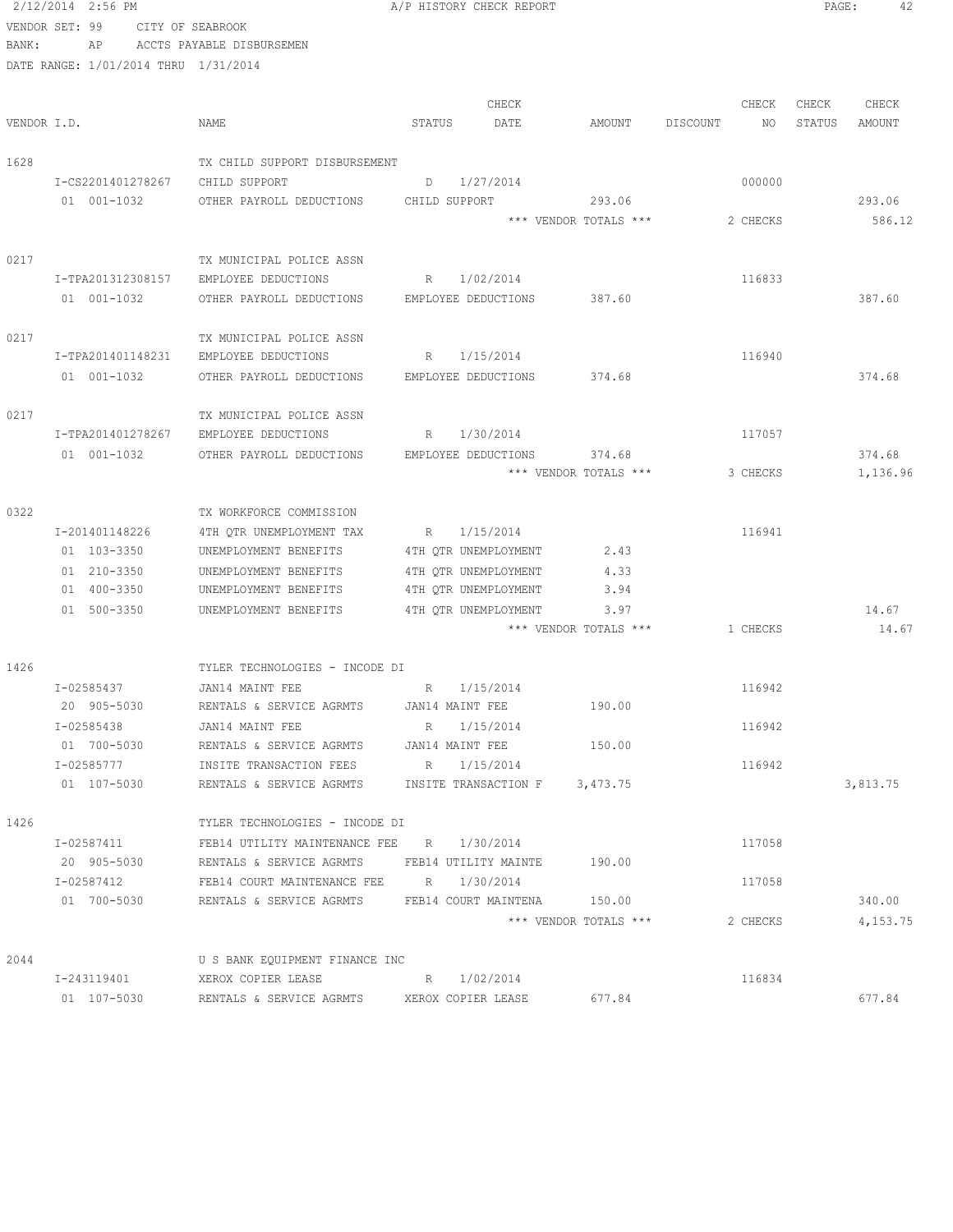2/12/2014 2:56 PM A/P HISTORY CHECK REPORT

VENDOR SET: 99 CITY OF SEABROOK

BANK: AP ACCTS PAYABLE DISBURSEMEN

DATE RANGE: 1/01/2014 THRU 1/31/2014

| VENDOR I.D. | NAME | STATUS | CHECK DATE | AMOUNT | DISCOUNT | CHECK NO | CHECK STATUS | CHECK AMOUNT |
|---|---|---|---|---|---|---|---|---|
| 1628 | TX CHILD SUPPORT DISBURSEMENT | | | | | | | |
| I-CS2201401278267 | CHILD SUPPORT | D | 1/27/2014 | | | 000000 | | |
| 01 001-1032 | OTHER PAYROLL DEDUCTIONS | CHILD SUPPORT | | 293.06 | | | | 293.06 |
| | | | | *** VENDOR TOTALS *** | | 2 CHECKS | | 586.12 |
| 0217 | TX MUNICIPAL POLICE ASSN | | | | | | | |
| I-TPA201312308157 | EMPLOYEE DEDUCTIONS | R | 1/02/2014 | | | 116833 | | |
| 01 001-1032 | OTHER PAYROLL DEDUCTIONS | EMPLOYEE DEDUCTIONS | | 387.60 | | | | 387.60 |
| 0217 | TX MUNICIPAL POLICE ASSN | | | | | | | |
| I-TPA201401148231 | EMPLOYEE DEDUCTIONS | R | 1/15/2014 | | | 116940 | | |
| 01 001-1032 | OTHER PAYROLL DEDUCTIONS | EMPLOYEE DEDUCTIONS | | 374.68 | | | | 374.68 |
| 0217 | TX MUNICIPAL POLICE ASSN | | | | | | | |
| I-TPA201401278267 | EMPLOYEE DEDUCTIONS | R | 1/30/2014 | | | 117057 | | |
| 01 001-1032 | OTHER PAYROLL DEDUCTIONS | EMPLOYEE DEDUCTIONS | | 374.68 | | | | 374.68 |
| | | | | *** VENDOR TOTALS *** | | 3 CHECKS | | 1,136.96 |
| 0322 | TX WORKFORCE COMMISSION | | | | | | | |
| I-201401148226 | 4TH QTR UNEMPLOYMENT TAX | R | 1/15/2014 | | | 116941 | | |
| 01 103-3350 | UNEMPLOYMENT BENEFITS | 4TH QTR UNEMPLOYMENT | | 2.43 | | | | |
| 01 210-3350 | UNEMPLOYMENT BENEFITS | 4TH QTR UNEMPLOYMENT | | 4.33 | | | | |
| 01 400-3350 | UNEMPLOYMENT BENEFITS | 4TH QTR UNEMPLOYMENT | | 3.94 | | | | |
| 01 500-3350 | UNEMPLOYMENT BENEFITS | 4TH QTR UNEMPLOYMENT | | 3.97 | | | | 14.67 |
| | | | | *** VENDOR TOTALS *** | | 1 CHECKS | | 14.67 |
| 1426 | TYLER TECHNOLOGIES - INCODE DI | | | | | | | |
| I-02585437 | JAN14 MAINT FEE | R | 1/15/2014 | | | 116942 | | |
| 20 905-5030 | RENTALS & SERVICE AGRMTS | JAN14 MAINT FEE | | 190.00 | | | | |
| I-02585438 | JAN14 MAINT FEE | R | 1/15/2014 | | | 116942 | | |
| 01 700-5030 | RENTALS & SERVICE AGRMTS | JAN14 MAINT FEE | | 150.00 | | | | |
| I-02585777 | INSITE TRANSACTION FEES | R | 1/15/2014 | | | 116942 | | |
| 01 107-5030 | RENTALS & SERVICE AGRMTS | INSITE TRANSACTION F | | 3,473.75 | | | | 3,813.75 |
| 1426 | TYLER TECHNOLOGIES - INCODE DI | | | | | | | |
| I-02587411 | FEB14 UTILITY MAINTENANCE FEE | R | 1/30/2014 | | | 117058 | | |
| 20 905-5030 | RENTALS & SERVICE AGRMTS | FEB14 UTILITY MAINTE | | 190.00 | | | | |
| I-02587412 | FEB14 COURT MAINTENANCE FEE | R | 1/30/2014 | | | 117058 | | |
| 01 700-5030 | RENTALS & SERVICE AGRMTS | FEB14 COURT MAINTENA | | 150.00 | | | | 340.00 |
| | | | | *** VENDOR TOTALS *** | | 2 CHECKS | | 4,153.75 |
| 2044 | U S BANK EQUIPMENT FINANCE INC | | | | | | | |
| I-243119401 | XEROX COPIER LEASE | R | 1/02/2014 | | | 116834 | | |
| 01 107-5030 | RENTALS & SERVICE AGRMTS | XEROX COPIER LEASE | | 677.84 | | | | 677.84 |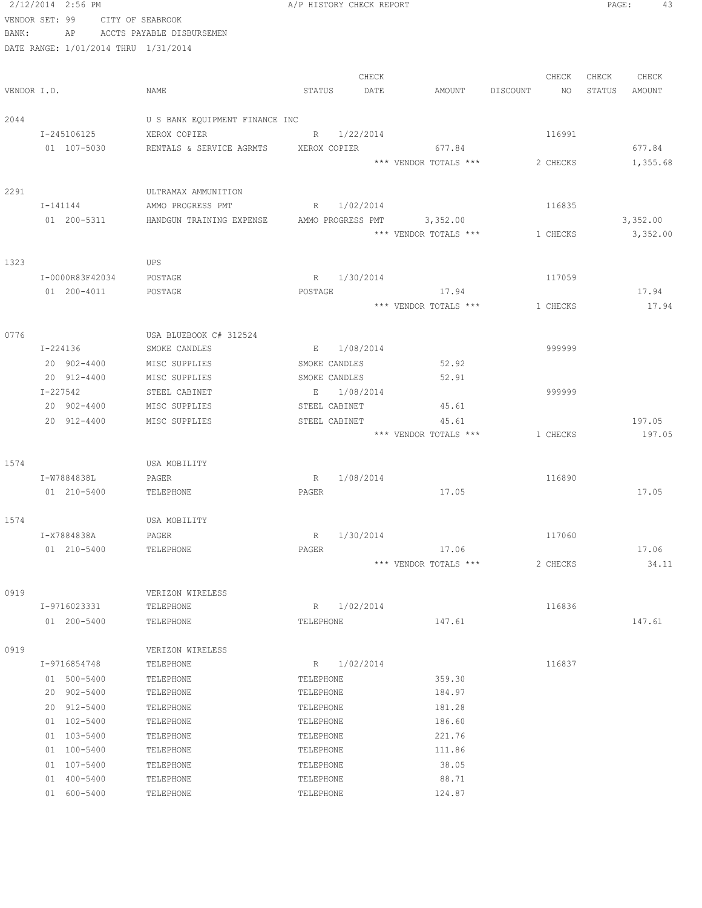2/12/2014 2:56 PM A/P HISTORY CHECK REPORT

VENDOR SET: 99 CITY OF SEABROOK
BANK: AP ACCTS PAYABLE DISBURSEMEN
DATE RANGE: 1/01/2014 THRU 1/31/2014

| VENDOR I.D. | NAME | STATUS | CHECK DATE | AMOUNT | DISCOUNT | CHECK NO | CHECK STATUS | CHECK AMOUNT |
|---|---|---|---|---|---|---|---|---|
| 2044 | U S BANK EQUIPMENT FINANCE INC | | | | | | | |
| I-245106125 | XEROX COPIER | R | 1/22/2014 | | | 116991 | | |
| 01 107-5030 | RENTALS & SERVICE AGRMTS | XEROX COPIER | | 677.84 | | | | 677.84 |
| | | | | *** VENDOR TOTALS *** | | 2 CHECKS | | 1,355.68 |
| 2291 | ULTRAMAX AMMUNITION | | | | | | | |
| I-141144 | AMMO PROGRESS PMT | R | 1/02/2014 | | | 116835 | | |
| 01 200-5311 | HANDGUN TRAINING EXPENSE | AMMO PROGRESS PMT | | 3,352.00 | | | | 3,352.00 |
| | | | | *** VENDOR TOTALS *** | | 1 CHECKS | | 3,352.00 |
| 1323 | UPS | | | | | | | |
| I-0000R83F42034 | POSTAGE | R | 1/30/2014 | | | 117059 | | |
| 01 200-4011 | POSTAGE | POSTAGE | | 17.94 | | | | 17.94 |
| | | | | *** VENDOR TOTALS *** | | 1 CHECKS | | 17.94 |
| 0776 | USA BLUEBOOK C# 312524 | | | | | | | |
| I-224136 | SMOKE CANDLES | E | 1/08/2014 | | | 999999 | | |
| 20 902-4400 | MISC SUPPLIES | SMOKE CANDLES | | 52.92 | | | | |
| 20 912-4400 | MISC SUPPLIES | SMOKE CANDLES | | 52.91 | | | | |
| I-227542 | STEEL CABINET | E | 1/08/2014 | | | 999999 | | |
| 20 902-4400 | MISC SUPPLIES | STEEL CABINET | | 45.61 | | | | |
| 20 912-4400 | MISC SUPPLIES | STEEL CABINET | | 45.61 | | | | 197.05 |
| | | | | *** VENDOR TOTALS *** | | 1 CHECKS | | 197.05 |
| 1574 | USA MOBILITY | | | | | | | |
| I-W7884838L | PAGER | R | 1/08/2014 | | | 116890 | | |
| 01 210-5400 | TELEPHONE | PAGER | | 17.05 | | | | 17.05 |
| 1574 | USA MOBILITY | | | | | | | |
| I-X7884838A | PAGER | R | 1/30/2014 | | | 117060 | | |
| 01 210-5400 | TELEPHONE | PAGER | | 17.06 | | | | 17.06 |
| | | | | *** VENDOR TOTALS *** | | 2 CHECKS | | 34.11 |
| 0919 | VERIZON WIRELESS | | | | | | | |
| I-9716023331 | TELEPHONE | R | 1/02/2014 | | | 116836 | | |
| 01 200-5400 | TELEPHONE | TELEPHONE | | 147.61 | | | | 147.61 |
| 0919 | VERIZON WIRELESS | | | | | | | |
| I-9716854748 | TELEPHONE | R | 1/02/2014 | | | 116837 | | |
| 01 500-5400 | TELEPHONE | TELEPHONE | | 359.30 | | | | |
| 20 902-5400 | TELEPHONE | TELEPHONE | | 184.97 | | | | |
| 20 912-5400 | TELEPHONE | TELEPHONE | | 181.28 | | | | |
| 01 102-5400 | TELEPHONE | TELEPHONE | | 186.60 | | | | |
| 01 103-5400 | TELEPHONE | TELEPHONE | | 221.76 | | | | |
| 01 100-5400 | TELEPHONE | TELEPHONE | | 111.86 | | | | |
| 01 107-5400 | TELEPHONE | TELEPHONE | | 38.05 | | | | |
| 01 400-5400 | TELEPHONE | TELEPHONE | | 88.71 | | | | |
| 01 600-5400 | TELEPHONE | TELEPHONE | | 124.87 | | | | |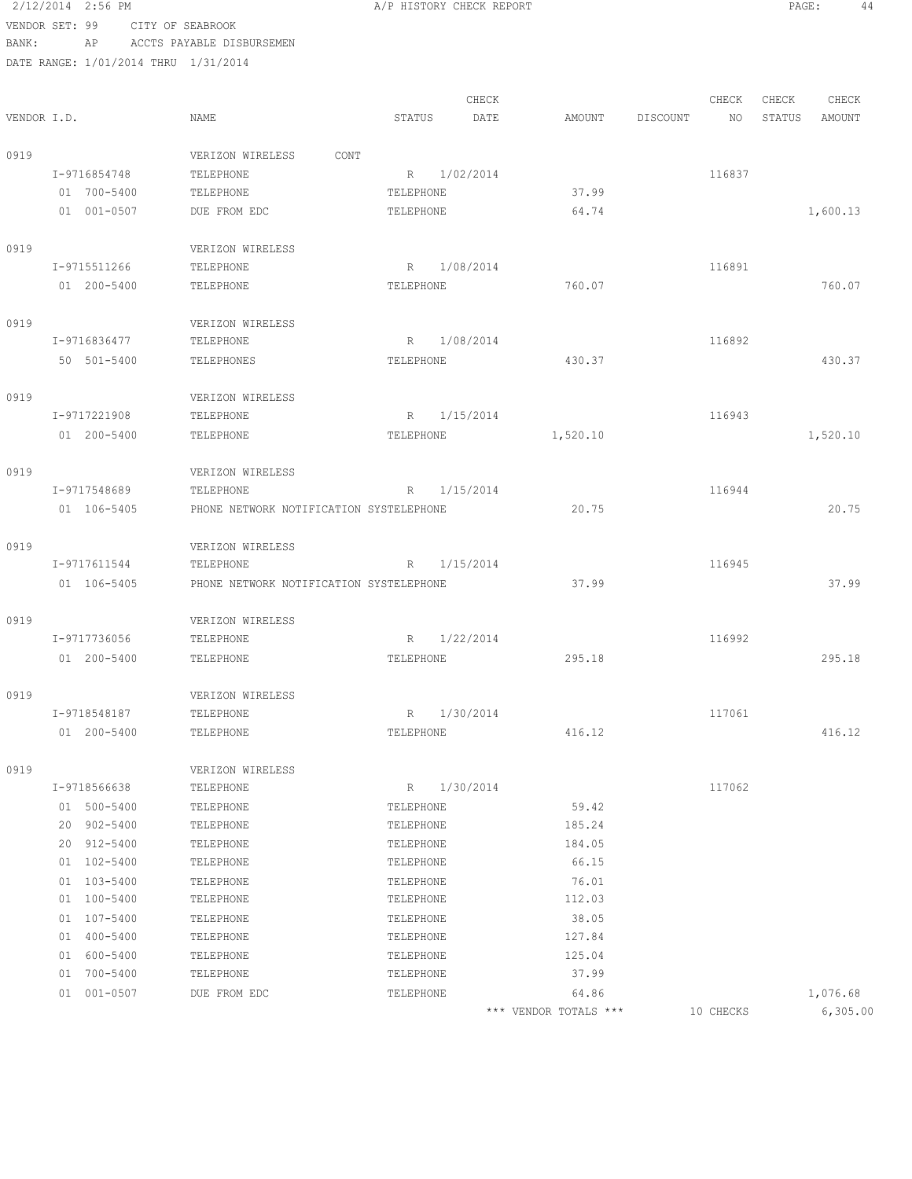2/12/2014 2:56 PM — A/P HISTORY CHECK REPORT

VENDOR SET: 99 CITY OF SEABROOK
BANK: AP ACCTS PAYABLE DISBURSEMEN
DATE RANGE: 1/01/2014 THRU 1/31/2014

| VENDOR I.D. | NAME | STATUS | CHECK DATE | AMOUNT | DISCOUNT | CHECK NO | CHECK STATUS | CHECK AMOUNT |
|---|---|---|---|---|---|---|---|---|
| 0919 | VERIZON WIRELESS CONT | | | | | | | |
| I-9716854748 | TELEPHONE | R | 1/02/2014 | | | 116837 | | |
| 01 700-5400 | TELEPHONE | TELEPHONE | | 37.99 | | | | |
| 01 001-0507 | DUE FROM EDC | TELEPHONE | | 64.74 | | | | 1,600.13 |
| 0919 | VERIZON WIRELESS | | | | | | | |
| I-9715511266 | TELEPHONE | R | 1/08/2014 | | | 116891 | | |
| 01 200-5400 | TELEPHONE | TELEPHONE | | 760.07 | | | | 760.07 |
| 0919 | VERIZON WIRELESS | | | | | | | |
| I-9716836477 | TELEPHONE | R | 1/08/2014 | | | 116892 | | |
| 50 501-5400 | TELEPHONES | TELEPHONE | | 430.37 | | | | 430.37 |
| 0919 | VERIZON WIRELESS | | | | | | | |
| I-9717221908 | TELEPHONE | R | 1/15/2014 | | | 116943 | | |
| 01 200-5400 | TELEPHONE | TELEPHONE | | 1,520.10 | | | | 1,520.10 |
| 0919 | VERIZON WIRELESS | | | | | | | |
| I-9717548689 | TELEPHONE | R | 1/15/2014 | | | 116944 | | |
| 01 106-5405 | PHONE NETWORK NOTIFICATION SYS | TELEPHONE | | 20.75 | | | | 20.75 |
| 0919 | VERIZON WIRELESS | | | | | | | |
| I-9717611544 | TELEPHONE | R | 1/15/2014 | | | 116945 | | |
| 01 106-5405 | PHONE NETWORK NOTIFICATION SYS | TELEPHONE | | 37.99 | | | | 37.99 |
| 0919 | VERIZON WIRELESS | | | | | | | |
| I-9717736056 | TELEPHONE | R | 1/22/2014 | | | 116992 | | |
| 01 200-5400 | TELEPHONE | TELEPHONE | | 295.18 | | | | 295.18 |
| 0919 | VERIZON WIRELESS | | | | | | | |
| I-9718548187 | TELEPHONE | R | 1/30/2014 | | | 117061 | | |
| 01 200-5400 | TELEPHONE | TELEPHONE | | 416.12 | | | | 416.12 |
| 0919 | VERIZON WIRELESS | | | | | | | |
| I-9718566638 | TELEPHONE | R | 1/30/2014 | | | 117062 | | |
| 01 500-5400 | TELEPHONE | TELEPHONE | | 59.42 | | | | |
| 20 902-5400 | TELEPHONE | TELEPHONE | | 185.24 | | | | |
| 20 912-5400 | TELEPHONE | TELEPHONE | | 184.05 | | | | |
| 01 102-5400 | TELEPHONE | TELEPHONE | | 66.15 | | | | |
| 01 103-5400 | TELEPHONE | TELEPHONE | | 76.01 | | | | |
| 01 100-5400 | TELEPHONE | TELEPHONE | | 112.03 | | | | |
| 01 107-5400 | TELEPHONE | TELEPHONE | | 38.05 | | | | |
| 01 400-5400 | TELEPHONE | TELEPHONE | | 127.84 | | | | |
| 01 600-5400 | TELEPHONE | TELEPHONE | | 125.04 | | | | |
| 01 700-5400 | TELEPHONE | TELEPHONE | | 37.99 | | | | |
| 01 001-0507 | DUE FROM EDC | TELEPHONE | | 64.86 | | | | 1,076.68 |
| | | | | *** VENDOR TOTALS *** | | 10 CHECKS | | 6,305.00 |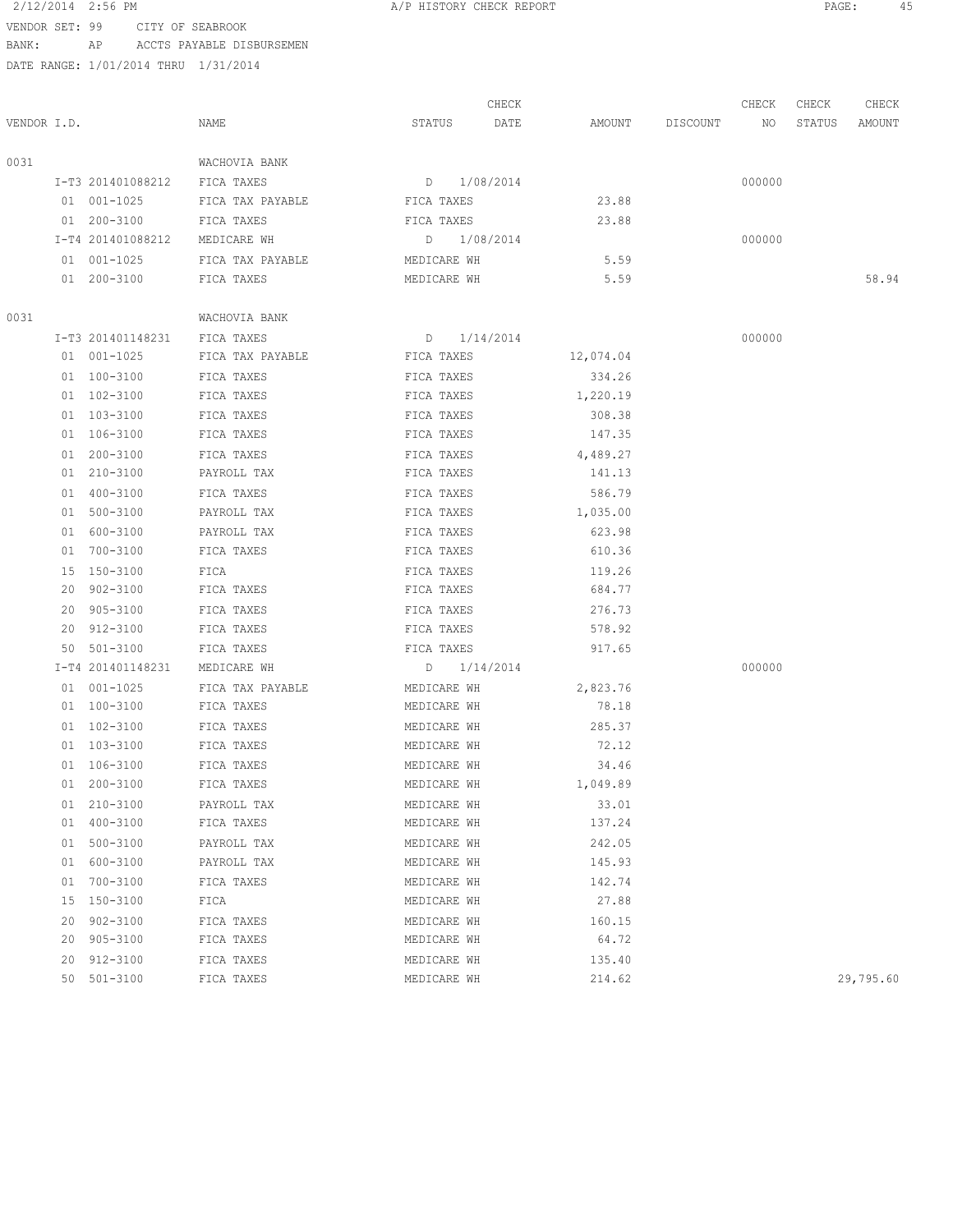2/12/2014 2:56 PM A/P HISTORY CHECK REPORT

VENDOR SET: 99 CITY OF SEABROOK
BANK: AP ACCTS PAYABLE DISBURSEMEN
DATE RANGE: 1/01/2014 THRU 1/31/2014

| VENDOR I.D. | NAME | STATUS | CHECK DATE | AMOUNT | DISCOUNT | CHECK NO | CHECK STATUS | CHECK AMOUNT |
|---|---|---|---|---|---|---|---|---|
| 0031 | WACHOVIA BANK | | | | | | | |
| I-T3 201401088212 | FICA TAXES | D | 1/08/2014 | | | 000000 | | |
| 01 001-1025 | FICA TAX PAYABLE | FICA TAXES | | 23.88 | | | | |
| 01 200-3100 | FICA TAXES | FICA TAXES | | 23.88 | | | | |
| I-T4 201401088212 | MEDICARE WH | D | 1/08/2014 | | | 000000 | | |
| 01 001-1025 | FICA TAX PAYABLE | MEDICARE WH | | 5.59 | | | | |
| 01 200-3100 | FICA TAXES | MEDICARE WH | | 5.59 | | | | 58.94 |
| 0031 | WACHOVIA BANK | | | | | | | |
| I-T3 201401148231 | FICA TAXES | D | 1/14/2014 | | | 000000 | | |
| 01 001-1025 | FICA TAX PAYABLE | FICA TAXES | | 12,074.04 | | | | |
| 01 100-3100 | FICA TAXES | FICA TAXES | | 334.26 | | | | |
| 01 102-3100 | FICA TAXES | FICA TAXES | | 1,220.19 | | | | |
| 01 103-3100 | FICA TAXES | FICA TAXES | | 308.38 | | | | |
| 01 106-3100 | FICA TAXES | FICA TAXES | | 147.35 | | | | |
| 01 200-3100 | FICA TAXES | FICA TAXES | | 4,489.27 | | | | |
| 01 210-3100 | PAYROLL TAX | FICA TAXES | | 141.13 | | | | |
| 01 400-3100 | FICA TAXES | FICA TAXES | | 586.79 | | | | |
| 01 500-3100 | PAYROLL TAX | FICA TAXES | | 1,035.00 | | | | |
| 01 600-3100 | PAYROLL TAX | FICA TAXES | | 623.98 | | | | |
| 01 700-3100 | FICA TAXES | FICA TAXES | | 610.36 | | | | |
| 15 150-3100 | FICA | FICA TAXES | | 119.26 | | | | |
| 20 902-3100 | FICA TAXES | FICA TAXES | | 684.77 | | | | |
| 20 905-3100 | FICA TAXES | FICA TAXES | | 276.73 | | | | |
| 20 912-3100 | FICA TAXES | FICA TAXES | | 578.92 | | | | |
| 50 501-3100 | FICA TAXES | FICA TAXES | | 917.65 | | | | |
| I-T4 201401148231 | MEDICARE WH | D | 1/14/2014 | | | 000000 | | |
| 01 001-1025 | FICA TAX PAYABLE | MEDICARE WH | | 2,823.76 | | | | |
| 01 100-3100 | FICA TAXES | MEDICARE WH | | 78.18 | | | | |
| 01 102-3100 | FICA TAXES | MEDICARE WH | | 285.37 | | | | |
| 01 103-3100 | FICA TAXES | MEDICARE WH | | 72.12 | | | | |
| 01 106-3100 | FICA TAXES | MEDICARE WH | | 34.46 | | | | |
| 01 200-3100 | FICA TAXES | MEDICARE WH | | 1,049.89 | | | | |
| 01 210-3100 | PAYROLL TAX | MEDICARE WH | | 33.01 | | | | |
| 01 400-3100 | FICA TAXES | MEDICARE WH | | 137.24 | | | | |
| 01 500-3100 | PAYROLL TAX | MEDICARE WH | | 242.05 | | | | |
| 01 600-3100 | PAYROLL TAX | MEDICARE WH | | 145.93 | | | | |
| 01 700-3100 | FICA TAXES | MEDICARE WH | | 142.74 | | | | |
| 15 150-3100 | FICA | MEDICARE WH | | 27.88 | | | | |
| 20 902-3100 | FICA TAXES | MEDICARE WH | | 160.15 | | | | |
| 20 905-3100 | FICA TAXES | MEDICARE WH | | 64.72 | | | | |
| 20 912-3100 | FICA TAXES | MEDICARE WH | | 135.40 | | | | |
| 50 501-3100 | FICA TAXES | MEDICARE WH | | 214.62 | | | | 29,795.60 |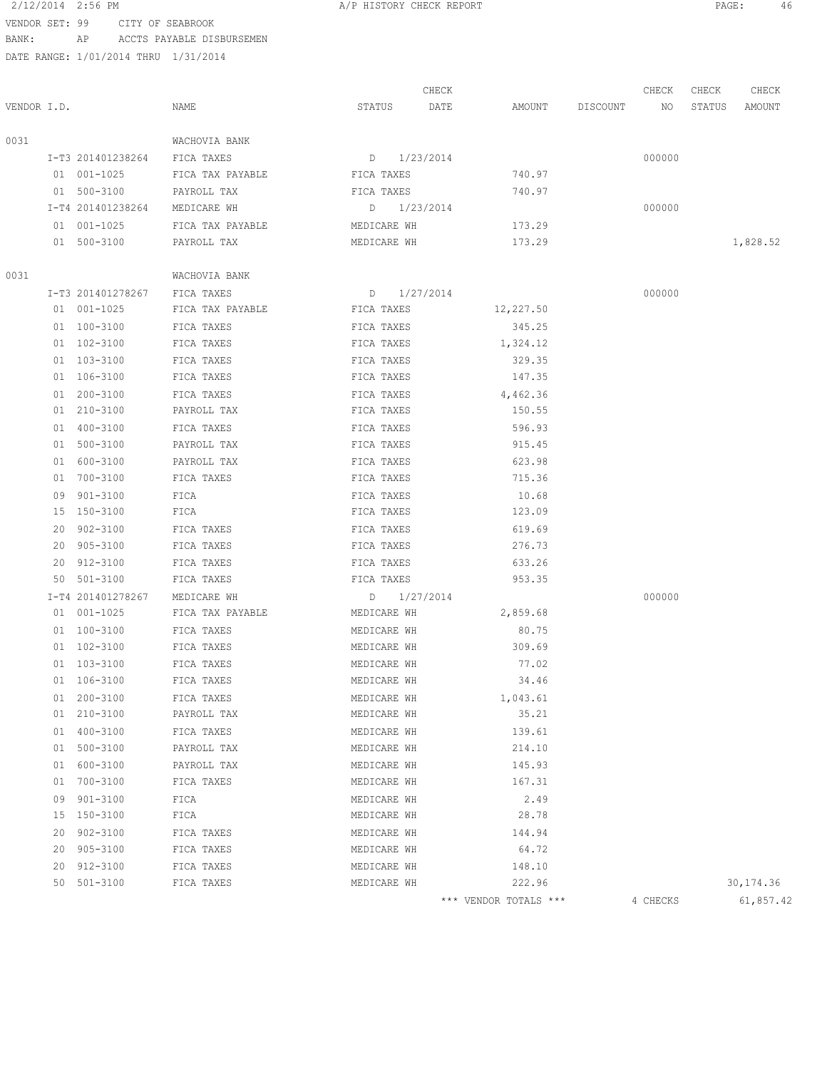2/12/2014 2:56 PM A/P HISTORY CHECK REPORT

VENDOR SET: 99 CITY OF SEABROOK
BANK: AP ACCTS PAYABLE DISBURSEMEN
DATE RANGE: 1/01/2014 THRU 1/31/2014

| VENDOR I.D. | | NAME | STATUS | CHECK DATE | AMOUNT | DISCOUNT | CHECK NO | CHECK STATUS | CHECK AMOUNT |
|---|---|---|---|---|---|---|---|---|---|
| 0031 | | WACHOVIA BANK | | | | | | | |
| | I-T3 201401238264 | FICA TAXES | D | 1/23/2014 | | | 000000 | | |
| | 01 001-1025 | FICA TAX PAYABLE | FICA TAXES | | 740.97 | | | | |
| | 01 500-3100 | PAYROLL TAX | FICA TAXES | | 740.97 | | | | |
| | I-T4 201401238264 | MEDICARE WH | D | 1/23/2014 | | | 000000 | | |
| | 01 001-1025 | FICA TAX PAYABLE | MEDICARE WH | | 173.29 | | | | |
| | 01 500-3100 | PAYROLL TAX | MEDICARE WH | | 173.29 | | | | 1,828.52 |
| 0031 | | WACHOVIA BANK | | | | | | | |
| | I-T3 201401278267 | FICA TAXES | D | 1/27/2014 | | | 000000 | | |
| | 01 001-1025 | FICA TAX PAYABLE | FICA TAXES | | 12,227.50 | | | | |
| | 01 100-3100 | FICA TAXES | FICA TAXES | | 345.25 | | | | |
| | 01 102-3100 | FICA TAXES | FICA TAXES | | 1,324.12 | | | | |
| | 01 103-3100 | FICA TAXES | FICA TAXES | | 329.35 | | | | |
| | 01 106-3100 | FICA TAXES | FICA TAXES | | 147.35 | | | | |
| | 01 200-3100 | FICA TAXES | FICA TAXES | | 4,462.36 | | | | |
| | 01 210-3100 | PAYROLL TAX | FICA TAXES | | 150.55 | | | | |
| | 01 400-3100 | FICA TAXES | FICA TAXES | | 596.93 | | | | |
| | 01 500-3100 | PAYROLL TAX | FICA TAXES | | 915.45 | | | | |
| | 01 600-3100 | PAYROLL TAX | FICA TAXES | | 623.98 | | | | |
| | 01 700-3100 | FICA TAXES | FICA TAXES | | 715.36 | | | | |
| | 09 901-3100 | FICA | FICA TAXES | | 10.68 | | | | |
| | 15 150-3100 | FICA | FICA TAXES | | 123.09 | | | | |
| | 20 902-3100 | FICA TAXES | FICA TAXES | | 619.69 | | | | |
| | 20 905-3100 | FICA TAXES | FICA TAXES | | 276.73 | | | | |
| | 20 912-3100 | FICA TAXES | FICA TAXES | | 633.26 | | | | |
| | 50 501-3100 | FICA TAXES | FICA TAXES | | 953.35 | | | | |
| | I-T4 201401278267 | MEDICARE WH | D | 1/27/2014 | | | 000000 | | |
| | 01 001-1025 | FICA TAX PAYABLE | MEDICARE WH | | 2,859.68 | | | | |
| | 01 100-3100 | FICA TAXES | MEDICARE WH | | 80.75 | | | | |
| | 01 102-3100 | FICA TAXES | MEDICARE WH | | 309.69 | | | | |
| | 01 103-3100 | FICA TAXES | MEDICARE WH | | 77.02 | | | | |
| | 01 106-3100 | FICA TAXES | MEDICARE WH | | 34.46 | | | | |
| | 01 200-3100 | FICA TAXES | MEDICARE WH | | 1,043.61 | | | | |
| | 01 210-3100 | PAYROLL TAX | MEDICARE WH | | 35.21 | | | | |
| | 01 400-3100 | FICA TAXES | MEDICARE WH | | 139.61 | | | | |
| | 01 500-3100 | PAYROLL TAX | MEDICARE WH | | 214.10 | | | | |
| | 01 600-3100 | PAYROLL TAX | MEDICARE WH | | 145.93 | | | | |
| | 01 700-3100 | FICA TAXES | MEDICARE WH | | 167.31 | | | | |
| | 09 901-3100 | FICA | MEDICARE WH | | 2.49 | | | | |
| | 15 150-3100 | FICA | MEDICARE WH | | 28.78 | | | | |
| | 20 902-3100 | FICA TAXES | MEDICARE WH | | 144.94 | | | | |
| | 20 905-3100 | FICA TAXES | MEDICARE WH | | 64.72 | | | | |
| | 20 912-3100 | FICA TAXES | MEDICARE WH | | 148.10 | | | | |
| | 50 501-3100 | FICA TAXES | MEDICARE WH | | 222.96 | | | | 30,174.36 |
| | | | | | *** VENDOR TOTALS *** | | 4 CHECKS | | 61,857.42 |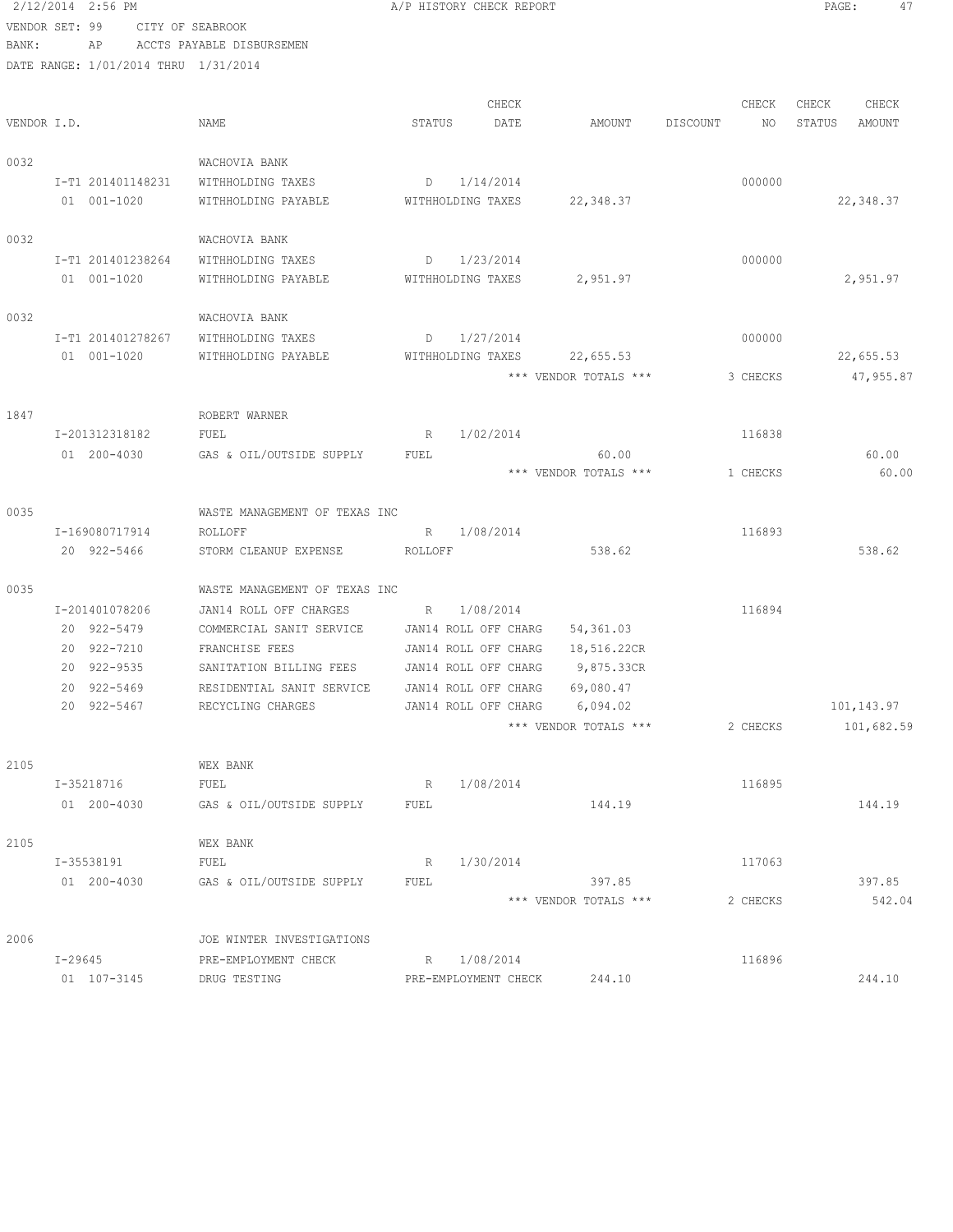A/P HISTORY CHECK REPORT

VENDOR SET: 99 CITY OF SEABROOK
BANK: AP ACCTS PAYABLE DISBURSEMEN
DATE RANGE: 1/01/2014 THRU 1/31/2014

| VENDOR I.D. | NAME | STATUS | CHECK DATE | AMOUNT | DISCOUNT | CHECK NO | CHECK STATUS | CHECK AMOUNT |
|---|---|---|---|---|---|---|---|---|
| 0032 | WACHOVIA BANK | | | | | | | |
| I-T1 201401148231 | WITHHOLDING TAXES | D | 1/14/2014 | | | 000000 | | |
| 01 001-1020 | WITHHOLDING PAYABLE | WITHHOLDING TAXES | | 22,348.37 | | | | 22,348.37 |
| 0032 | WACHOVIA BANK | | | | | | | |
| I-T1 201401238264 | WITHHOLDING TAXES | D | 1/23/2014 | | | 000000 | | |
| 01 001-1020 | WITHHOLDING PAYABLE | WITHHOLDING TAXES | | 2,951.97 | | | | 2,951.97 |
| 0032 | WACHOVIA BANK | | | | | | | |
| I-T1 201401278267 | WITHHOLDING TAXES | D | 1/27/2014 | | | 000000 | | |
| 01 001-1020 | WITHHOLDING PAYABLE | WITHHOLDING TAXES | | 22,655.53 | | | | 22,655.53 |
| | | | | *** VENDOR TOTALS *** | | 3 CHECKS | | 47,955.87 |
| 1847 | ROBERT WARNER | | | | | | | |
| I-201312318182 | FUEL | R | 1/02/2014 | | | 116838 | | |
| 01 200-4030 | GAS & OIL/OUTSIDE SUPPLY | FUEL | | 60.00 | | | | 60.00 |
| | | | | *** VENDOR TOTALS *** | | 1 CHECKS | | 60.00 |
| 0035 | WASTE MANAGEMENT OF TEXAS INC | | | | | | | |
| I-169080717914 | ROLLOFF | R | 1/08/2014 | | | 116893 | | |
| 20 922-5466 | STORM CLEANUP EXPENSE | ROLLOFF | | 538.62 | | | | 538.62 |
| 0035 | WASTE MANAGEMENT OF TEXAS INC | | | | | | | |
| I-201401078206 | JAN14 ROLL OFF CHARGES | R | 1/08/2014 | | | 116894 | | |
| 20 922-5479 | COMMERCIAL SANIT SERVICE | JAN14 ROLL OFF CHARG | | 54,361.03 | | | | |
| 20 922-7210 | FRANCHISE FEES | JAN14 ROLL OFF CHARG | | 18,516.22CR | | | | |
| 20 922-9535 | SANITATION BILLING FEES | JAN14 ROLL OFF CHARG | | 9,875.33CR | | | | |
| 20 922-5469 | RESIDENTIAL SANIT SERVICE | JAN14 ROLL OFF CHARG | | 69,080.47 | | | | |
| 20 922-5467 | RECYCLING CHARGES | JAN14 ROLL OFF CHARG | | 6,094.02 | | | | 101,143.97 |
| | | | | *** VENDOR TOTALS *** | | 2 CHECKS | | 101,682.59 |
| 2105 | WEX BANK | | | | | | | |
| I-35218716 | FUEL | R | 1/08/2014 | | | 116895 | | |
| 01 200-4030 | GAS & OIL/OUTSIDE SUPPLY | FUEL | | 144.19 | | | | 144.19 |
| 2105 | WEX BANK | | | | | | | |
| I-35538191 | FUEL | R | 1/30/2014 | | | 117063 | | |
| 01 200-4030 | GAS & OIL/OUTSIDE SUPPLY | FUEL | | 397.85 | | | | 397.85 |
| | | | | *** VENDOR TOTALS *** | | 2 CHECKS | | 542.04 |
| 2006 | JOE WINTER INVESTIGATIONS | | | | | | | |
| I-29645 | PRE-EMPLOYMENT CHECK | R | 1/08/2014 | | | 116896 | | |
| 01 107-3145 | DRUG TESTING | PRE-EMPLOYMENT CHECK | | 244.10 | | | | 244.10 |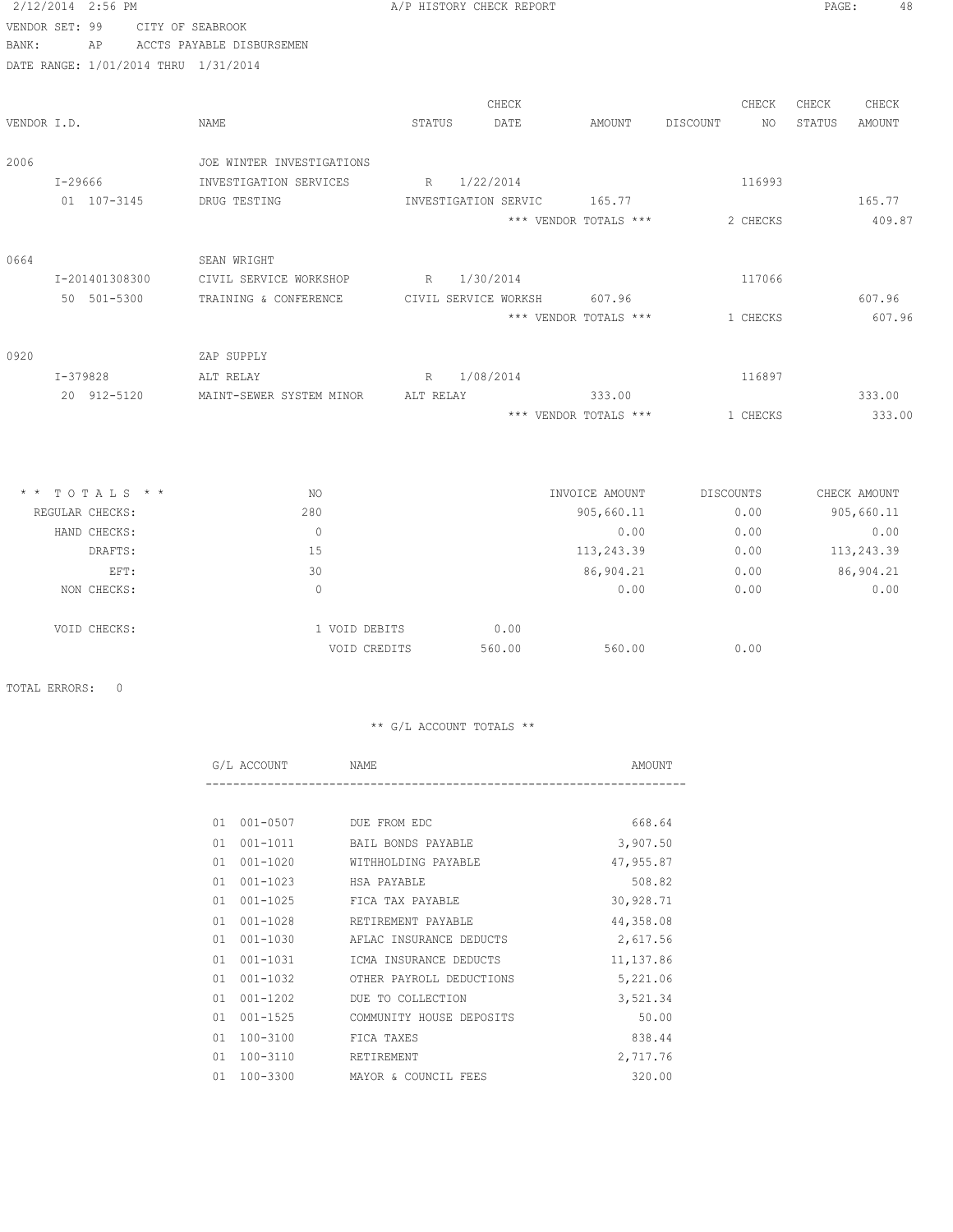2/12/2014 2:56 PM A/P HISTORY CHECK REPORT

VENDOR SET: 99 CITY OF SEABROOK
BANK: AP ACCTS PAYABLE DISBURSEMEN
DATE RANGE: 1/01/2014 THRU 1/31/2014

| VENDOR I.D. | NAME | STATUS | CHECK DATE | AMOUNT | DISCOUNT | CHECK NO | CHECK STATUS | CHECK AMOUNT |
|---|---|---|---|---|---|---|---|---|
| 2006 | JOE WINTER INVESTIGATIONS | | | | | | | |
| I-29666 | INVESTIGATION SERVICES | R | 1/22/2014 | | | 116993 | | |
| 01 107-3145 | DRUG TESTING | INVESTIGATION SERVIC | | 165.77 | | | | 165.77 |
| | | | | *** VENDOR TOTALS *** | | 2 CHECKS | | 409.87 |
| 0664 | SEAN WRIGHT | | | | | | | |
| I-201401308300 | CIVIL SERVICE WORKSHOP | R | 1/30/2014 | | | 117066 | | |
| 50 501-5300 | TRAINING & CONFERENCE | CIVIL SERVICE WORKSH | | 607.96 | | | | 607.96 |
| | | | | *** VENDOR TOTALS *** | | 1 CHECKS | | 607.96 |
| 0920 | ZAP SUPPLY | | | | | | | |
| I-379828 | ALT RELAY | R | 1/08/2014 | | | 116897 | | |
| 20 912-5120 | MAINT-SEWER SYSTEM MINOR | ALT RELAY | | 333.00 | | | | 333.00 |
| | | | | *** VENDOR TOTALS *** | | 1 CHECKS | | 333.00 |

| ** TOTALS ** | NO | | | INVOICE AMOUNT | DISCOUNTS | CHECK AMOUNT |
|---|---|---|---|---|---|---|
| REGULAR CHECKS: | 280 | | | 905,660.11 | 0.00 | 905,660.11 |
| HAND CHECKS: | 0 | | | 0.00 | 0.00 | 0.00 |
| DRAFTS: | 15 | | | 113,243.39 | 0.00 | 113,243.39 |
| EFT: | 30 | | | 86,904.21 | 0.00 | 86,904.21 |
| NON CHECKS: | 0 | | | 0.00 | 0.00 | 0.00 |
| VOID CHECKS: | 1 | VOID DEBITS | 0.00 | | | |
| | | VOID CREDITS | 560.00 | 560.00 | 0.00 | |

TOTAL ERRORS: 0

** G/L ACCOUNT TOTALS **

| G/L ACCOUNT | NAME | AMOUNT |
|---|---|---|
| 01 001-0507 | DUE FROM EDC | 668.64 |
| 01 001-1011 | BAIL BONDS PAYABLE | 3,907.50 |
| 01 001-1020 | WITHHOLDING PAYABLE | 47,955.87 |
| 01 001-1023 | HSA PAYABLE | 508.82 |
| 01 001-1025 | FICA TAX PAYABLE | 30,928.71 |
| 01 001-1028 | RETIREMENT PAYABLE | 44,358.08 |
| 01 001-1030 | AFLAC INSURANCE DEDUCTS | 2,617.56 |
| 01 001-1031 | ICMA INSURANCE DEDUCTS | 11,137.86 |
| 01 001-1032 | OTHER PAYROLL DEDUCTIONS | 5,221.06 |
| 01 001-1202 | DUE TO COLLECTION | 3,521.34 |
| 01 001-1525 | COMMUNITY HOUSE DEPOSITS | 50.00 |
| 01 100-3100 | FICA TAXES | 838.44 |
| 01 100-3110 | RETIREMENT | 2,717.76 |
| 01 100-3300 | MAYOR & COUNCIL FEES | 320.00 |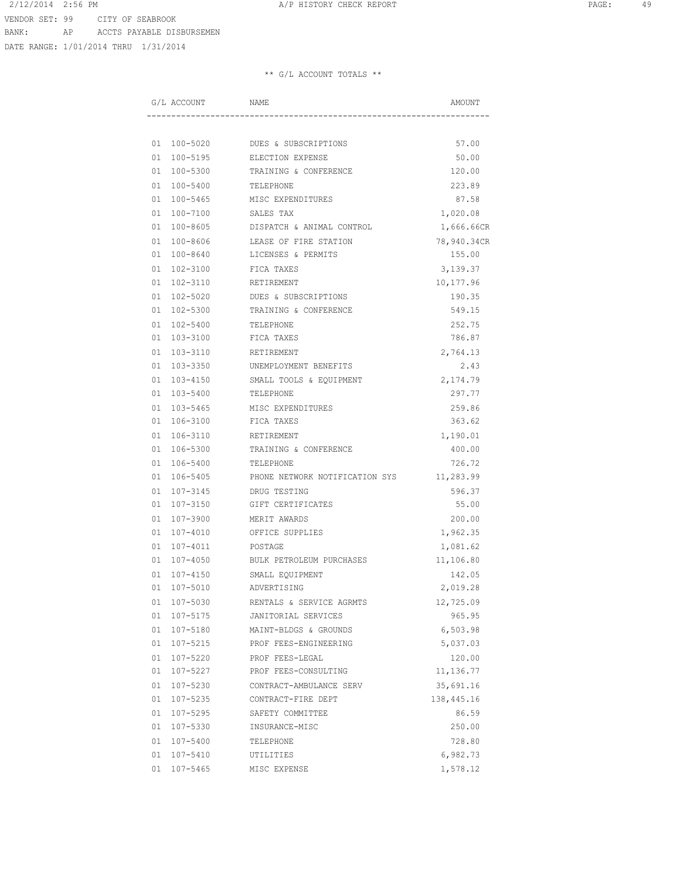VENDOR SET: 99 CITY OF SEABROOK

BANK: AP ACCTS PAYABLE DISBURSEMEN

DATE RANGE: 1/01/2014 THRU 1/31/2014

** G/L ACCOUNT TOTALS **

| G/L ACCOUNT | NAME | AMOUNT |
|---|---|---|
| 01 100-5020 | DUES & SUBSCRIPTIONS | 57.00 |
| 01 100-5195 | ELECTION EXPENSE | 50.00 |
| 01 100-5300 | TRAINING & CONFERENCE | 120.00 |
| 01 100-5400 | TELEPHONE | 223.89 |
| 01 100-5465 | MISC EXPENDITURES | 87.58 |
| 01 100-7100 | SALES TAX | 1,020.08 |
| 01 100-8605 | DISPATCH & ANIMAL CONTROL | 1,666.66CR |
| 01 100-8606 | LEASE OF FIRE STATION | 78,940.34CR |
| 01 100-8640 | LICENSES & PERMITS | 155.00 |
| 01 102-3100 | FICA TAXES | 3,139.37 |
| 01 102-3110 | RETIREMENT | 10,177.96 |
| 01 102-5020 | DUES & SUBSCRIPTIONS | 190.35 |
| 01 102-5300 | TRAINING & CONFERENCE | 549.15 |
| 01 102-5400 | TELEPHONE | 252.75 |
| 01 103-3100 | FICA TAXES | 786.87 |
| 01 103-3110 | RETIREMENT | 2,764.13 |
| 01 103-3350 | UNEMPLOYMENT BENEFITS | 2.43 |
| 01 103-4150 | SMALL TOOLS & EQUIPMENT | 2,174.79 |
| 01 103-5400 | TELEPHONE | 297.77 |
| 01 103-5465 | MISC EXPENDITURES | 259.86 |
| 01 106-3100 | FICA TAXES | 363.62 |
| 01 106-3110 | RETIREMENT | 1,190.01 |
| 01 106-5300 | TRAINING & CONFERENCE | 400.00 |
| 01 106-5400 | TELEPHONE | 726.72 |
| 01 106-5405 | PHONE NETWORK NOTIFICATION SYS | 11,283.99 |
| 01 107-3145 | DRUG TESTING | 596.37 |
| 01 107-3150 | GIFT CERTIFICATES | 55.00 |
| 01 107-3900 | MERIT AWARDS | 200.00 |
| 01 107-4010 | OFFICE SUPPLIES | 1,962.35 |
| 01 107-4011 | POSTAGE | 1,081.62 |
| 01 107-4050 | BULK PETROLEUM PURCHASES | 11,106.80 |
| 01 107-4150 | SMALL EQUIPMENT | 142.05 |
| 01 107-5010 | ADVERTISING | 2,019.28 |
| 01 107-5030 | RENTALS & SERVICE AGRMTS | 12,725.09 |
| 01 107-5175 | JANITORIAL SERVICES | 965.95 |
| 01 107-5180 | MAINT-BLDGS & GROUNDS | 6,503.98 |
| 01 107-5215 | PROF FEES-ENGINEERING | 5,037.03 |
| 01 107-5220 | PROF FEES-LEGAL | 120.00 |
| 01 107-5227 | PROF FEES-CONSULTING | 11,136.77 |
| 01 107-5230 | CONTRACT-AMBULANCE SERV | 35,691.16 |
| 01 107-5235 | CONTRACT-FIRE DEPT | 138,445.16 |
| 01 107-5295 | SAFETY COMMITTEE | 86.59 |
| 01 107-5330 | INSURANCE-MISC | 250.00 |
| 01 107-5400 | TELEPHONE | 728.80 |
| 01 107-5410 | UTILITIES | 6,982.73 |
| 01 107-5465 | MISC EXPENSE | 1,578.12 |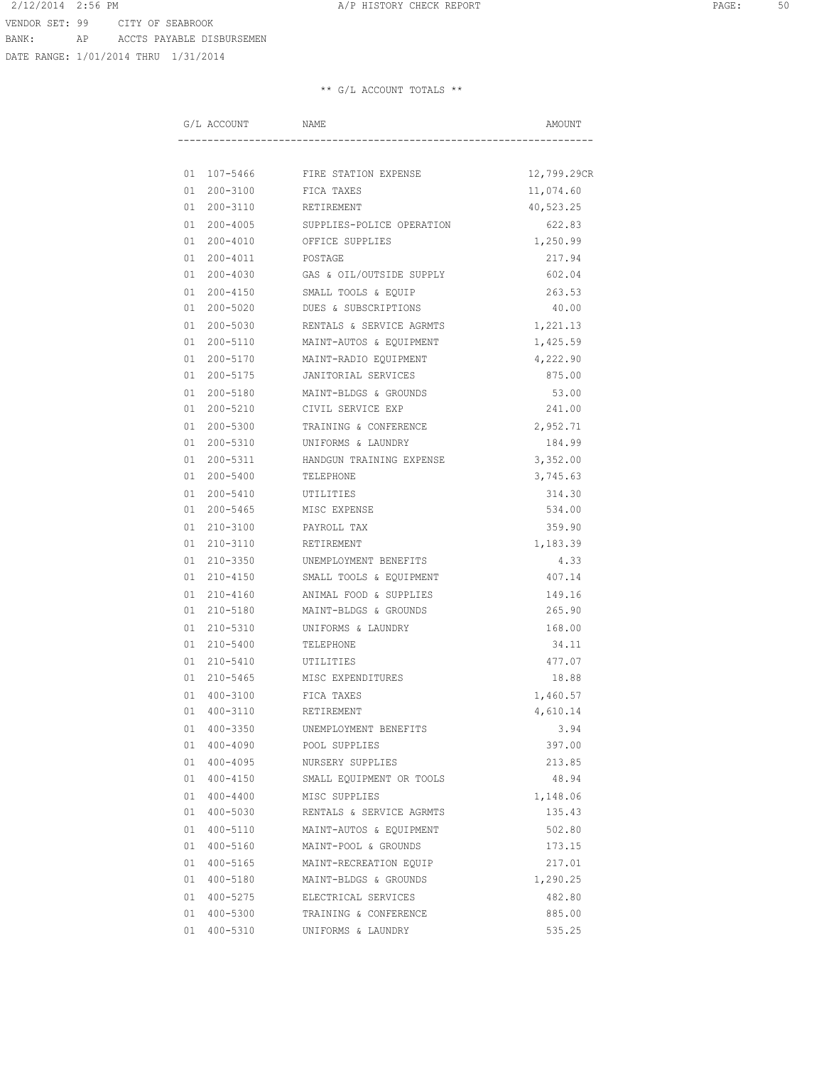VENDOR SET: 99 CITY OF SEABROOK
BANK: AP ACCTS PAYABLE DISBURSEMEN
DATE RANGE: 1/01/2014 THRU 1/31/2014

** G/L ACCOUNT TOTALS **

| G/L ACCOUNT | NAME | AMOUNT |
|---|---|---|
| 01 107-5466 | FIRE STATION EXPENSE | 12,799.29CR |
| 01 200-3100 | FICA TAXES | 11,074.60 |
| 01 200-3110 | RETIREMENT | 40,523.25 |
| 01 200-4005 | SUPPLIES-POLICE OPERATION | 622.83 |
| 01 200-4010 | OFFICE SUPPLIES | 1,250.99 |
| 01 200-4011 | POSTAGE | 217.94 |
| 01 200-4030 | GAS & OIL/OUTSIDE SUPPLY | 602.04 |
| 01 200-4150 | SMALL TOOLS & EQUIP | 263.53 |
| 01 200-5020 | DUES & SUBSCRIPTIONS | 40.00 |
| 01 200-5030 | RENTALS & SERVICE AGRMTS | 1,221.13 |
| 01 200-5110 | MAINT-AUTOS & EQUIPMENT | 1,425.59 |
| 01 200-5170 | MAINT-RADIO EQUIPMENT | 4,222.90 |
| 01 200-5175 | JANITORIAL SERVICES | 875.00 |
| 01 200-5180 | MAINT-BLDGS & GROUNDS | 53.00 |
| 01 200-5210 | CIVIL SERVICE EXP | 241.00 |
| 01 200-5300 | TRAINING & CONFERENCE | 2,952.71 |
| 01 200-5310 | UNIFORMS & LAUNDRY | 184.99 |
| 01 200-5311 | HANDGUN TRAINING EXPENSE | 3,352.00 |
| 01 200-5400 | TELEPHONE | 3,745.63 |
| 01 200-5410 | UTILITIES | 314.30 |
| 01 200-5465 | MISC EXPENSE | 534.00 |
| 01 210-3100 | PAYROLL TAX | 359.90 |
| 01 210-3110 | RETIREMENT | 1,183.39 |
| 01 210-3350 | UNEMPLOYMENT BENEFITS | 4.33 |
| 01 210-4150 | SMALL TOOLS & EQUIPMENT | 407.14 |
| 01 210-4160 | ANIMAL FOOD & SUPPLIES | 149.16 |
| 01 210-5180 | MAINT-BLDGS & GROUNDS | 265.90 |
| 01 210-5310 | UNIFORMS & LAUNDRY | 168.00 |
| 01 210-5400 | TELEPHONE | 34.11 |
| 01 210-5410 | UTILITIES | 477.07 |
| 01 210-5465 | MISC EXPENDITURES | 18.88 |
| 01 400-3100 | FICA TAXES | 1,460.57 |
| 01 400-3110 | RETIREMENT | 4,610.14 |
| 01 400-3350 | UNEMPLOYMENT BENEFITS | 3.94 |
| 01 400-4090 | POOL SUPPLIES | 397.00 |
| 01 400-4095 | NURSERY SUPPLIES | 213.85 |
| 01 400-4150 | SMALL EQUIPMENT OR TOOLS | 48.94 |
| 01 400-4400 | MISC SUPPLIES | 1,148.06 |
| 01 400-5030 | RENTALS & SERVICE AGRMTS | 135.43 |
| 01 400-5110 | MAINT-AUTOS & EQUIPMENT | 502.80 |
| 01 400-5160 | MAINT-POOL & GROUNDS | 173.15 |
| 01 400-5165 | MAINT-RECREATION EQUIP | 217.01 |
| 01 400-5180 | MAINT-BLDGS & GROUNDS | 1,290.25 |
| 01 400-5275 | ELECTRICAL SERVICES | 482.80 |
| 01 400-5300 | TRAINING & CONFERENCE | 885.00 |
| 01 400-5310 | UNIFORMS & LAUNDRY | 535.25 |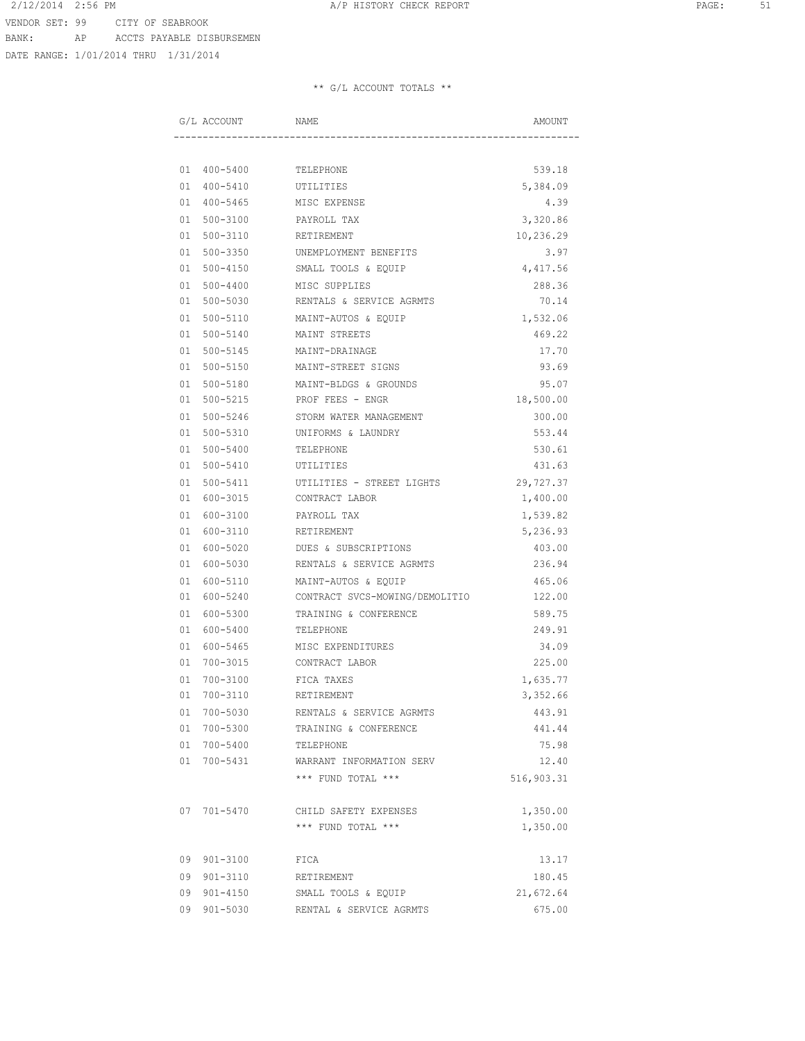VENDOR SET: 99 CITY OF SEABROOK
BANK: AP ACCTS PAYABLE DISBURSEMEN
DATE RANGE: 1/01/2014 THRU 1/31/2014

** G/L ACCOUNT TOTALS **

| G/L ACCOUNT | NAME | AMOUNT |
|---|---|---|
| 01 400-5400 | TELEPHONE | 539.18 |
| 01 400-5410 | UTILITIES | 5,384.09 |
| 01 400-5465 | MISC EXPENSE | 4.39 |
| 01 500-3100 | PAYROLL TAX | 3,320.86 |
| 01 500-3110 | RETIREMENT | 10,236.29 |
| 01 500-3350 | UNEMPLOYMENT BENEFITS | 3.97 |
| 01 500-4150 | SMALL TOOLS & EQUIP | 4,417.56 |
| 01 500-4400 | MISC SUPPLIES | 288.36 |
| 01 500-5030 | RENTALS & SERVICE AGRMTS | 70.14 |
| 01 500-5110 | MAINT-AUTOS & EQUIP | 1,532.06 |
| 01 500-5140 | MAINT STREETS | 469.22 |
| 01 500-5145 | MAINT-DRAINAGE | 17.70 |
| 01 500-5150 | MAINT-STREET SIGNS | 93.69 |
| 01 500-5180 | MAINT-BLDGS & GROUNDS | 95.07 |
| 01 500-5215 | PROF FEES - ENGR | 18,500.00 |
| 01 500-5246 | STORM WATER MANAGEMENT | 300.00 |
| 01 500-5310 | UNIFORMS & LAUNDRY | 553.44 |
| 01 500-5400 | TELEPHONE | 530.61 |
| 01 500-5410 | UTILITIES | 431.63 |
| 01 500-5411 | UTILITIES - STREET LIGHTS | 29,727.37 |
| 01 600-3015 | CONTRACT LABOR | 1,400.00 |
| 01 600-3100 | PAYROLL TAX | 1,539.82 |
| 01 600-3110 | RETIREMENT | 5,236.93 |
| 01 600-5020 | DUES & SUBSCRIPTIONS | 403.00 |
| 01 600-5030 | RENTALS & SERVICE AGRMTS | 236.94 |
| 01 600-5110 | MAINT-AUTOS & EQUIP | 465.06 |
| 01 600-5240 | CONTRACT SVCS-MOWING/DEMOLITIO | 122.00 |
| 01 600-5300 | TRAINING & CONFERENCE | 589.75 |
| 01 600-5400 | TELEPHONE | 249.91 |
| 01 600-5465 | MISC EXPENDITURES | 34.09 |
| 01 700-3015 | CONTRACT LABOR | 225.00 |
| 01 700-3100 | FICA TAXES | 1,635.77 |
| 01 700-3110 | RETIREMENT | 3,352.66 |
| 01 700-5030 | RENTALS & SERVICE AGRMTS | 443.91 |
| 01 700-5300 | TRAINING & CONFERENCE | 441.44 |
| 01 700-5400 | TELEPHONE | 75.98 |
| 01 700-5431 | WARRANT INFORMATION SERV | 12.40 |
| | *** FUND TOTAL *** | 516,903.31 |
| 07 701-5470 | CHILD SAFETY EXPENSES | 1,350.00 |
| | *** FUND TOTAL *** | 1,350.00 |
| 09 901-3100 | FICA | 13.17 |
| 09 901-3110 | RETIREMENT | 180.45 |
| 09 901-4150 | SMALL TOOLS & EQUIP | 21,672.64 |
| 09 901-5030 | RENTAL & SERVICE AGRMTS | 675.00 |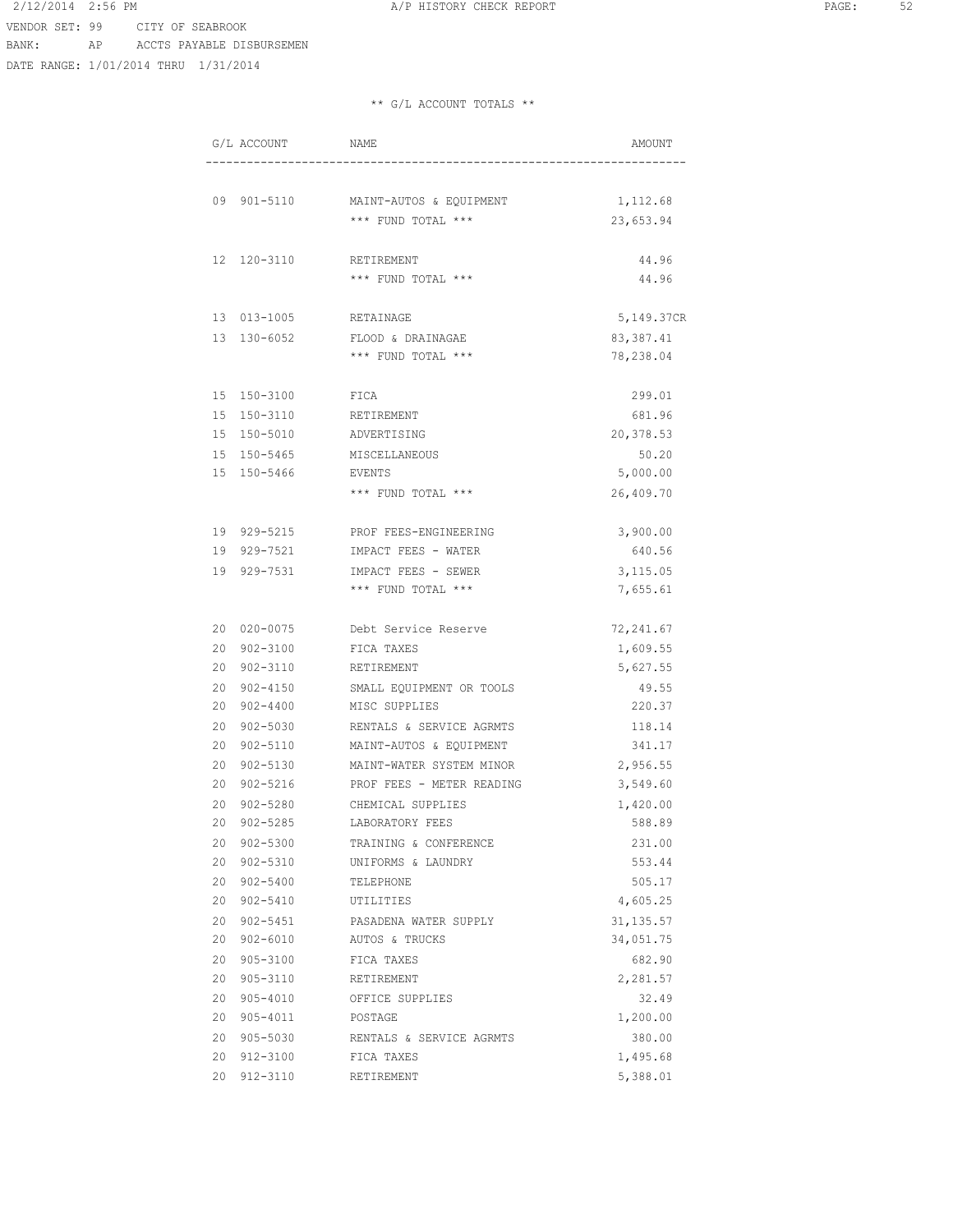VENDOR SET: 99 CITY OF SEABROOK
BANK: AP ACCTS PAYABLE DISBURSEMEN
DATE RANGE: 1/01/2014 THRU 1/31/2014

** G/L ACCOUNT TOTALS **

| G/L ACCOUNT | NAME | AMOUNT |
|---|---|---|
| 09 901-5110 | MAINT-AUTOS & EQUIPMENT | 1,112.68 |
| | *** FUND TOTAL *** | 23,653.94 |
| 12 120-3110 | RETIREMENT | 44.96 |
| | *** FUND TOTAL *** | 44.96 |
| 13 013-1005 | RETAINAGE | 5,149.37CR |
| 13 130-6052 | FLOOD & DRAINAGAE | 83,387.41 |
| | *** FUND TOTAL *** | 78,238.04 |
| 15 150-3100 | FICA | 299.01 |
| 15 150-3110 | RETIREMENT | 681.96 |
| 15 150-5010 | ADVERTISING | 20,378.53 |
| 15 150-5465 | MISCELLANEOUS | 50.20 |
| 15 150-5466 | EVENTS | 5,000.00 |
| | *** FUND TOTAL *** | 26,409.70 |
| 19 929-5215 | PROF FEES-ENGINEERING | 3,900.00 |
| 19 929-7521 | IMPACT FEES - WATER | 640.56 |
| 19 929-7531 | IMPACT FEES - SEWER | 3,115.05 |
| | *** FUND TOTAL *** | 7,655.61 |
| 20 020-0075 | Debt Service Reserve | 72,241.67 |
| 20 902-3100 | FICA TAXES | 1,609.55 |
| 20 902-3110 | RETIREMENT | 5,627.55 |
| 20 902-4150 | SMALL EQUIPMENT OR TOOLS | 49.55 |
| 20 902-4400 | MISC SUPPLIES | 220.37 |
| 20 902-5030 | RENTALS & SERVICE AGRMTS | 118.14 |
| 20 902-5110 | MAINT-AUTOS & EQUIPMENT | 341.17 |
| 20 902-5130 | MAINT-WATER SYSTEM MINOR | 2,956.55 |
| 20 902-5216 | PROF FEES - METER READING | 3,549.60 |
| 20 902-5280 | CHEMICAL SUPPLIES | 1,420.00 |
| 20 902-5285 | LABORATORY FEES | 588.89 |
| 20 902-5300 | TRAINING & CONFERENCE | 231.00 |
| 20 902-5310 | UNIFORMS & LAUNDRY | 553.44 |
| 20 902-5400 | TELEPHONE | 505.17 |
| 20 902-5410 | UTILITIES | 4,605.25 |
| 20 902-5451 | PASADENA WATER SUPPLY | 31,135.57 |
| 20 902-6010 | AUTOS & TRUCKS | 34,051.75 |
| 20 905-3100 | FICA TAXES | 682.90 |
| 20 905-3110 | RETIREMENT | 2,281.57 |
| 20 905-4010 | OFFICE SUPPLIES | 32.49 |
| 20 905-4011 | POSTAGE | 1,200.00 |
| 20 905-5030 | RENTALS & SERVICE AGRMTS | 380.00 |
| 20 912-3100 | FICA TAXES | 1,495.68 |
| 20 912-3110 | RETIREMENT | 5,388.01 |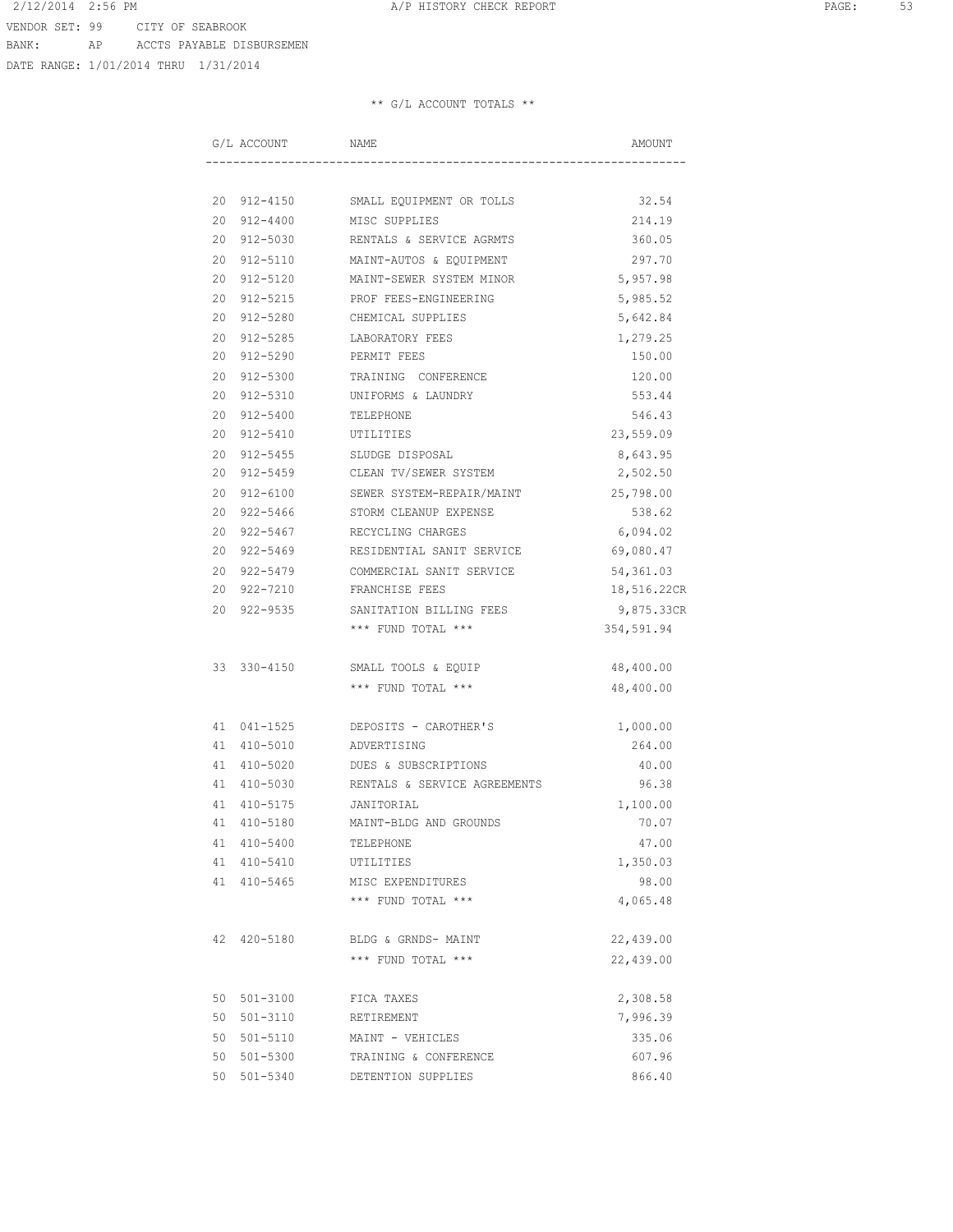VENDOR SET: 99 CITY OF SEABROOK
BANK: AP ACCTS PAYABLE DISBURSEMEN
DATE RANGE: 1/01/2014 THRU 1/31/2014

** G/L ACCOUNT TOTALS **

| G/L ACCOUNT | NAME | AMOUNT |
|---|---|---|
| 20 912-4150 | SMALL EQUIPMENT OR TOLLS | 32.54 |
| 20 912-4400 | MISC SUPPLIES | 214.19 |
| 20 912-5030 | RENTALS & SERVICE AGRMTS | 360.05 |
| 20 912-5110 | MAINT-AUTOS & EQUIPMENT | 297.70 |
| 20 912-5120 | MAINT-SEWER SYSTEM MINOR | 5,957.98 |
| 20 912-5215 | PROF FEES-ENGINEERING | 5,985.52 |
| 20 912-5280 | CHEMICAL SUPPLIES | 5,642.84 |
| 20 912-5285 | LABORATORY FEES | 1,279.25 |
| 20 912-5290 | PERMIT FEES | 150.00 |
| 20 912-5300 | TRAINING CONFERENCE | 120.00 |
| 20 912-5310 | UNIFORMS & LAUNDRY | 553.44 |
| 20 912-5400 | TELEPHONE | 546.43 |
| 20 912-5410 | UTILITIES | 23,559.09 |
| 20 912-5455 | SLUDGE DISPOSAL | 8,643.95 |
| 20 912-5459 | CLEAN TV/SEWER SYSTEM | 2,502.50 |
| 20 912-6100 | SEWER SYSTEM-REPAIR/MAINT | 25,798.00 |
| 20 922-5466 | STORM CLEANUP EXPENSE | 538.62 |
| 20 922-5467 | RECYCLING CHARGES | 6,094.02 |
| 20 922-5469 | RESIDENTIAL SANIT SERVICE | 69,080.47 |
| 20 922-5479 | COMMERCIAL SANIT SERVICE | 54,361.03 |
| 20 922-7210 | FRANCHISE FEES | 18,516.22CR |
| 20 922-9535 | SANITATION BILLING FEES | 9,875.33CR |
| | *** FUND TOTAL *** | 354,591.94 |
| 33 330-4150 | SMALL TOOLS & EQUIP | 48,400.00 |
| | *** FUND TOTAL *** | 48,400.00 |
| 41 041-1525 | DEPOSITS - CAROTHER'S | 1,000.00 |
| 41 410-5010 | ADVERTISING | 264.00 |
| 41 410-5020 | DUES & SUBSCRIPTIONS | 40.00 |
| 41 410-5030 | RENTALS & SERVICE AGREEMENTS | 96.38 |
| 41 410-5175 | JANITORIAL | 1,100.00 |
| 41 410-5180 | MAINT-BLDG AND GROUNDS | 70.07 |
| 41 410-5400 | TELEPHONE | 47.00 |
| 41 410-5410 | UTILITIES | 1,350.03 |
| 41 410-5465 | MISC EXPENDITURES | 98.00 |
| | *** FUND TOTAL *** | 4,065.48 |
| 42 420-5180 | BLDG & GRNDS- MAINT | 22,439.00 |
| | *** FUND TOTAL *** | 22,439.00 |
| 50 501-3100 | FICA TAXES | 2,308.58 |
| 50 501-3110 | RETIREMENT | 7,996.39 |
| 50 501-5110 | MAINT - VEHICLES | 335.06 |
| 50 501-5300 | TRAINING & CONFERENCE | 607.96 |
| 50 501-5340 | DETENTION SUPPLIES | 866.40 |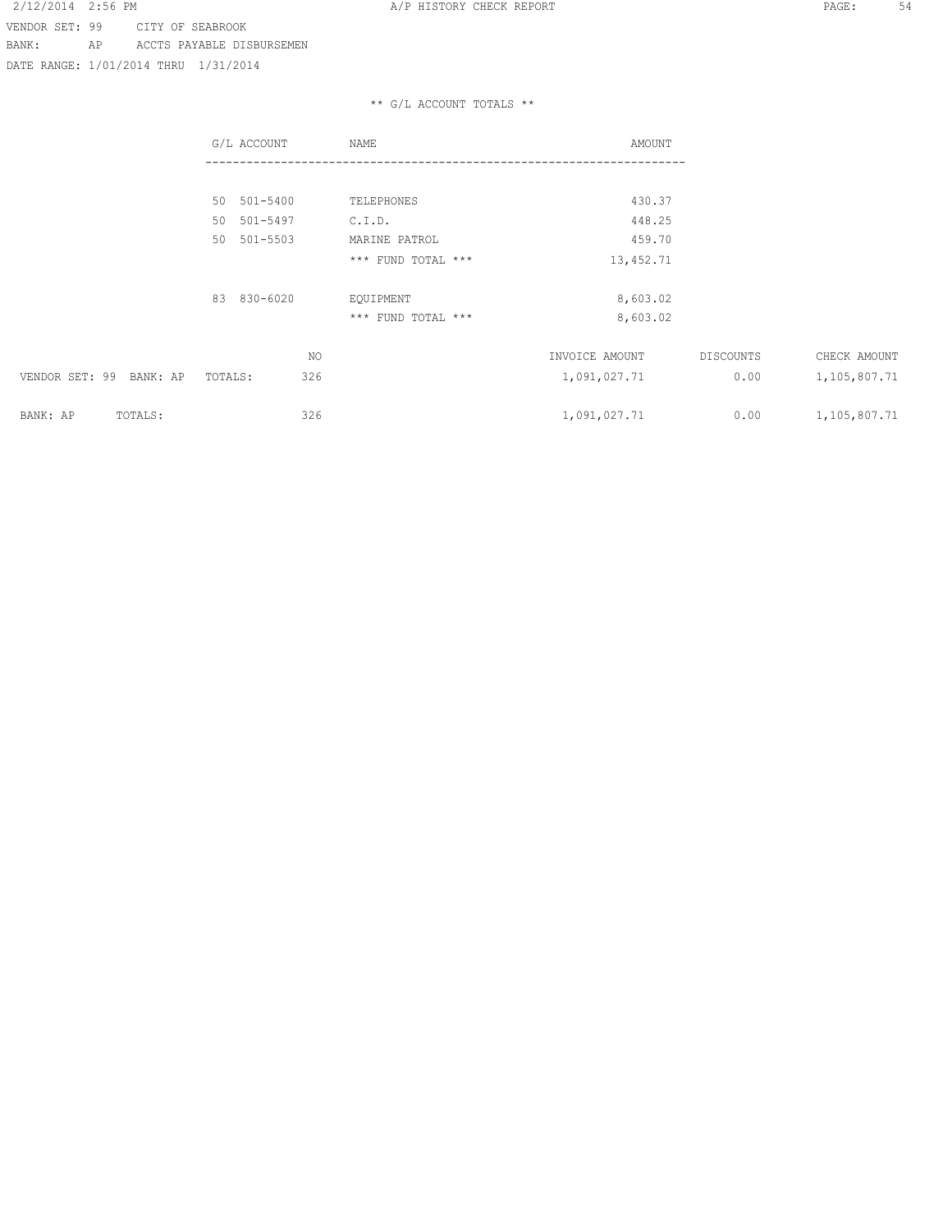VENDOR SET: 99 CITY OF SEABROOK
BANK: AP ACCTS PAYABLE DISBURSEMEN
DATE RANGE: 1/01/2014 THRU 1/31/2014

** G/L ACCOUNT TOTALS **

| G/L ACCOUNT | NAME | AMOUNT |
|---|---|---|
| 50 501-5400 | TELEPHONES | 430.37 |
| 50 501-5497 | C.I.D. | 448.25 |
| 50 501-5503 | MARINE PATROL | 459.70 |
| | *** FUND TOTAL *** | 13,452.71 |
| 83 830-6020 | EQUIPMENT | 8,603.02 |
| | *** FUND TOTAL *** | 8,603.02 |

| | NO | INVOICE AMOUNT | DISCOUNTS | CHECK AMOUNT |
|---|---|---|---|---|
| VENDOR SET: 99 BANK: AP TOTALS: | 326 | 1,091,027.71 | 0.00 | 1,105,807.71 |
| BANK: AP TOTALS: | 326 | 1,091,027.71 | 0.00 | 1,105,807.71 |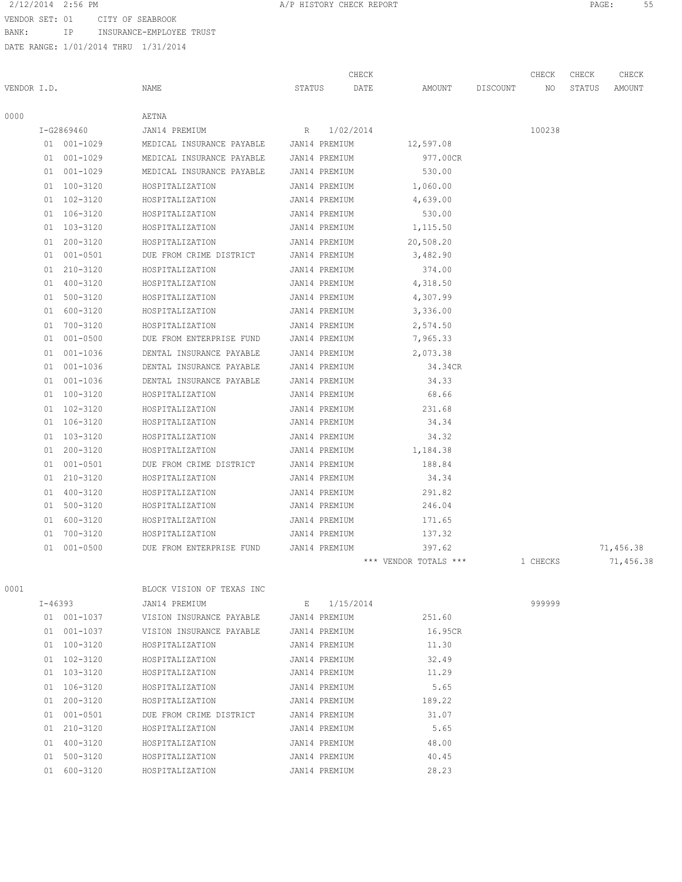2/12/2014 2:56 PM A/P HISTORY CHECK REPORT

VENDOR SET: 01 CITY OF SEABROOK
BANK: IP INSURANCE-EMPLOYEE TRUST
DATE RANGE: 1/01/2014 THRU 1/31/2014

| VENDOR I.D. | NAME | STATUS | CHECK DATE | AMOUNT | DISCOUNT | CHECK NO | CHECK STATUS | CHECK AMOUNT |
|---|---|---|---|---|---|---|---|---|
| 0000 | AETNA | | | | | | | |
| I-G2869460 | JAN14 PREMIUM | R | 1/02/2014 | | | 100238 | | |
| 01 001-1029 | MEDICAL INSURANCE PAYABLE | JAN14 PREMIUM | | 12,597.08 | | | | |
| 01 001-1029 | MEDICAL INSURANCE PAYABLE | JAN14 PREMIUM | | 977.00CR | | | | |
| 01 001-1029 | MEDICAL INSURANCE PAYABLE | JAN14 PREMIUM | | 530.00 | | | | |
| 01 100-3120 | HOSPITALIZATION | JAN14 PREMIUM | | 1,060.00 | | | | |
| 01 102-3120 | HOSPITALIZATION | JAN14 PREMIUM | | 4,639.00 | | | | |
| 01 106-3120 | HOSPITALIZATION | JAN14 PREMIUM | | 530.00 | | | | |
| 01 103-3120 | HOSPITALIZATION | JAN14 PREMIUM | | 1,115.50 | | | | |
| 01 200-3120 | HOSPITALIZATION | JAN14 PREMIUM | | 20,508.20 | | | | |
| 01 001-0501 | DUE FROM CRIME DISTRICT | JAN14 PREMIUM | | 3,482.90 | | | | |
| 01 210-3120 | HOSPITALIZATION | JAN14 PREMIUM | | 374.00 | | | | |
| 01 400-3120 | HOSPITALIZATION | JAN14 PREMIUM | | 4,318.50 | | | | |
| 01 500-3120 | HOSPITALIZATION | JAN14 PREMIUM | | 4,307.99 | | | | |
| 01 600-3120 | HOSPITALIZATION | JAN14 PREMIUM | | 3,336.00 | | | | |
| 01 700-3120 | HOSPITALIZATION | JAN14 PREMIUM | | 2,574.50 | | | | |
| 01 001-0500 | DUE FROM ENTERPRISE FUND | JAN14 PREMIUM | | 7,965.33 | | | | |
| 01 001-1036 | DENTAL INSURANCE PAYABLE | JAN14 PREMIUM | | 2,073.38 | | | | |
| 01 001-1036 | DENTAL INSURANCE PAYABLE | JAN14 PREMIUM | | 34.34CR | | | | |
| 01 001-1036 | DENTAL INSURANCE PAYABLE | JAN14 PREMIUM | | 34.33 | | | | |
| 01 100-3120 | HOSPITALIZATION | JAN14 PREMIUM | | 68.66 | | | | |
| 01 102-3120 | HOSPITALIZATION | JAN14 PREMIUM | | 231.68 | | | | |
| 01 106-3120 | HOSPITALIZATION | JAN14 PREMIUM | | 34.34 | | | | |
| 01 103-3120 | HOSPITALIZATION | JAN14 PREMIUM | | 34.32 | | | | |
| 01 200-3120 | HOSPITALIZATION | JAN14 PREMIUM | | 1,184.38 | | | | |
| 01 001-0501 | DUE FROM CRIME DISTRICT | JAN14 PREMIUM | | 188.84 | | | | |
| 01 210-3120 | HOSPITALIZATION | JAN14 PREMIUM | | 34.34 | | | | |
| 01 400-3120 | HOSPITALIZATION | JAN14 PREMIUM | | 291.82 | | | | |
| 01 500-3120 | HOSPITALIZATION | JAN14 PREMIUM | | 246.04 | | | | |
| 01 600-3120 | HOSPITALIZATION | JAN14 PREMIUM | | 171.65 | | | | |
| 01 700-3120 | HOSPITALIZATION | JAN14 PREMIUM | | 137.32 | | | | |
| 01 001-0500 | DUE FROM ENTERPRISE FUND | JAN14 PREMIUM | | 397.62 | | | | 71,456.38 |
| | | | | *** VENDOR TOTALS *** | | 1 CHECKS | | 71,456.38 |
| 0001 | BLOCK VISION OF TEXAS INC | | | | | | | |
| I-46393 | JAN14 PREMIUM | E | 1/15/2014 | | | 999999 | | |
| 01 001-1037 | VISION INSURANCE PAYABLE | JAN14 PREMIUM | | 251.60 | | | | |
| 01 001-1037 | VISION INSURANCE PAYABLE | JAN14 PREMIUM | | 16.95CR | | | | |
| 01 100-3120 | HOSPITALIZATION | JAN14 PREMIUM | | 11.30 | | | | |
| 01 102-3120 | HOSPITALIZATION | JAN14 PREMIUM | | 32.49 | | | | |
| 01 103-3120 | HOSPITALIZATION | JAN14 PREMIUM | | 11.29 | | | | |
| 01 106-3120 | HOSPITALIZATION | JAN14 PREMIUM | | 5.65 | | | | |
| 01 200-3120 | HOSPITALIZATION | JAN14 PREMIUM | | 189.22 | | | | |
| 01 001-0501 | DUE FROM CRIME DISTRICT | JAN14 PREMIUM | | 31.07 | | | | |
| 01 210-3120 | HOSPITALIZATION | JAN14 PREMIUM | | 5.65 | | | | |
| 01 400-3120 | HOSPITALIZATION | JAN14 PREMIUM | | 48.00 | | | | |
| 01 500-3120 | HOSPITALIZATION | JAN14 PREMIUM | | 40.45 | | | | |
| 01 600-3120 | HOSPITALIZATION | JAN14 PREMIUM | | 28.23 | | | | |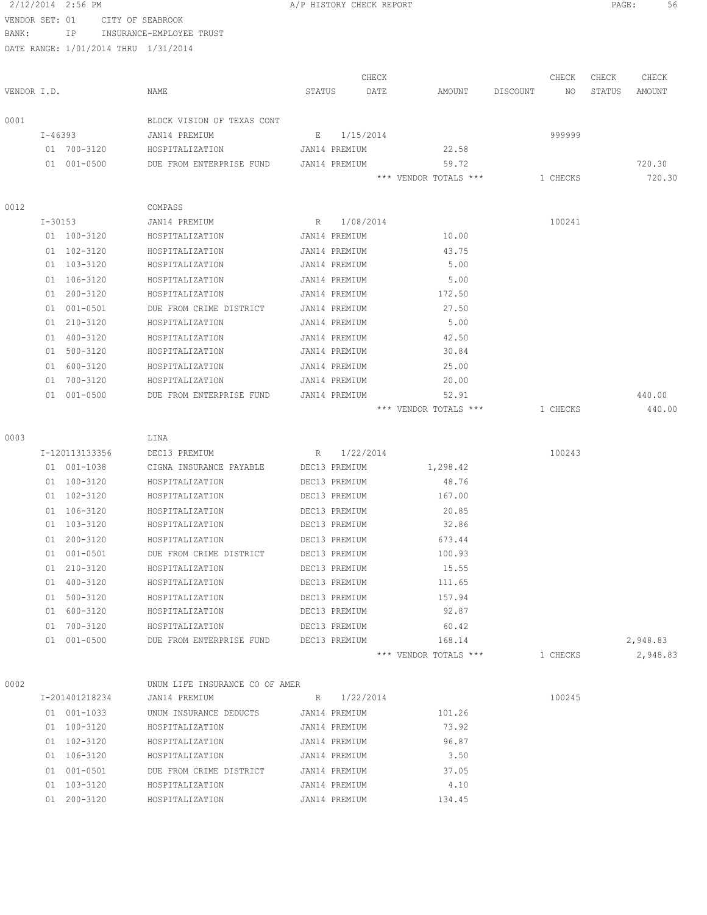VENDOR SET: 01 CITY OF SEABROOK
BANK: IP INSURANCE-EMPLOYEE TRUST
DATE RANGE: 1/01/2014 THRU 1/31/2014

| VENDOR I.D. | NAME | STATUS | CHECK DATE | AMOUNT | DISCOUNT | CHECK NO | CHECK STATUS | CHECK AMOUNT |
|---|---|---|---|---|---|---|---|---|
| 0001 | BLOCK VISION OF TEXAS CONT | | | | | | | |
| I-46393 | JAN14 PREMIUM | E | 1/15/2014 | | | 999999 | | |
| 01 700-3120 | HOSPITALIZATION | JAN14 PREMIUM | | 22.58 | | | | |
| 01 001-0500 | DUE FROM ENTERPRISE FUND | JAN14 PREMIUM | | 59.72 | | | | 720.30 |
| | | | | *** VENDOR TOTALS *** | | 1 CHECKS | | 720.30 |
| 0012 | COMPASS | | | | | | | |
| I-30153 | JAN14 PREMIUM | R | 1/08/2014 | | | 100241 | | |
| 01 100-3120 | HOSPITALIZATION | JAN14 PREMIUM | | 10.00 | | | | |
| 01 102-3120 | HOSPITALIZATION | JAN14 PREMIUM | | 43.75 | | | | |
| 01 103-3120 | HOSPITALIZATION | JAN14 PREMIUM | | 5.00 | | | | |
| 01 106-3120 | HOSPITALIZATION | JAN14 PREMIUM | | 5.00 | | | | |
| 01 200-3120 | HOSPITALIZATION | JAN14 PREMIUM | | 172.50 | | | | |
| 01 001-0501 | DUE FROM CRIME DISTRICT | JAN14 PREMIUM | | 27.50 | | | | |
| 01 210-3120 | HOSPITALIZATION | JAN14 PREMIUM | | 5.00 | | | | |
| 01 400-3120 | HOSPITALIZATION | JAN14 PREMIUM | | 42.50 | | | | |
| 01 500-3120 | HOSPITALIZATION | JAN14 PREMIUM | | 30.84 | | | | |
| 01 600-3120 | HOSPITALIZATION | JAN14 PREMIUM | | 25.00 | | | | |
| 01 700-3120 | HOSPITALIZATION | JAN14 PREMIUM | | 20.00 | | | | |
| 01 001-0500 | DUE FROM ENTERPRISE FUND | JAN14 PREMIUM | | 52.91 | | | | 440.00 |
| | | | | *** VENDOR TOTALS *** | | 1 CHECKS | | 440.00 |
| 0003 | LINA | | | | | | | |
| I-120113133356 | DEC13 PREMIUM | R | 1/22/2014 | | | 100243 | | |
| 01 001-1038 | CIGNA INSURANCE PAYABLE | DEC13 PREMIUM | | 1,298.42 | | | | |
| 01 100-3120 | HOSPITALIZATION | DEC13 PREMIUM | | 48.76 | | | | |
| 01 102-3120 | HOSPITALIZATION | DEC13 PREMIUM | | 167.00 | | | | |
| 01 106-3120 | HOSPITALIZATION | DEC13 PREMIUM | | 20.85 | | | | |
| 01 103-3120 | HOSPITALIZATION | DEC13 PREMIUM | | 32.86 | | | | |
| 01 200-3120 | HOSPITALIZATION | DEC13 PREMIUM | | 673.44 | | | | |
| 01 001-0501 | DUE FROM CRIME DISTRICT | DEC13 PREMIUM | | 100.93 | | | | |
| 01 210-3120 | HOSPITALIZATION | DEC13 PREMIUM | | 15.55 | | | | |
| 01 400-3120 | HOSPITALIZATION | DEC13 PREMIUM | | 111.65 | | | | |
| 01 500-3120 | HOSPITALIZATION | DEC13 PREMIUM | | 157.94 | | | | |
| 01 600-3120 | HOSPITALIZATION | DEC13 PREMIUM | | 92.87 | | | | |
| 01 700-3120 | HOSPITALIZATION | DEC13 PREMIUM | | 60.42 | | | | |
| 01 001-0500 | DUE FROM ENTERPRISE FUND | DEC13 PREMIUM | | 168.14 | | | | 2,948.83 |
| | | | | *** VENDOR TOTALS *** | | 1 CHECKS | | 2,948.83 |
| 0002 | UNUM LIFE INSURANCE CO OF AMER | | | | | | | |
| I-201401218234 | JAN14 PREMIUM | R | 1/22/2014 | | | 100245 | | |
| 01 001-1033 | UNUM INSURANCE DEDUCTS | JAN14 PREMIUM | | 101.26 | | | | |
| 01 100-3120 | HOSPITALIZATION | JAN14 PREMIUM | | 73.92 | | | | |
| 01 102-3120 | HOSPITALIZATION | JAN14 PREMIUM | | 96.87 | | | | |
| 01 106-3120 | HOSPITALIZATION | JAN14 PREMIUM | | 3.50 | | | | |
| 01 001-0501 | DUE FROM CRIME DISTRICT | JAN14 PREMIUM | | 37.05 | | | | |
| 01 103-3120 | HOSPITALIZATION | JAN14 PREMIUM | | 4.10 | | | | |
| 01 200-3120 | HOSPITALIZATION | JAN14 PREMIUM | | 134.45 | | | | |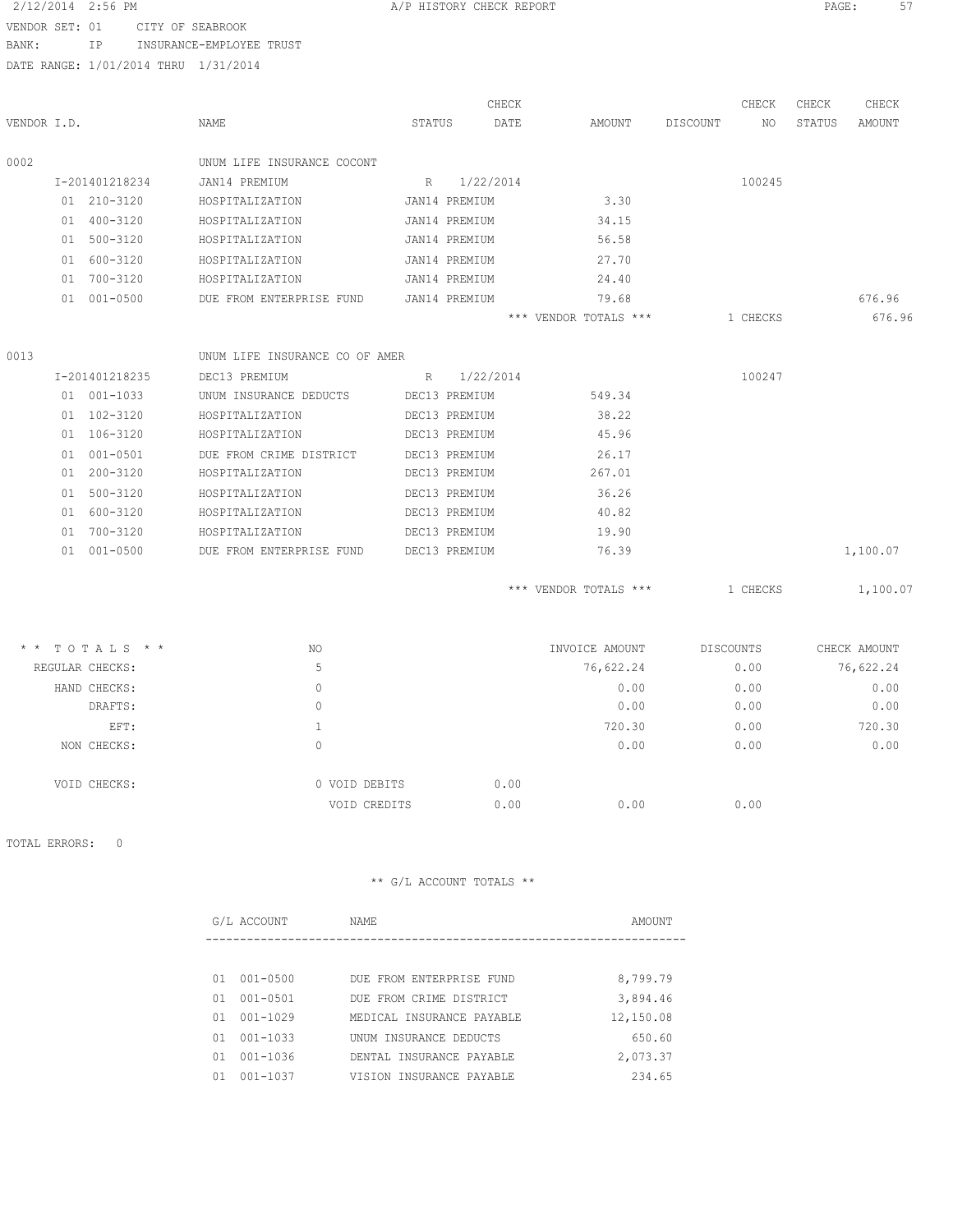2/12/2014 2:56 PM — A/P HISTORY CHECK REPORT

VENDOR SET: 01 CITY OF SEABROOK
BANK: IP INSURANCE-EMPLOYEE TRUST
DATE RANGE: 1/01/2014 THRU 1/31/2014

| VENDOR I.D. | NAME | STATUS | CHECK DATE | AMOUNT | DISCOUNT | CHECK NO | CHECK STATUS | CHECK AMOUNT |
|---|---|---|---|---|---|---|---|---|
| 0002 | UNUM LIFE INSURANCE COCONT | | | | | | | |
| I-201401218234 | JAN14 PREMIUM | R | 1/22/2014 | | | 100245 | | |
| 01 210-3120 | HOSPITALIZATION | JAN14 PREMIUM | | 3.30 | | | | |
| 01 400-3120 | HOSPITALIZATION | JAN14 PREMIUM | | 34.15 | | | | |
| 01 500-3120 | HOSPITALIZATION | JAN14 PREMIUM | | 56.58 | | | | |
| 01 600-3120 | HOSPITALIZATION | JAN14 PREMIUM | | 27.70 | | | | |
| 01 700-3120 | HOSPITALIZATION | JAN14 PREMIUM | | 24.40 | | | | |
| 01 001-0500 | DUE FROM ENTERPRISE FUND | JAN14 PREMIUM | | 79.68 | | | | 676.96 |
| | | | | *** VENDOR TOTALS *** | | 1 CHECKS | | 676.96 |
| 0013 | UNUM LIFE INSURANCE CO OF AMER | | | | | | | |
| I-201401218235 | DEC13 PREMIUM | R | 1/22/2014 | | | 100247 | | |
| 01 001-1033 | UNUM INSURANCE DEDUCTS | DEC13 PREMIUM | | 549.34 | | | | |
| 01 102-3120 | HOSPITALIZATION | DEC13 PREMIUM | | 38.22 | | | | |
| 01 106-3120 | HOSPITALIZATION | DEC13 PREMIUM | | 45.96 | | | | |
| 01 001-0501 | DUE FROM CRIME DISTRICT | DEC13 PREMIUM | | 26.17 | | | | |
| 01 200-3120 | HOSPITALIZATION | DEC13 PREMIUM | | 267.01 | | | | |
| 01 500-3120 | HOSPITALIZATION | DEC13 PREMIUM | | 36.26 | | | | |
| 01 600-3120 | HOSPITALIZATION | DEC13 PREMIUM | | 40.82 | | | | |
| 01 700-3120 | HOSPITALIZATION | DEC13 PREMIUM | | 19.90 | | | | |
| 01 001-0500 | DUE FROM ENTERPRISE FUND | DEC13 PREMIUM | | 76.39 | | | | 1,100.07 |
| | | | | *** VENDOR TOTALS *** | | 1 CHECKS | | 1,100.07 |

| * * TOTALS * * | NO | | INVOICE AMOUNT | DISCOUNTS | CHECK AMOUNT |
|---|---|---|---|---|---|
| REGULAR CHECKS: | 5 | | 76,622.24 | 0.00 | 76,622.24 |
| HAND CHECKS: | 0 | | 0.00 | 0.00 | 0.00 |
| DRAFTS: | 0 | | 0.00 | 0.00 | 0.00 |
| EFT: | 1 | | 720.30 | 0.00 | 720.30 |
| NON CHECKS: | 0 | | 0.00 | 0.00 | 0.00 |
| VOID CHECKS: | 0 VOID DEBITS | 0.00 | | | |
| | VOID CREDITS | 0.00 | 0.00 | 0.00 | |

TOTAL ERRORS: 0

** G/L ACCOUNT TOTALS **

| G/L ACCOUNT | NAME | AMOUNT |
|---|---|---|
| 01 001-0500 | DUE FROM ENTERPRISE FUND | 8,799.79 |
| 01 001-0501 | DUE FROM CRIME DISTRICT | 3,894.46 |
| 01 001-1029 | MEDICAL INSURANCE PAYABLE | 12,150.08 |
| 01 001-1033 | UNUM INSURANCE DEDUCTS | 650.60 |
| 01 001-1036 | DENTAL INSURANCE PAYABLE | 2,073.37 |
| 01 001-1037 | VISION INSURANCE PAYABLE | 234.65 |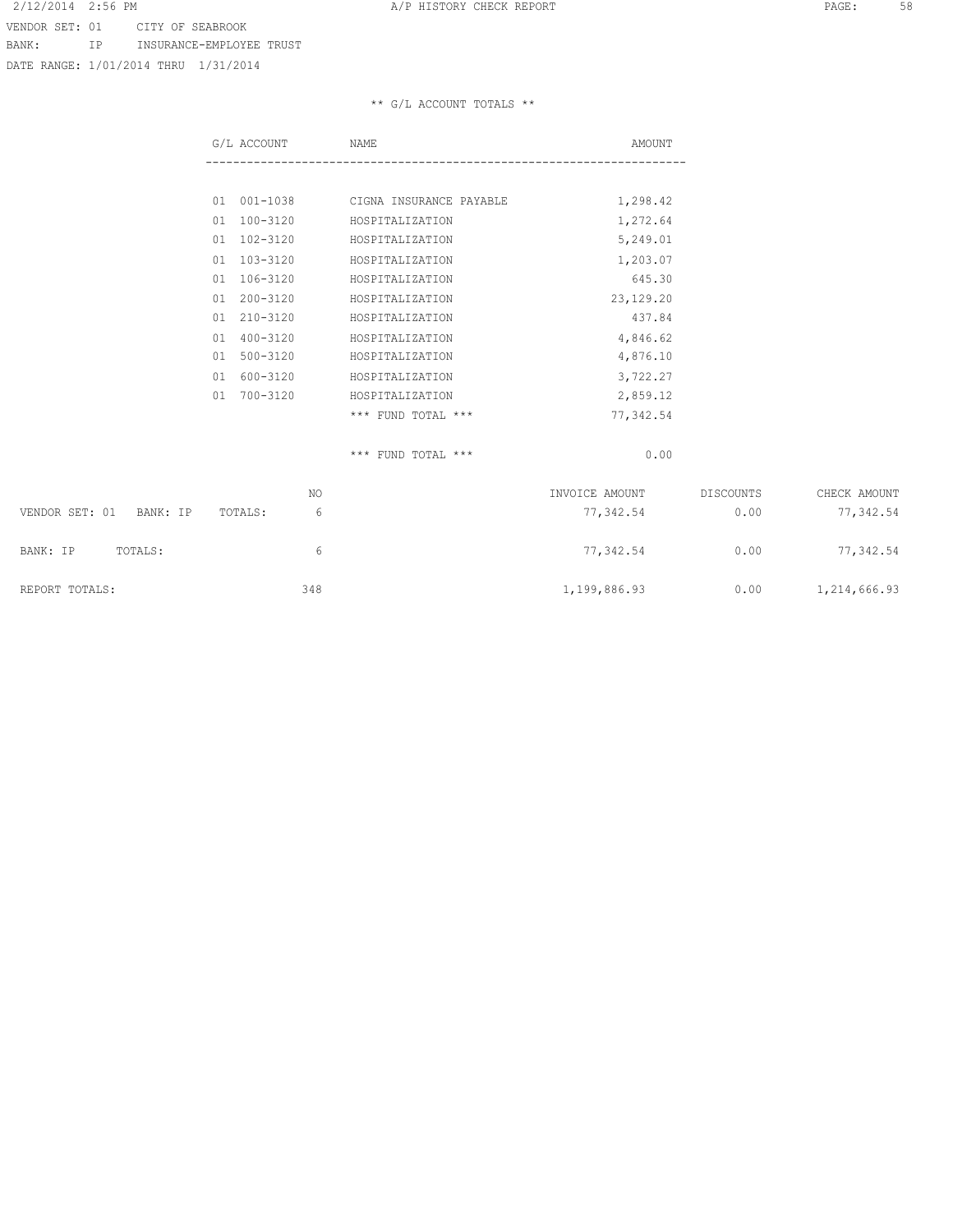VENDOR SET: 01 CITY OF SEABROOK
BANK: IP INSURANCE-EMPLOYEE TRUST
DATE RANGE: 1/01/2014 THRU 1/31/2014

** G/L ACCOUNT TOTALS **

| G/L ACCOUNT | NAME | AMOUNT |
|---|---|---|
| 01 001-1038 | CIGNA INSURANCE PAYABLE | 1,298.42 |
| 01 100-3120 | HOSPITALIZATION | 1,272.64 |
| 01 102-3120 | HOSPITALIZATION | 5,249.01 |
| 01 103-3120 | HOSPITALIZATION | 1,203.07 |
| 01 106-3120 | HOSPITALIZATION | 645.30 |
| 01 200-3120 | HOSPITALIZATION | 23,129.20 |
| 01 210-3120 | HOSPITALIZATION | 437.84 |
| 01 400-3120 | HOSPITALIZATION | 4,846.62 |
| 01 500-3120 | HOSPITALIZATION | 4,876.10 |
| 01 600-3120 | HOSPITALIZATION | 3,722.27 |
| 01 700-3120 | HOSPITALIZATION | 2,859.12 |
| | *** FUND TOTAL *** | 77,342.54 |
| | *** FUND TOTAL *** | 0.00 |

| | NO | INVOICE AMOUNT | DISCOUNTS | CHECK AMOUNT |
|---|---|---|---|---|
| VENDOR SET: 01 BANK: IP TOTALS: | 6 | 77,342.54 | 0.00 | 77,342.54 |
| BANK: IP TOTALS: | 6 | 77,342.54 | 0.00 | 77,342.54 |
| REPORT TOTALS: | 348 | 1,199,886.93 | 0.00 | 1,214,666.93 |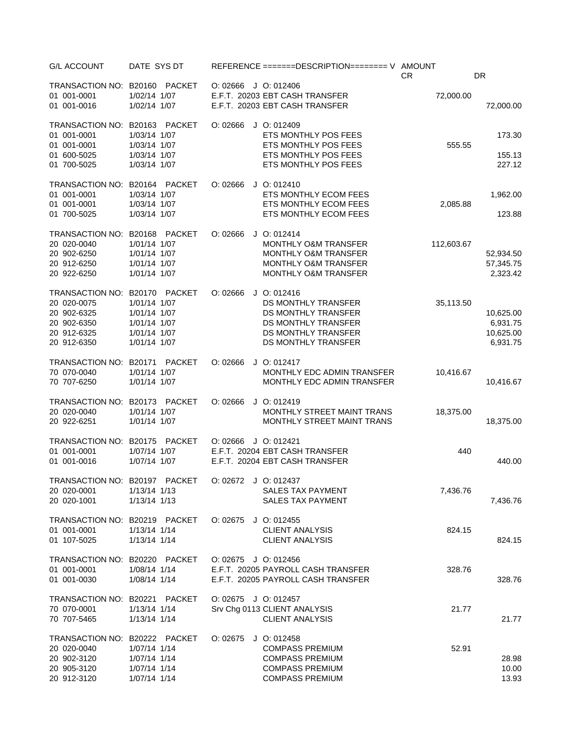| G/L ACCOUNT | DATE SYS DT | REFERENCE =======DESCRIPTION======== V | AMOUNT CR | DR |
|---|---|---|---|---|
| TRANSACTION NO: B20160 PACKET | | O: 02666 J O: 012406 | | |
| 01 001-0001 | 1/02/14 1/07 | E.F.T. 20203 EBT CASH TRANSFER | 72,000.00 | |
| 01 001-0016 | 1/02/14 1/07 | E.F.T. 20203 EBT CASH TRANSFER | | 72,000.00 |
| TRANSACTION NO: B20163 PACKET | | O: 02666 J O: 012409 | | |
| 01 001-0001 | 1/03/14 1/07 | ETS MONTHLY POS FEES | | 173.30 |
| 01 001-0001 | 1/03/14 1/07 | ETS MONTHLY POS FEES | 555.55 | |
| 01 600-5025 | 1/03/14 1/07 | ETS MONTHLY POS FEES | | 155.13 |
| 01 700-5025 | 1/03/14 1/07 | ETS MONTHLY POS FEES | | 227.12 |
| TRANSACTION NO: B20164 PACKET | | O: 02666 J O: 012410 | | |
| 01 001-0001 | 1/03/14 1/07 | ETS MONTHLY ECOM FEES | | 1,962.00 |
| 01 001-0001 | 1/03/14 1/07 | ETS MONTHLY ECOM FEES | 2,085.88 | |
| 01 700-5025 | 1/03/14 1/07 | ETS MONTHLY ECOM FEES | | 123.88 |
| TRANSACTION NO: B20168 PACKET | | O: 02666 J O: 012414 | | |
| 20 020-0040 | 1/01/14 1/07 | MONTHLY O&M TRANSFER | 112,603.67 | |
| 20 902-6250 | 1/01/14 1/07 | MONTHLY O&M TRANSFER | | 52,934.50 |
| 20 912-6250 | 1/01/14 1/07 | MONTHLY O&M TRANSFER | | 57,345.75 |
| 20 922-6250 | 1/01/14 1/07 | MONTHLY O&M TRANSFER | | 2,323.42 |
| TRANSACTION NO: B20170 PACKET | | O: 02666 J O: 012416 | | |
| 20 020-0075 | 1/01/14 1/07 | DS MONTHLY TRANSFER | 35,113.50 | |
| 20 902-6325 | 1/01/14 1/07 | DS MONTHLY TRANSFER | | 10,625.00 |
| 20 902-6350 | 1/01/14 1/07 | DS MONTHLY TRANSFER | | 6,931.75 |
| 20 912-6325 | 1/01/14 1/07 | DS MONTHLY TRANSFER | | 10,625.00 |
| 20 912-6350 | 1/01/14 1/07 | DS MONTHLY TRANSFER | | 6,931.75 |
| TRANSACTION NO: B20171 PACKET | | O: 02666 J O: 012417 | | |
| 70 070-0040 | 1/01/14 1/07 | MONTHLY EDC ADMIN TRANSFER | 10,416.67 | |
| 70 707-6250 | 1/01/14 1/07 | MONTHLY EDC ADMIN TRANSFER | | 10,416.67 |
| TRANSACTION NO: B20173 PACKET | | O: 02666 J O: 012419 | | |
| 20 020-0040 | 1/01/14 1/07 | MONTHLY STREET MAINT TRANS | 18,375.00 | |
| 20 922-6251 | 1/01/14 1/07 | MONTHLY STREET MAINT TRANS | | 18,375.00 |
| TRANSACTION NO: B20175 PACKET | | O: 02666 J O: 012421 | | |
| 01 001-0001 | 1/07/14 1/07 | E.F.T. 20204 EBT CASH TRANSFER | 440 | |
| 01 001-0016 | 1/07/14 1/07 | E.F.T. 20204 EBT CASH TRANSFER | | 440.00 |
| TRANSACTION NO: B20197 PACKET | | O: 02672 J O: 012437 | | |
| 20 020-0001 | 1/13/14 1/13 | SALES TAX PAYMENT | 7,436.76 | |
| 20 020-1001 | 1/13/14 1/13 | SALES TAX PAYMENT | | 7,436.76 |
| TRANSACTION NO: B20219 PACKET | | O: 02675 J O: 012455 | | |
| 01 001-0001 | 1/13/14 1/14 | CLIENT ANALYSIS | 824.15 | |
| 01 107-5025 | 1/13/14 1/14 | CLIENT ANALYSIS | | 824.15 |
| TRANSACTION NO: B20220 PACKET | | O: 02675 J O: 012456 | | |
| 01 001-0001 | 1/08/14 1/14 | E.F.T. 20205 PAYROLL CASH TRANSFER | 328.76 | |
| 01 001-0030 | 1/08/14 1/14 | E.F.T. 20205 PAYROLL CASH TRANSFER | | 328.76 |
| TRANSACTION NO: B20221 PACKET | | O: 02675 J O: 012457 | | |
| 70 070-0001 | 1/13/14 1/14 | Srv Chg 0113 CLIENT ANALYSIS | 21.77 | |
| 70 707-5465 | 1/13/14 1/14 | CLIENT ANALYSIS | | 21.77 |
| TRANSACTION NO: B20222 PACKET | | O: 02675 J O: 012458 | | |
| 20 020-0040 | 1/07/14 1/14 | COMPASS PREMIUM | 52.91 | |
| 20 902-3120 | 1/07/14 1/14 | COMPASS PREMIUM | | 28.98 |
| 20 905-3120 | 1/07/14 1/14 | COMPASS PREMIUM | | 10.00 |
| 20 912-3120 | 1/07/14 1/14 | COMPASS PREMIUM | | 13.93 |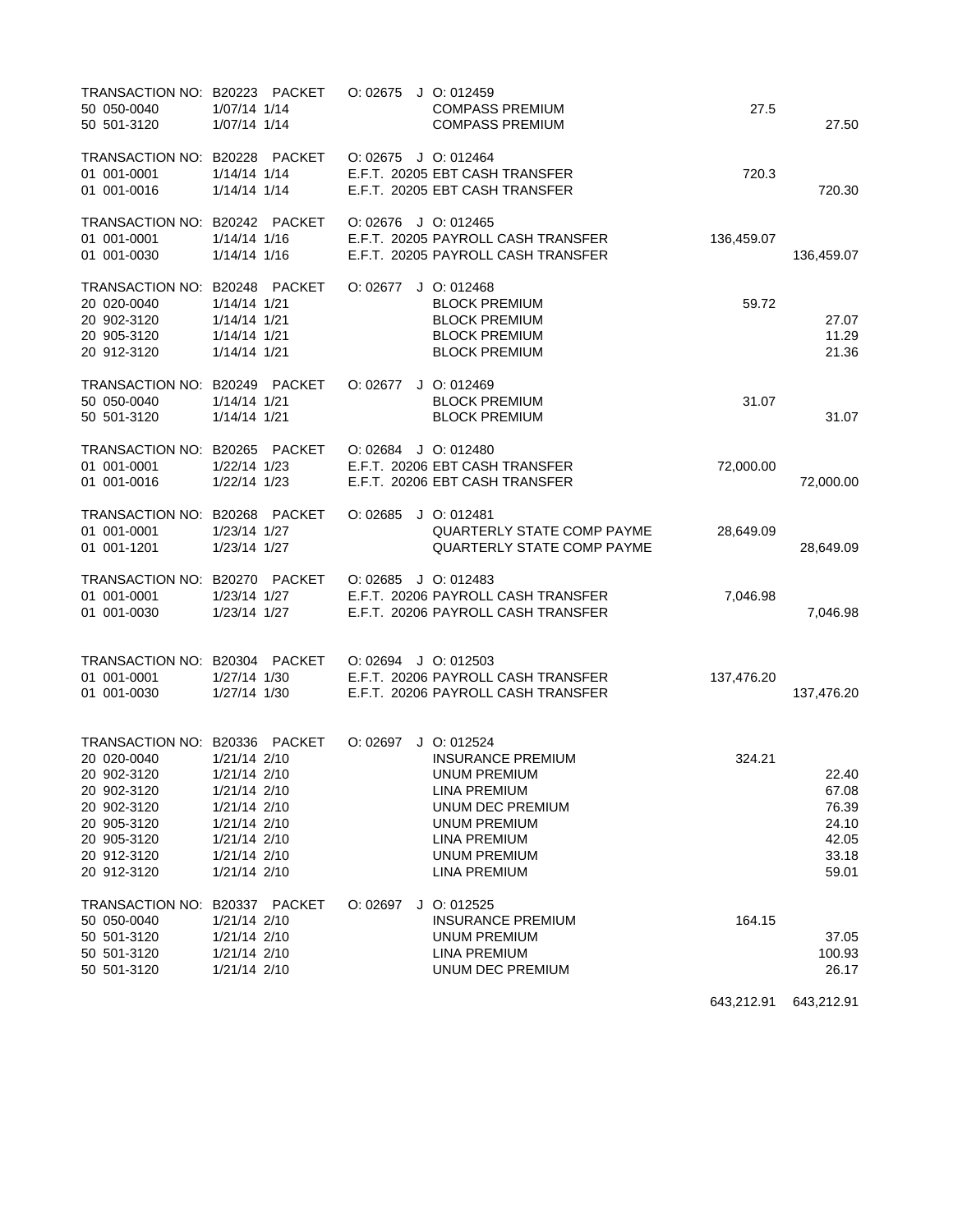| | | | | |
|---|---|---|---|---|
| TRANSACTION NO: B20223 PACKET | O: 02675 J O: 012459 | | | |
| 50 050-0040 | 1/07/14 1/14 | COMPASS PREMIUM | 27.5 | |
| 50 501-3120 | 1/07/14 1/14 | COMPASS PREMIUM | | 27.50 |
| TRANSACTION NO: B20228 PACKET | O: 02675 J O: 012464 | | | |
| 01 001-0001 | 1/14/14 1/14 | E.F.T. 20205 EBT CASH TRANSFER | 720.3 | |
| 01 001-0016 | 1/14/14 1/14 | E.F.T. 20205 EBT CASH TRANSFER | | 720.30 |
| TRANSACTION NO: B20242 PACKET | O: 02676 J O: 012465 | | | |
| 01 001-0001 | 1/14/14 1/16 | E.F.T. 20205 PAYROLL CASH TRANSFER | 136,459.07 | |
| 01 001-0030 | 1/14/14 1/16 | E.F.T. 20205 PAYROLL CASH TRANSFER | | 136,459.07 |
| TRANSACTION NO: B20248 PACKET | O: 02677 J O: 012468 | | | |
| 20 020-0040 | 1/14/14 1/21 | BLOCK PREMIUM | 59.72 | |
| 20 902-3120 | 1/14/14 1/21 | BLOCK PREMIUM | | 27.07 |
| 20 905-3120 | 1/14/14 1/21 | BLOCK PREMIUM | | 11.29 |
| 20 912-3120 | 1/14/14 1/21 | BLOCK PREMIUM | | 21.36 |
| TRANSACTION NO: B20249 PACKET | O: 02677 J O: 012469 | | | |
| 50 050-0040 | 1/14/14 1/21 | BLOCK PREMIUM | 31.07 | |
| 50 501-3120 | 1/14/14 1/21 | BLOCK PREMIUM | | 31.07 |
| TRANSACTION NO: B20265 PACKET | O: 02684 J O: 012480 | | | |
| 01 001-0001 | 1/22/14 1/23 | E.F.T. 20206 EBT CASH TRANSFER | 72,000.00 | |
| 01 001-0016 | 1/22/14 1/23 | E.F.T. 20206 EBT CASH TRANSFER | | 72,000.00 |
| TRANSACTION NO: B20268 PACKET | O: 02685 J O: 012481 | | | |
| 01 001-0001 | 1/23/14 1/27 | QUARTERLY STATE COMP PAYME | 28,649.09 | |
| 01 001-1201 | 1/23/14 1/27 | QUARTERLY STATE COMP PAYME | | 28,649.09 |
| TRANSACTION NO: B20270 PACKET | O: 02685 J O: 012483 | | | |
| 01 001-0001 | 1/23/14 1/27 | E.F.T. 20206 PAYROLL CASH TRANSFER | 7,046.98 | |
| 01 001-0030 | 1/23/14 1/27 | E.F.T. 20206 PAYROLL CASH TRANSFER | | 7,046.98 |
| TRANSACTION NO: B20304 PACKET | O: 02694 J O: 012503 | | | |
| 01 001-0001 | 1/27/14 1/30 | E.F.T. 20206 PAYROLL CASH TRANSFER | 137,476.20 | |
| 01 001-0030 | 1/27/14 1/30 | E.F.T. 20206 PAYROLL CASH TRANSFER | | 137,476.20 |
| TRANSACTION NO: B20336 PACKET | O: 02697 J O: 012524 | | | |
| 20 020-0040 | 1/21/14 2/10 | INSURANCE PREMIUM | 324.21 | |
| 20 902-3120 | 1/21/14 2/10 | UNUM PREMIUM | | 22.40 |
| 20 902-3120 | 1/21/14 2/10 | LINA PREMIUM | | 67.08 |
| 20 902-3120 | 1/21/14 2/10 | UNUM DEC PREMIUM | | 76.39 |
| 20 905-3120 | 1/21/14 2/10 | UNUM PREMIUM | | 24.10 |
| 20 905-3120 | 1/21/14 2/10 | LINA PREMIUM | | 42.05 |
| 20 912-3120 | 1/21/14 2/10 | UNUM PREMIUM | | 33.18 |
| 20 912-3120 | 1/21/14 2/10 | LINA PREMIUM | | 59.01 |
| TRANSACTION NO: B20337 PACKET | O: 02697 J O: 012525 | | | |
| 50 050-0040 | 1/21/14 2/10 | INSURANCE PREMIUM | 164.15 | |
| 50 501-3120 | 1/21/14 2/10 | UNUM PREMIUM | | 37.05 |
| 50 501-3120 | 1/21/14 2/10 | LINA PREMIUM | | 100.93 |
| 50 501-3120 | 1/21/14 2/10 | UNUM DEC PREMIUM | | 26.17 |
| | | | 643,212.91 | 643,212.91 |